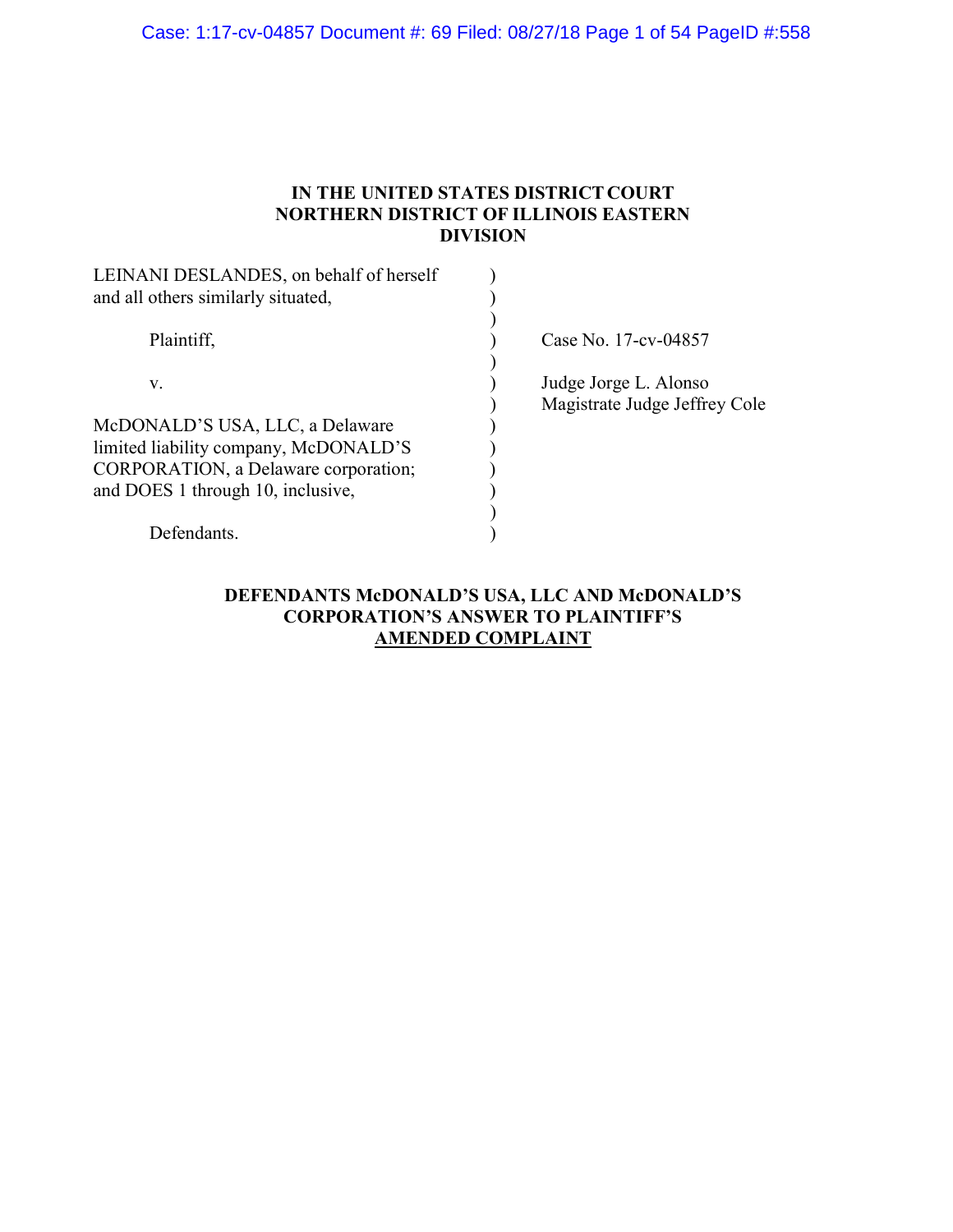**IN THE UNITED STATES DISTRICT COURT NORTHERN DISTRICT OF ILLINOIS EASTERN DIVISION**

| | | |
|---|---|---|
| LEINANI DESLANDES, on behalf of herself and all others similarly situated, | ) | |
| Plaintiff, | ) | Case No. 17-cv-04857 |
| v. | ) | Judge Jorge L. Alonso<br>Magistrate Judge Jeffrey Cole |
| McDONALD'S USA, LLC, a Delaware limited liability company, McDONALD'S CORPORATION, a Delaware corporation; and DOES 1 through 10, inclusive, | ) | |
| Defendants. | ) | |

**DEFENDANTS McDONALD'S USA, LLC AND McDONALD'S CORPORATION'S ANSWER TO PLAINTIFF'S AMENDED COMPLAINT**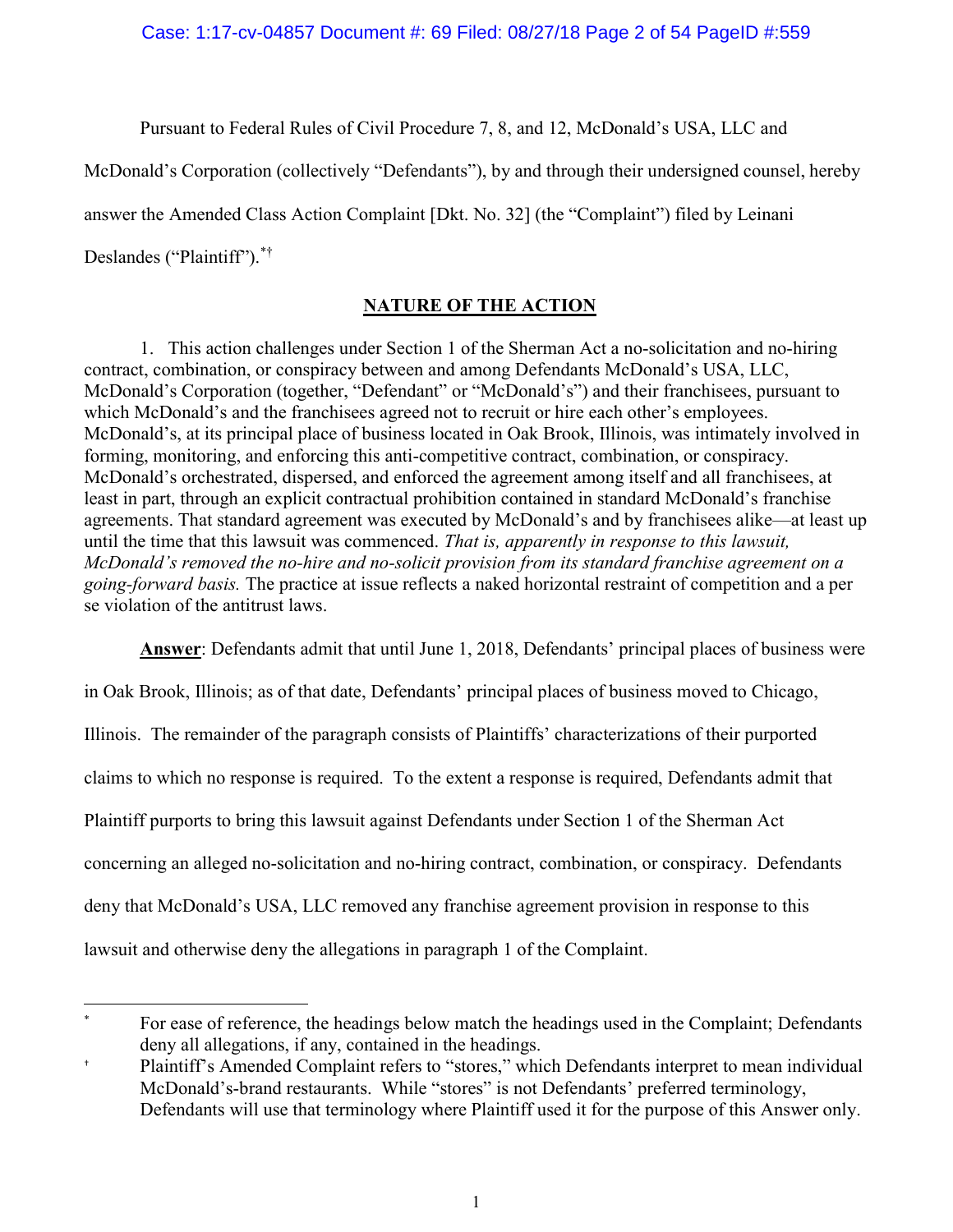Pursuant to Federal Rules of Civil Procedure 7, 8, and 12, McDonald's USA, LLC and McDonald's Corporation (collectively "Defendants"), by and through their undersigned counsel, hereby answer the Amended Class Action Complaint [Dkt. No. 32] (the "Complaint") filed by Leinani Deslandes ("Plaintiff").[*†]

## NATURE OF THE ACTION

1. This action challenges under Section 1 of the Sherman Act a no-solicitation and no-hiring contract, combination, or conspiracy between and among Defendants McDonald's USA, LLC, McDonald's Corporation (together, "Defendant" or "McDonald's") and their franchisees, pursuant to which McDonald's and the franchisees agreed not to recruit or hire each other's employees. McDonald's, at its principal place of business located in Oak Brook, Illinois, was intimately involved in forming, monitoring, and enforcing this anti-competitive contract, combination, or conspiracy. McDonald's orchestrated, dispersed, and enforced the agreement among itself and all franchisees, at least in part, through an explicit contractual prohibition contained in standard McDonald's franchise agreements. That standard agreement was executed by McDonald's and by franchisees alike—at least up until the time that this lawsuit was commenced. *That is, apparently in response to this lawsuit, McDonald's removed the no-hire and no-solicit provision from its standard franchise agreement on a going-forward basis.* The practice at issue reflects a naked horizontal restraint of competition and a per se violation of the antitrust laws.

**Answer**: Defendants admit that until June 1, 2018, Defendants' principal places of business were in Oak Brook, Illinois; as of that date, Defendants' principal places of business moved to Chicago, Illinois. The remainder of the paragraph consists of Plaintiffs' characterizations of their purported claims to which no response is required. To the extent a response is required, Defendants admit that Plaintiff purports to bring this lawsuit against Defendants under Section 1 of the Sherman Act concerning an alleged no-solicitation and no-hiring contract, combination, or conspiracy. Defendants deny that McDonald's USA, LLC removed any franchise agreement provision in response to this lawsuit and otherwise deny the allegations in paragraph 1 of the Complaint.

---

[*] For ease of reference, the headings below match the headings used in the Complaint; Defendants deny all allegations, if any, contained in the headings.

[†] Plaintiff's Amended Complaint refers to "stores," which Defendants interpret to mean individual McDonald's-brand restaurants. While "stores" is not Defendants' preferred terminology, Defendants will use that terminology where Plaintiff used it for the purpose of this Answer only.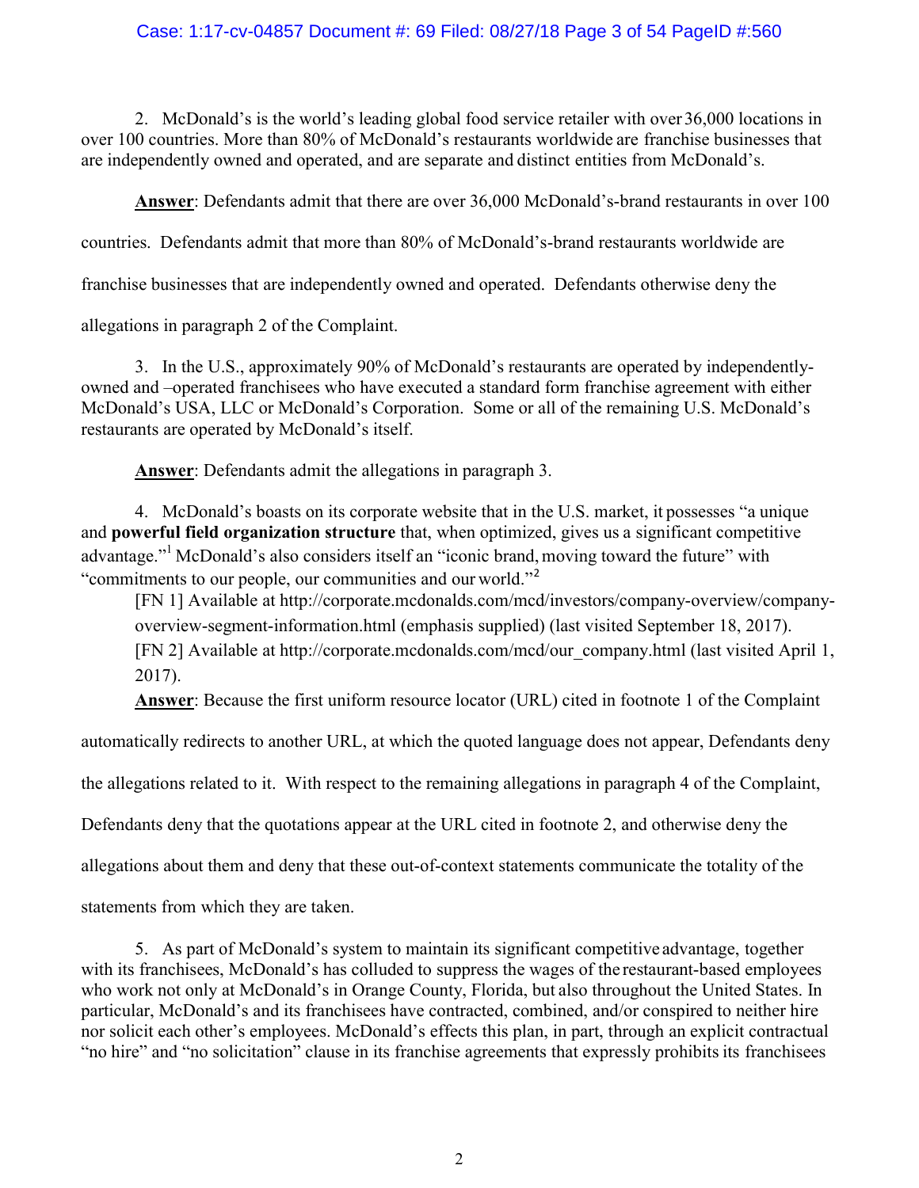2. McDonald's is the world's leading global food service retailer with over 36,000 locations in over 100 countries. More than 80% of McDonald's restaurants worldwide are franchise businesses that are independently owned and operated, and are separate and distinct entities from McDonald's.

**Answer**: Defendants admit that there are over 36,000 McDonald's-brand restaurants in over 100 countries. Defendants admit that more than 80% of McDonald's-brand restaurants worldwide are franchise businesses that are independently owned and operated. Defendants otherwise deny the allegations in paragraph 2 of the Complaint.

3. In the U.S., approximately 90% of McDonald's restaurants are operated by independently-owned and –operated franchisees who have executed a standard form franchise agreement with either McDonald's USA, LLC or McDonald's Corporation. Some or all of the remaining U.S. McDonald's restaurants are operated by McDonald's itself.

**Answer**: Defendants admit the allegations in paragraph 3.

4. McDonald's boasts on its corporate website that in the U.S. market, it possesses "a unique and **powerful field organization structure** that, when optimized, gives us a significant competitive advantage."[1] McDonald's also considers itself an "iconic brand, moving toward the future" with "commitments to our people, our communities and our world."[2]

[FN 1] Available at http://corporate.mcdonalds.com/mcd/investors/company-overview/company-overview-segment-information.html (emphasis supplied) (last visited September 18, 2017).

[FN 2] Available at http://corporate.mcdonalds.com/mcd/our_company.html (last visited April 1, 2017).

**Answer**: Because the first uniform resource locator (URL) cited in footnote 1 of the Complaint automatically redirects to another URL, at which the quoted language does not appear, Defendants deny the allegations related to it. With respect to the remaining allegations in paragraph 4 of the Complaint, Defendants deny that the quotations appear at the URL cited in footnote 2, and otherwise deny the allegations about them and deny that these out-of-context statements communicate the totality of the statements from which they are taken.

5. As part of McDonald's system to maintain its significant competitive advantage, together with its franchisees, McDonald's has colluded to suppress the wages of the restaurant-based employees who work not only at McDonald's in Orange County, Florida, but also throughout the United States. In particular, McDonald's and its franchisees have contracted, combined, and/or conspired to neither hire nor solicit each other's employees. McDonald's effects this plan, in part, through an explicit contractual "no hire" and "no solicitation" clause in its franchise agreements that expressly prohibits its franchisees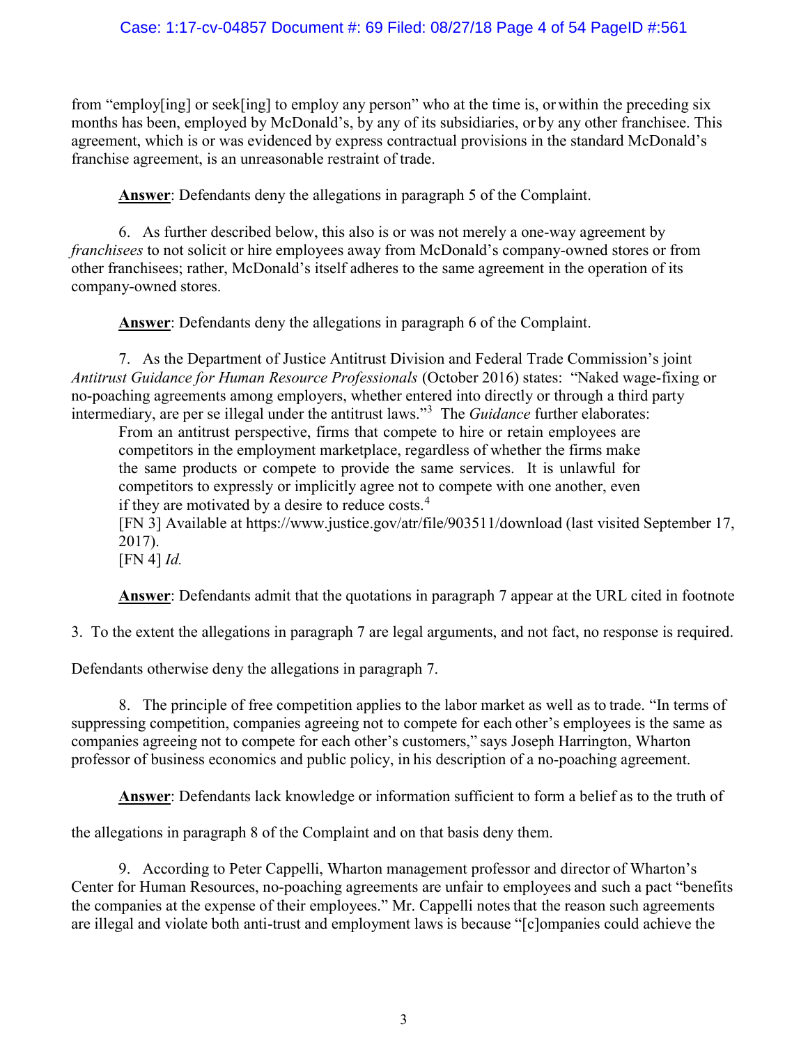from "employ[ing] or seek[ing] to employ any person" who at the time is, or within the preceding six months has been, employed by McDonald's, by any of its subsidiaries, or by any other franchisee. This agreement, which is or was evidenced by express contractual provisions in the standard McDonald's franchise agreement, is an unreasonable restraint of trade.

**Answer**: Defendants deny the allegations in paragraph 5 of the Complaint.

6. As further described below, this also is or was not merely a one-way agreement by *franchisees* to not solicit or hire employees away from McDonald's company-owned stores or from other franchisees; rather, McDonald's itself adheres to the same agreement in the operation of its company-owned stores.

**Answer**: Defendants deny the allegations in paragraph 6 of the Complaint.

7. As the Department of Justice Antitrust Division and Federal Trade Commission's joint *Antitrust Guidance for Human Resource Professionals* (October 2016) states: "Naked wage-fixing or no-poaching agreements among employers, whether entered into directly or through a third party intermediary, are per se illegal under the antitrust laws."[3] The *Guidance* further elaborates:

> From an antitrust perspective, firms that compete to hire or retain employees are competitors in the employment marketplace, regardless of whether the firms make the same products or compete to provide the same services. It is unlawful for competitors to expressly or implicitly agree not to compete with one another, even if they are motivated by a desire to reduce costs.[4]

[FN 3] Available at https://www.justice.gov/atr/file/903511/download (last visited September 17, 2017).

[FN 4] *Id.*

**Answer**: Defendants admit that the quotations in paragraph 7 appear at the URL cited in footnote 3. To the extent the allegations in paragraph 7 are legal arguments, and not fact, no response is required. Defendants otherwise deny the allegations in paragraph 7.

8. The principle of free competition applies to the labor market as well as to trade. "In terms of suppressing competition, companies agreeing not to compete for each other's employees is the same as companies agreeing not to compete for each other's customers," says Joseph Harrington, Wharton professor of business economics and public policy, in his description of a no-poaching agreement.

**Answer**: Defendants lack knowledge or information sufficient to form a belief as to the truth of the allegations in paragraph 8 of the Complaint and on that basis deny them.

9. According to Peter Cappelli, Wharton management professor and director of Wharton's Center for Human Resources, no-poaching agreements are unfair to employees and such a pact "benefits the companies at the expense of their employees." Mr. Cappelli notes that the reason such agreements are illegal and violate both anti-trust and employment laws is because "[c]ompanies could achieve the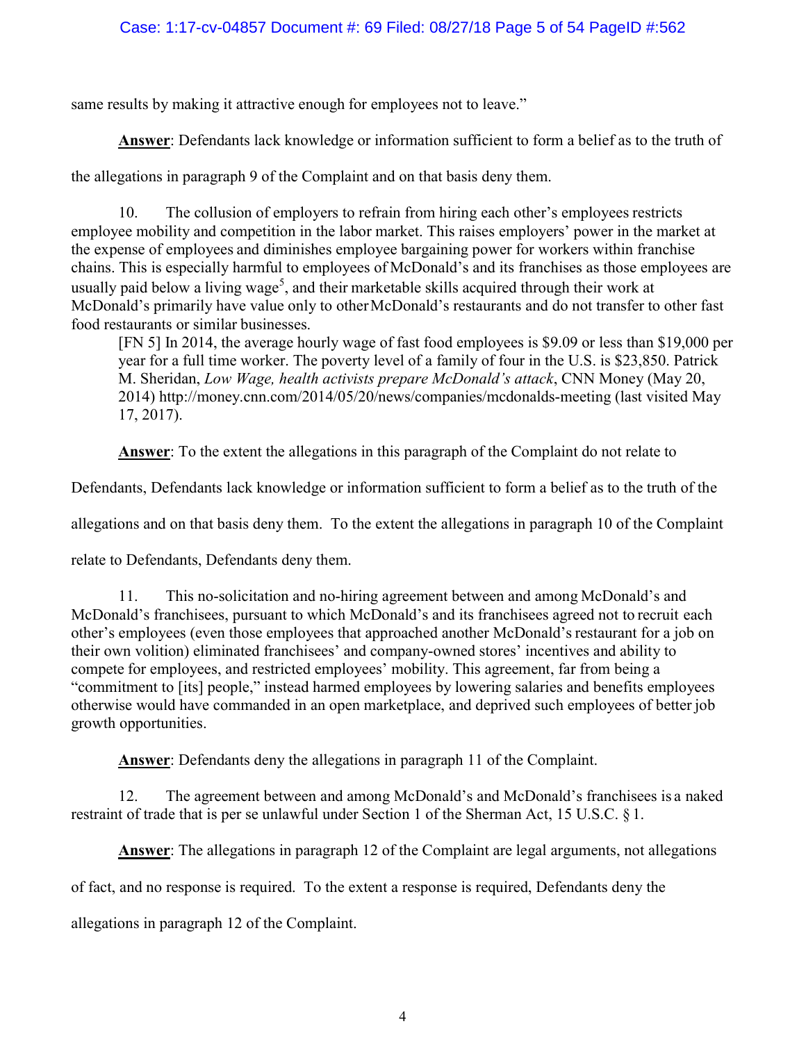same results by making it attractive enough for employees not to leave."

**Answer**: Defendants lack knowledge or information sufficient to form a belief as to the truth of the allegations in paragraph 9 of the Complaint and on that basis deny them.

10. The collusion of employers to refrain from hiring each other's employees restricts employee mobility and competition in the labor market. This raises employers' power in the market at the expense of employees and diminishes employee bargaining power for workers within franchise chains. This is especially harmful to employees of McDonald's and its franchises as those employees are usually paid below a living wage[5], and their marketable skills acquired through their work at McDonald's primarily have value only to other McDonald's restaurants and do not transfer to other fast food restaurants or similar businesses.

[FN 5] In 2014, the average hourly wage of fast food employees is $9.09 or less than $19,000 per year for a full time worker. The poverty level of a family of four in the U.S. is $23,850. Patrick M. Sheridan, *Low Wage, health activists prepare McDonald's attack*, CNN Money (May 20, 2014) http://money.cnn.com/2014/05/20/news/companies/mcdonalds-meeting (last visited May 17, 2017).

**Answer**: To the extent the allegations in this paragraph of the Complaint do not relate to Defendants, Defendants lack knowledge or information sufficient to form a belief as to the truth of the allegations and on that basis deny them. To the extent the allegations in paragraph 10 of the Complaint relate to Defendants, Defendants deny them.

11. This no-solicitation and no-hiring agreement between and among McDonald's and McDonald's franchisees, pursuant to which McDonald's and its franchisees agreed not to recruit each other's employees (even those employees that approached another McDonald's restaurant for a job on their own volition) eliminated franchisees' and company-owned stores' incentives and ability to compete for employees, and restricted employees' mobility. This agreement, far from being a "commitment to [its] people," instead harmed employees by lowering salaries and benefits employees otherwise would have commanded in an open marketplace, and deprived such employees of better job growth opportunities.

**Answer**: Defendants deny the allegations in paragraph 11 of the Complaint.

12. The agreement between and among McDonald's and McDonald's franchisees is a naked restraint of trade that is per se unlawful under Section 1 of the Sherman Act, 15 U.S.C. § 1.

**Answer**: The allegations in paragraph 12 of the Complaint are legal arguments, not allegations of fact, and no response is required. To the extent a response is required, Defendants deny the allegations in paragraph 12 of the Complaint.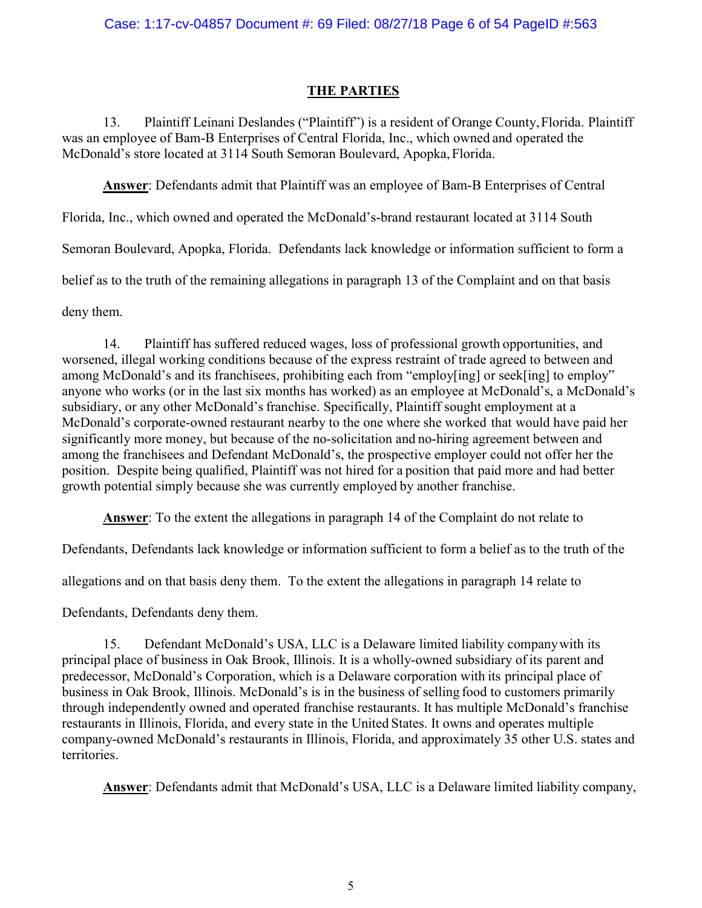## THE PARTIES

13. Plaintiff Leinani Deslandes ("Plaintiff") is a resident of Orange County, Florida. Plaintiff was an employee of Bam-B Enterprises of Central Florida, Inc., which owned and operated the McDonald's store located at 3114 South Semoran Boulevard, Apopka, Florida.

**Answer**: Defendants admit that Plaintiff was an employee of Bam-B Enterprises of Central Florida, Inc., which owned and operated the McDonald's-brand restaurant located at 3114 South Semoran Boulevard, Apopka, Florida. Defendants lack knowledge or information sufficient to form a belief as to the truth of the remaining allegations in paragraph 13 of the Complaint and on that basis deny them.

14. Plaintiff has suffered reduced wages, loss of professional growth opportunities, and worsened, illegal working conditions because of the express restraint of trade agreed to between and among McDonald's and its franchisees, prohibiting each from "employ[ing] or seek[ing] to employ" anyone who works (or in the last six months has worked) as an employee at McDonald's, a McDonald's subsidiary, or any other McDonald's franchise. Specifically, Plaintiff sought employment at a McDonald's corporate-owned restaurant nearby to the one where she worked that would have paid her significantly more money, but because of the no-solicitation and no-hiring agreement between and among the franchisees and Defendant McDonald's, the prospective employer could not offer her the position. Despite being qualified, Plaintiff was not hired for a position that paid more and had better growth potential simply because she was currently employed by another franchise.

**Answer**: To the extent the allegations in paragraph 14 of the Complaint do not relate to Defendants, Defendants lack knowledge or information sufficient to form a belief as to the truth of the allegations and on that basis deny them. To the extent the allegations in paragraph 14 relate to Defendants, Defendants deny them.

15. Defendant McDonald's USA, LLC is a Delaware limited liability company with its principal place of business in Oak Brook, Illinois. It is a wholly-owned subsidiary of its parent and predecessor, McDonald's Corporation, which is a Delaware corporation with its principal place of business in Oak Brook, Illinois. McDonald's is in the business of selling food to customers primarily through independently owned and operated franchise restaurants. It has multiple McDonald's franchise restaurants in Illinois, Florida, and every state in the United States. It owns and operates multiple company-owned McDonald's restaurants in Illinois, Florida, and approximately 35 other U.S. states and territories.

**Answer**: Defendants admit that McDonald's USA, LLC is a Delaware limited liability company,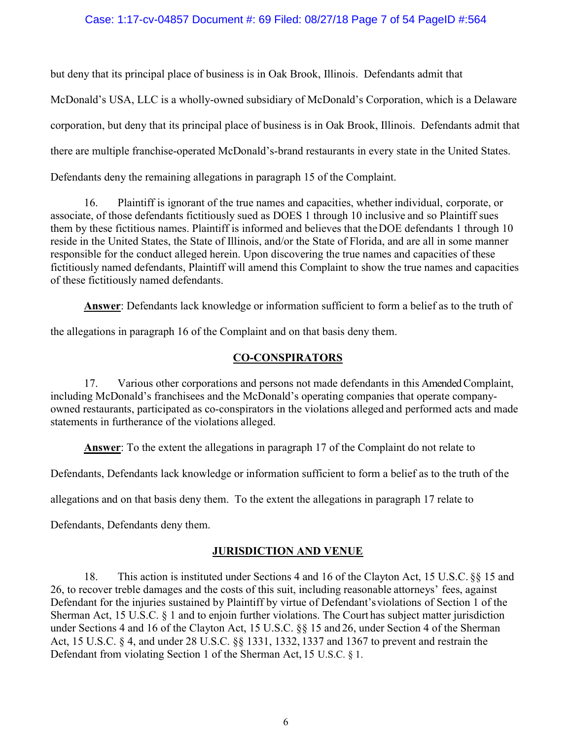but deny that its principal place of business is in Oak Brook, Illinois. Defendants admit that McDonald's USA, LLC is a wholly-owned subsidiary of McDonald's Corporation, which is a Delaware corporation, but deny that its principal place of business is in Oak Brook, Illinois. Defendants admit that there are multiple franchise-operated McDonald's-brand restaurants in every state in the United States. Defendants deny the remaining allegations in paragraph 15 of the Complaint.

16. Plaintiff is ignorant of the true names and capacities, whether individual, corporate, or associate, of those defendants fictitiously sued as DOES 1 through 10 inclusive and so Plaintiff sues them by these fictitious names. Plaintiff is informed and believes that the DOE defendants 1 through 10 reside in the United States, the State of Illinois, and/or the State of Florida, and are all in some manner responsible for the conduct alleged herein. Upon discovering the true names and capacities of these fictitiously named defendants, Plaintiff will amend this Complaint to show the true names and capacities of these fictitiously named defendants.

**Answer**: Defendants lack knowledge or information sufficient to form a belief as to the truth of the allegations in paragraph 16 of the Complaint and on that basis deny them.

## CO-CONSPIRATORS

17. Various other corporations and persons not made defendants in this Amended Complaint, including McDonald's franchisees and the McDonald's operating companies that operate company-owned restaurants, participated as co-conspirators in the violations alleged and performed acts and made statements in furtherance of the violations alleged.

**Answer**: To the extent the allegations in paragraph 17 of the Complaint do not relate to Defendants, Defendants lack knowledge or information sufficient to form a belief as to the truth of the allegations and on that basis deny them. To the extent the allegations in paragraph 17 relate to Defendants, Defendants deny them.

## JURISDICTION AND VENUE

18. This action is instituted under Sections 4 and 16 of the Clayton Act, 15 U.S.C. §§ 15 and 26, to recover treble damages and the costs of this suit, including reasonable attorneys' fees, against Defendant for the injuries sustained by Plaintiff by virtue of Defendant's violations of Section 1 of the Sherman Act, 15 U.S.C. § 1 and to enjoin further violations. The Court has subject matter jurisdiction under Sections 4 and 16 of the Clayton Act, 15 U.S.C. §§ 15 and 26, under Section 4 of the Sherman Act, 15 U.S.C. § 4, and under 28 U.S.C. §§ 1331, 1332, 1337 and 1367 to prevent and restrain the Defendant from violating Section 1 of the Sherman Act, 15 U.S.C. § 1.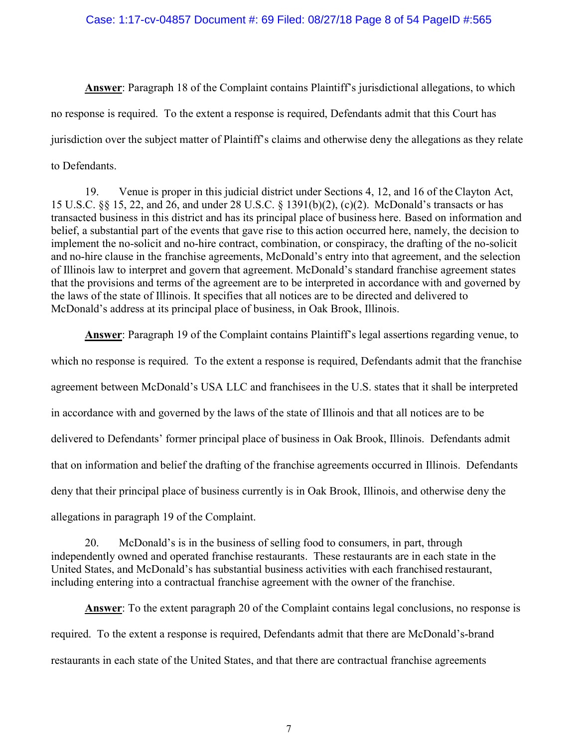**Answer**: Paragraph 18 of the Complaint contains Plaintiff's jurisdictional allegations, to which no response is required. To the extent a response is required, Defendants admit that this Court has jurisdiction over the subject matter of Plaintiff's claims and otherwise deny the allegations as they relate to Defendants.

19. Venue is proper in this judicial district under Sections 4, 12, and 16 of the Clayton Act, 15 U.S.C. §§ 15, 22, and 26, and under 28 U.S.C. § 1391(b)(2), (c)(2). McDonald's transacts or has transacted business in this district and has its principal place of business here. Based on information and belief, a substantial part of the events that gave rise to this action occurred here, namely, the decision to implement the no-solicit and no-hire contract, combination, or conspiracy, the drafting of the no-solicit and no-hire clause in the franchise agreements, McDonald's entry into that agreement, and the selection of Illinois law to interpret and govern that agreement. McDonald's standard franchise agreement states that the provisions and terms of the agreement are to be interpreted in accordance with and governed by the laws of the state of Illinois. It specifies that all notices are to be directed and delivered to McDonald's address at its principal place of business, in Oak Brook, Illinois.

**Answer**: Paragraph 19 of the Complaint contains Plaintiff's legal assertions regarding venue, to which no response is required. To the extent a response is required, Defendants admit that the franchise agreement between McDonald's USA LLC and franchisees in the U.S. states that it shall be interpreted in accordance with and governed by the laws of the state of Illinois and that all notices are to be delivered to Defendants' former principal place of business in Oak Brook, Illinois. Defendants admit that on information and belief the drafting of the franchise agreements occurred in Illinois. Defendants deny that their principal place of business currently is in Oak Brook, Illinois, and otherwise deny the allegations in paragraph 19 of the Complaint.

20. McDonald's is in the business of selling food to consumers, in part, through independently owned and operated franchise restaurants. These restaurants are in each state in the United States, and McDonald's has substantial business activities with each franchised restaurant, including entering into a contractual franchise agreement with the owner of the franchise.

**Answer**: To the extent paragraph 20 of the Complaint contains legal conclusions, no response is required. To the extent a response is required, Defendants admit that there are McDonald's-brand restaurants in each state of the United States, and that there are contractual franchise agreements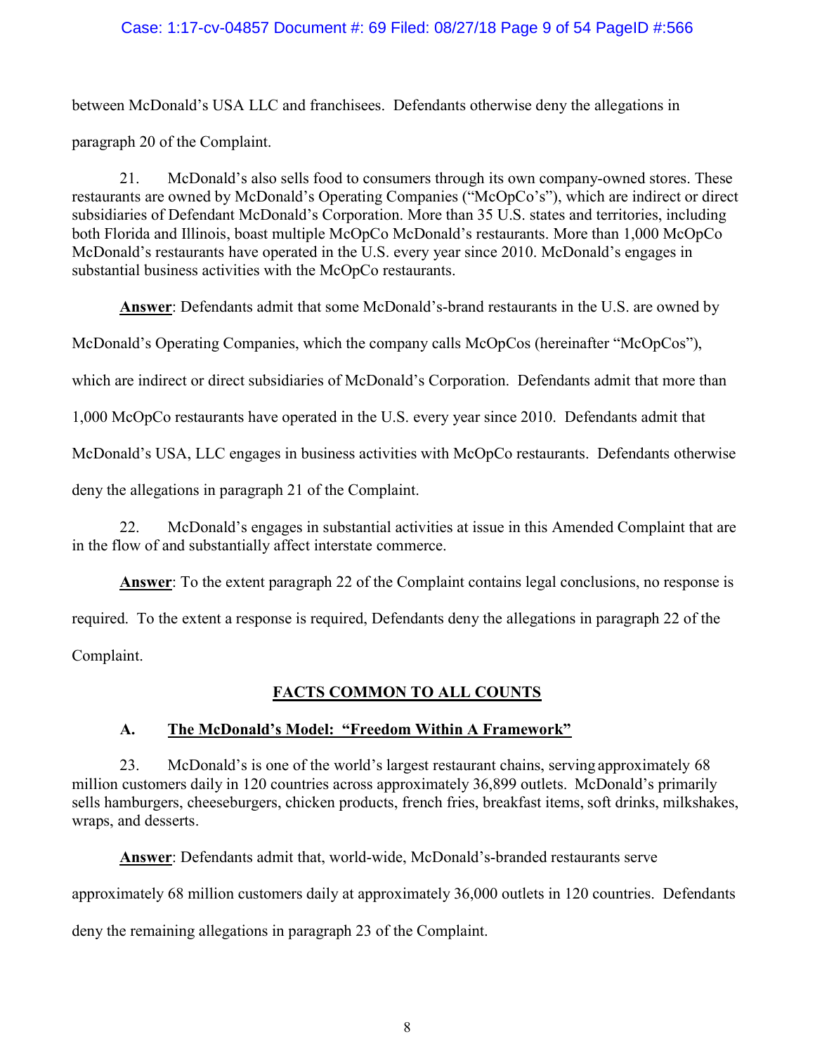between McDonald's USA LLC and franchisees. Defendants otherwise deny the allegations in paragraph 20 of the Complaint.

21. McDonald's also sells food to consumers through its own company-owned stores. These restaurants are owned by McDonald's Operating Companies ("McOpCo's"), which are indirect or direct subsidiaries of Defendant McDonald's Corporation. More than 35 U.S. states and territories, including both Florida and Illinois, boast multiple McOpCo McDonald's restaurants. More than 1,000 McOpCo McDonald's restaurants have operated in the U.S. every year since 2010. McDonald's engages in substantial business activities with the McOpCo restaurants.

**Answer**: Defendants admit that some McDonald's-brand restaurants in the U.S. are owned by McDonald's Operating Companies, which the company calls McOpCos (hereinafter "McOpCos"), which are indirect or direct subsidiaries of McDonald's Corporation. Defendants admit that more than 1,000 McOpCo restaurants have operated in the U.S. every year since 2010. Defendants admit that McDonald's USA, LLC engages in business activities with McOpCo restaurants. Defendants otherwise deny the allegations in paragraph 21 of the Complaint.

22. McDonald's engages in substantial activities at issue in this Amended Complaint that are in the flow of and substantially affect interstate commerce.

**Answer**: To the extent paragraph 22 of the Complaint contains legal conclusions, no response is required. To the extent a response is required, Defendants deny the allegations in paragraph 22 of the Complaint.

## FACTS COMMON TO ALL COUNTS

### A. The McDonald's Model: "Freedom Within A Framework"

23. McDonald's is one of the world's largest restaurant chains, serving approximately 68 million customers daily in 120 countries across approximately 36,899 outlets. McDonald's primarily sells hamburgers, cheeseburgers, chicken products, french fries, breakfast items, soft drinks, milkshakes, wraps, and desserts.

**Answer**: Defendants admit that, world-wide, McDonald's-branded restaurants serve approximately 68 million customers daily at approximately 36,000 outlets in 120 countries. Defendants deny the remaining allegations in paragraph 23 of the Complaint.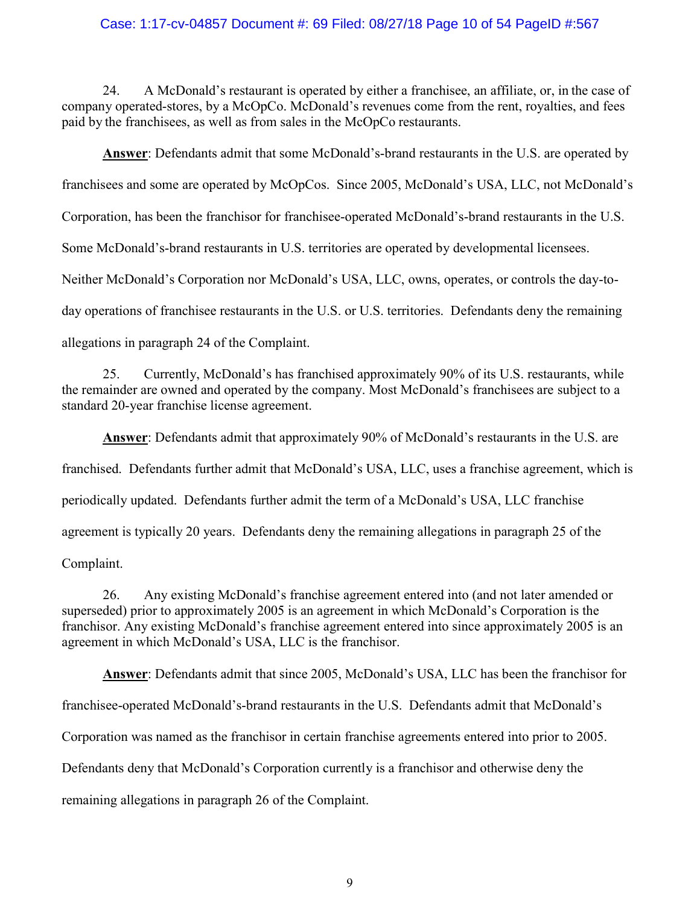24. A McDonald's restaurant is operated by either a franchisee, an affiliate, or, in the case of company operated-stores, by a McOpCo. McDonald's revenues come from the rent, royalties, and fees paid by the franchisees, as well as from sales in the McOpCo restaurants.

**Answer**: Defendants admit that some McDonald's-brand restaurants in the U.S. are operated by franchisees and some are operated by McOpCos. Since 2005, McDonald's USA, LLC, not McDonald's Corporation, has been the franchisor for franchisee-operated McDonald's-brand restaurants in the U.S. Some McDonald's-brand restaurants in U.S. territories are operated by developmental licensees. Neither McDonald's Corporation nor McDonald's USA, LLC, owns, operates, or controls the day-to-day operations of franchisee restaurants in the U.S. or U.S. territories. Defendants deny the remaining allegations in paragraph 24 of the Complaint.

25. Currently, McDonald's has franchised approximately 90% of its U.S. restaurants, while the remainder are owned and operated by the company. Most McDonald's franchisees are subject to a standard 20-year franchise license agreement.

**Answer**: Defendants admit that approximately 90% of McDonald's restaurants in the U.S. are franchised. Defendants further admit that McDonald's USA, LLC, uses a franchise agreement, which is periodically updated. Defendants further admit the term of a McDonald's USA, LLC franchise agreement is typically 20 years. Defendants deny the remaining allegations in paragraph 25 of the Complaint.

26. Any existing McDonald's franchise agreement entered into (and not later amended or superseded) prior to approximately 2005 is an agreement in which McDonald's Corporation is the franchisor. Any existing McDonald's franchise agreement entered into since approximately 2005 is an agreement in which McDonald's USA, LLC is the franchisor.

**Answer**: Defendants admit that since 2005, McDonald's USA, LLC has been the franchisor for franchisee-operated McDonald's-brand restaurants in the U.S. Defendants admit that McDonald's Corporation was named as the franchisor in certain franchise agreements entered into prior to 2005. Defendants deny that McDonald's Corporation currently is a franchisor and otherwise deny the remaining allegations in paragraph 26 of the Complaint.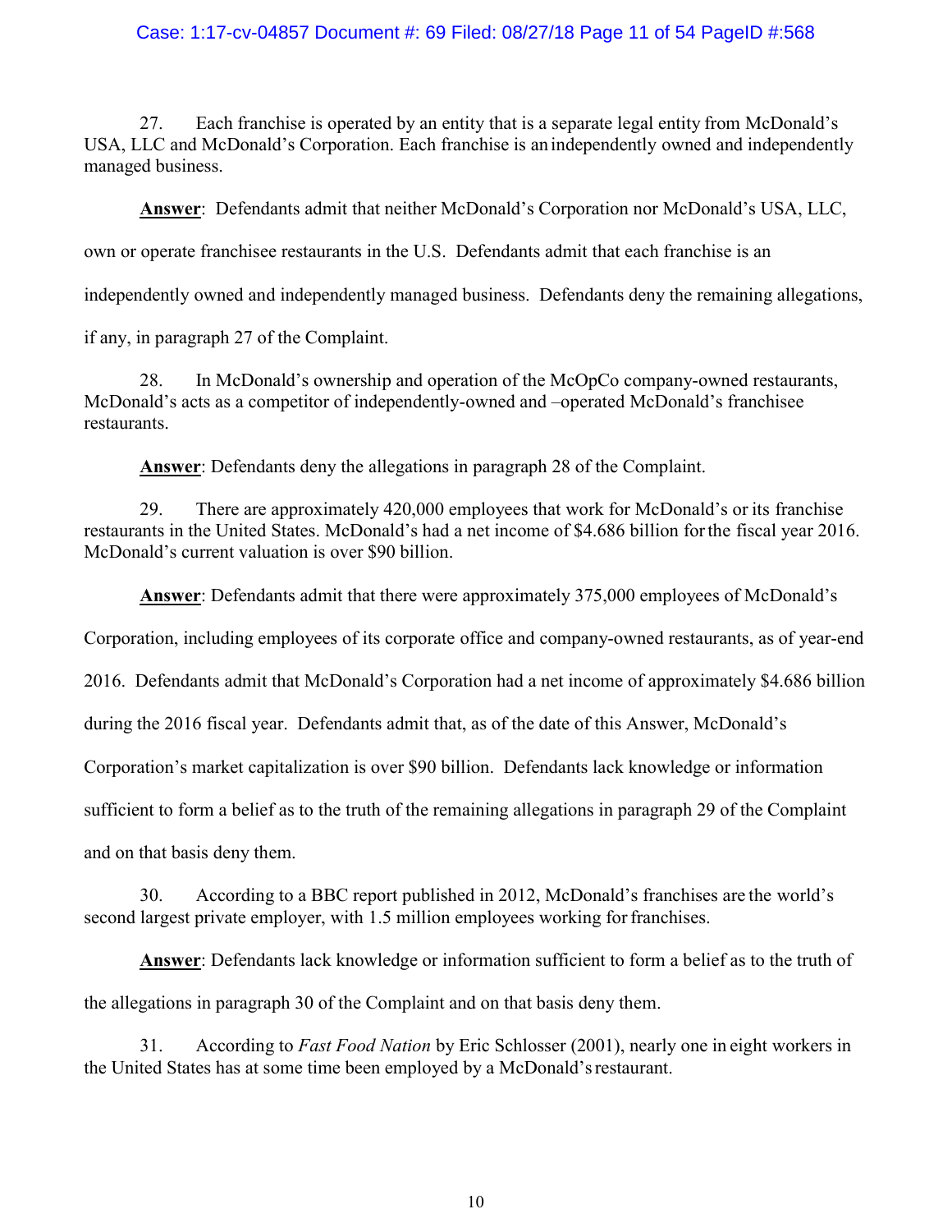27. Each franchise is operated by an entity that is a separate legal entity from McDonald's USA, LLC and McDonald's Corporation. Each franchise is an independently owned and independently managed business.

**Answer**: Defendants admit that neither McDonald's Corporation nor McDonald's USA, LLC, own or operate franchisee restaurants in the U.S. Defendants admit that each franchise is an independently owned and independently managed business. Defendants deny the remaining allegations, if any, in paragraph 27 of the Complaint.

28. In McDonald's ownership and operation of the McOpCo company-owned restaurants, McDonald's acts as a competitor of independently-owned and –operated McDonald's franchisee restaurants.

**Answer**: Defendants deny the allegations in paragraph 28 of the Complaint.

29. There are approximately 420,000 employees that work for McDonald's or its franchise restaurants in the United States. McDonald's had a net income of $4.686 billion for the fiscal year 2016. McDonald's current valuation is over $90 billion.

**Answer**: Defendants admit that there were approximately 375,000 employees of McDonald's Corporation, including employees of its corporate office and company-owned restaurants, as of year-end 2016. Defendants admit that McDonald's Corporation had a net income of approximately $4.686 billion during the 2016 fiscal year. Defendants admit that, as of the date of this Answer, McDonald's Corporation's market capitalization is over $90 billion. Defendants lack knowledge or information sufficient to form a belief as to the truth of the remaining allegations in paragraph 29 of the Complaint and on that basis deny them.

30. According to a BBC report published in 2012, McDonald's franchises are the world's second largest private employer, with 1.5 million employees working for franchises.

**Answer**: Defendants lack knowledge or information sufficient to form a belief as to the truth of the allegations in paragraph 30 of the Complaint and on that basis deny them.

31. According to *Fast Food Nation* by Eric Schlosser (2001), nearly one in eight workers in the United States has at some time been employed by a McDonald's restaurant.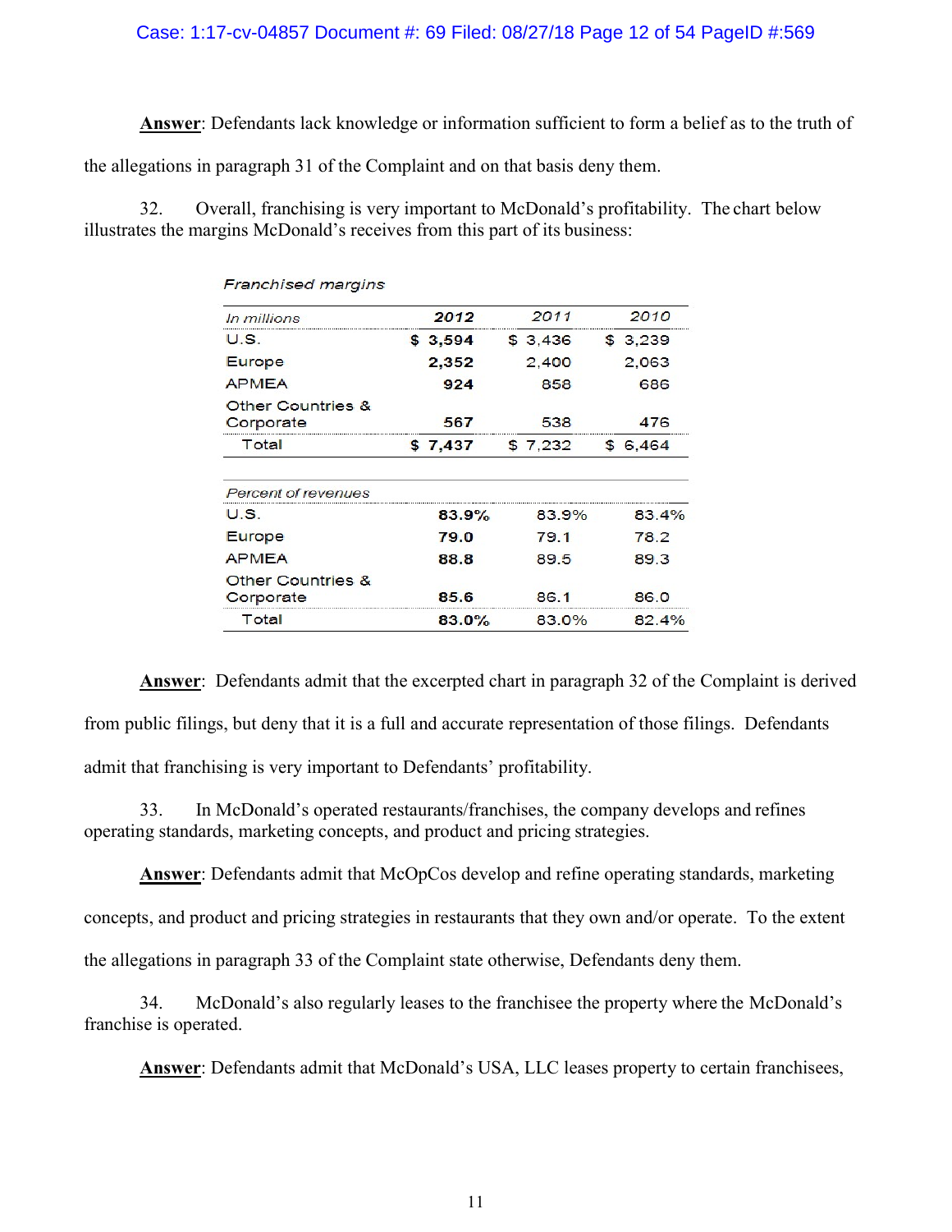**Answer**: Defendants lack knowledge or information sufficient to form a belief as to the truth of the allegations in paragraph 31 of the Complaint and on that basis deny them.

32. Overall, franchising is very important to McDonald's profitability. The chart below illustrates the margins McDonald's receives from this part of its business:

*Franchised margins*

| *In millions* | **2012** | 2011 | 2010 |
|---|---|---|---|
| U.S. | **$ 3,594** | $ 3,436 | $ 3,239 |
| Europe | **2,352** | 2,400 | 2,063 |
| APMEA | **924** | 858 | 686 |
| Other Countries & Corporate | **567** | 538 | 476 |
| Total | **$ 7,437** | $ 7,232 | $ 6,464 |
| *Percent of revenues* | | | |
| U.S. | **83.9%** | 83.9% | 83.4% |
| Europe | **79.0** | 79.1 | 78.2 |
| APMEA | **88.8** | 89.5 | 89.3 |
| Other Countries & Corporate | **85.6** | 86.1 | 86.0 |
| Total | **83.0%** | 83.0% | 82.4% |

**Answer**: Defendants admit that the excerpted chart in paragraph 32 of the Complaint is derived from public filings, but deny that it is a full and accurate representation of those filings. Defendants admit that franchising is very important to Defendants' profitability.

33. In McDonald's operated restaurants/franchises, the company develops and refines operating standards, marketing concepts, and product and pricing strategies.

**Answer**: Defendants admit that McOpCos develop and refine operating standards, marketing concepts, and product and pricing strategies in restaurants that they own and/or operate. To the extent the allegations in paragraph 33 of the Complaint state otherwise, Defendants deny them.

34. McDonald's also regularly leases to the franchisee the property where the McDonald's franchise is operated.

**Answer**: Defendants admit that McDonald's USA, LLC leases property to certain franchisees,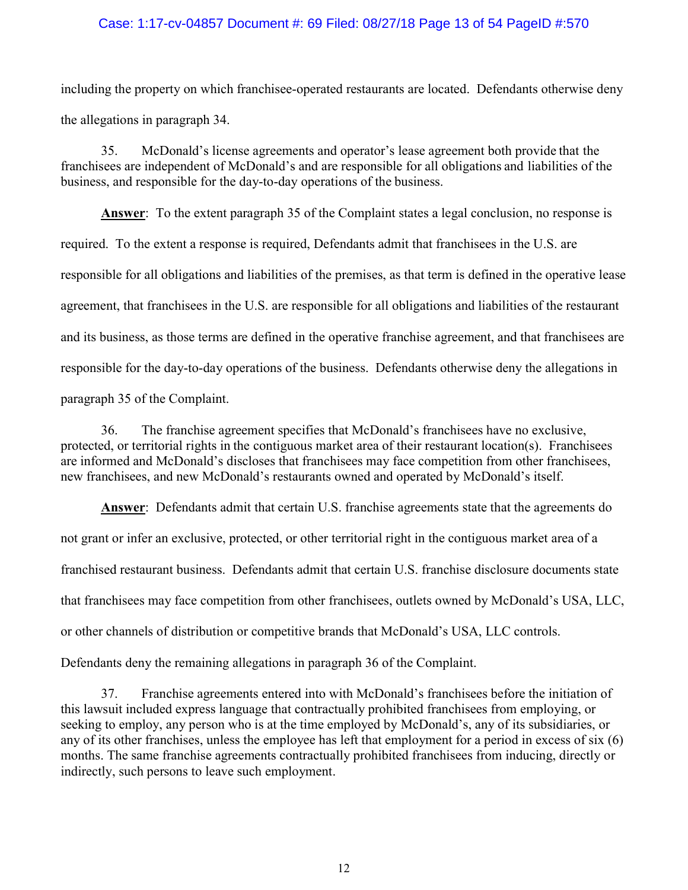including the property on which franchisee-operated restaurants are located. Defendants otherwise deny the allegations in paragraph 34.

35. McDonald's license agreements and operator's lease agreement both provide that the franchisees are independent of McDonald's and are responsible for all obligations and liabilities of the business, and responsible for the day-to-day operations of the business.

**Answer**: To the extent paragraph 35 of the Complaint states a legal conclusion, no response is required. To the extent a response is required, Defendants admit that franchisees in the U.S. are responsible for all obligations and liabilities of the premises, as that term is defined in the operative lease agreement, that franchisees in the U.S. are responsible for all obligations and liabilities of the restaurant and its business, as those terms are defined in the operative franchise agreement, and that franchisees are responsible for the day-to-day operations of the business. Defendants otherwise deny the allegations in paragraph 35 of the Complaint.

36. The franchise agreement specifies that McDonald's franchisees have no exclusive, protected, or territorial rights in the contiguous market area of their restaurant location(s). Franchisees are informed and McDonald's discloses that franchisees may face competition from other franchisees, new franchisees, and new McDonald's restaurants owned and operated by McDonald's itself.

**Answer**: Defendants admit that certain U.S. franchise agreements state that the agreements do not grant or infer an exclusive, protected, or other territorial right in the contiguous market area of a franchised restaurant business. Defendants admit that certain U.S. franchise disclosure documents state that franchisees may face competition from other franchisees, outlets owned by McDonald's USA, LLC, or other channels of distribution or competitive brands that McDonald's USA, LLC controls. Defendants deny the remaining allegations in paragraph 36 of the Complaint.

37. Franchise agreements entered into with McDonald's franchisees before the initiation of this lawsuit included express language that contractually prohibited franchisees from employing, or seeking to employ, any person who is at the time employed by McDonald's, any of its subsidiaries, or any of its other franchises, unless the employee has left that employment for a period in excess of six (6) months. The same franchise agreements contractually prohibited franchisees from inducing, directly or indirectly, such persons to leave such employment.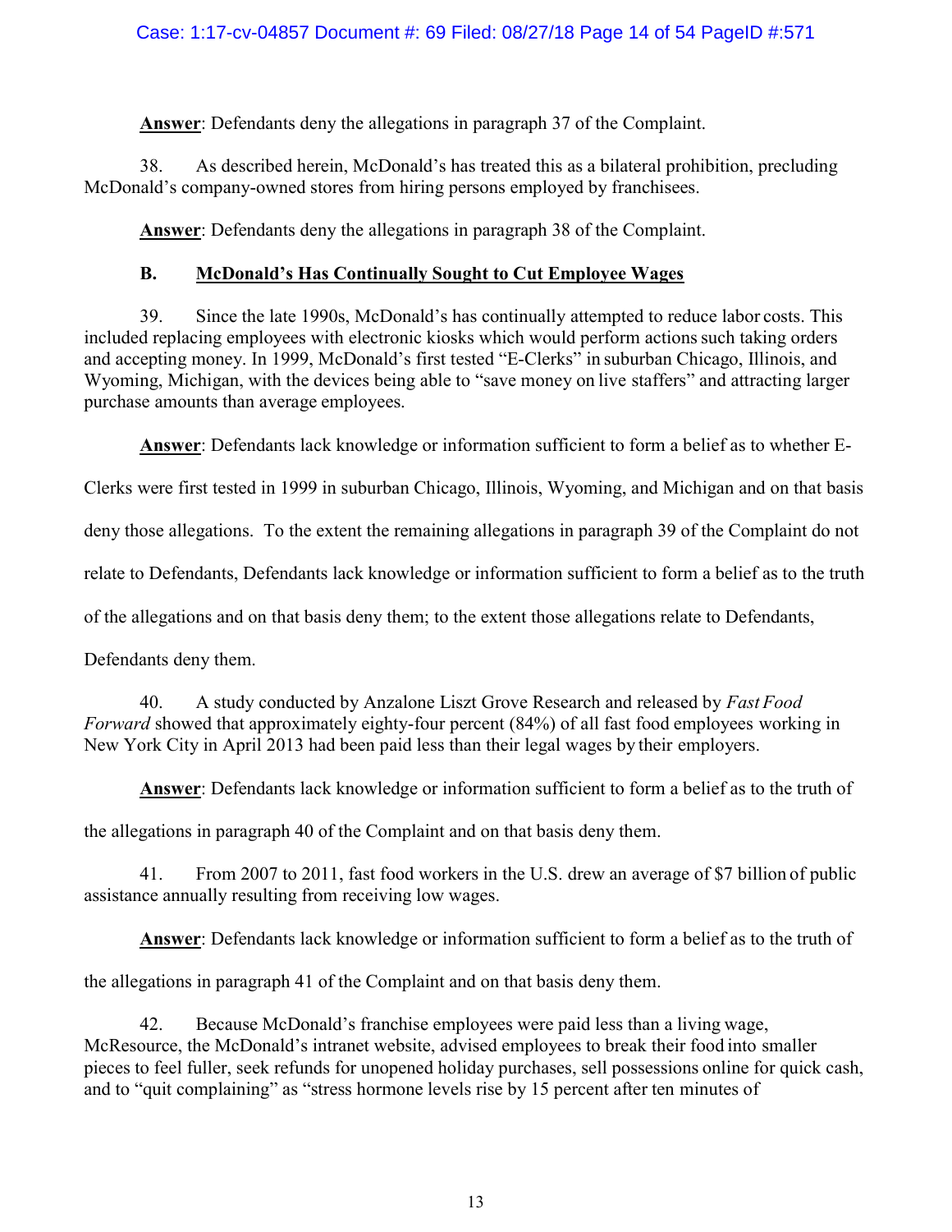**Answer**: Defendants deny the allegations in paragraph 37 of the Complaint.

38. As described herein, McDonald's has treated this as a bilateral prohibition, precluding McDonald's company-owned stores from hiring persons employed by franchisees.

**Answer**: Defendants deny the allegations in paragraph 38 of the Complaint.

### B. McDonald's Has Continually Sought to Cut Employee Wages

39. Since the late 1990s, McDonald's has continually attempted to reduce labor costs. This included replacing employees with electronic kiosks which would perform actions such taking orders and accepting money. In 1999, McDonald's first tested "E-Clerks" in suburban Chicago, Illinois, and Wyoming, Michigan, with the devices being able to "save money on live staffers" and attracting larger purchase amounts than average employees.

**Answer**: Defendants lack knowledge or information sufficient to form a belief as to whether E-Clerks were first tested in 1999 in suburban Chicago, Illinois, Wyoming, and Michigan and on that basis deny those allegations. To the extent the remaining allegations in paragraph 39 of the Complaint do not relate to Defendants, Defendants lack knowledge or information sufficient to form a belief as to the truth of the allegations and on that basis deny them; to the extent those allegations relate to Defendants, Defendants deny them.

40. A study conducted by Anzalone Liszt Grove Research and released by *Fast Food Forward* showed that approximately eighty-four percent (84%) of all fast food employees working in New York City in April 2013 had been paid less than their legal wages by their employers.

**Answer**: Defendants lack knowledge or information sufficient to form a belief as to the truth of the allegations in paragraph 40 of the Complaint and on that basis deny them.

41. From 2007 to 2011, fast food workers in the U.S. drew an average of $7 billion of public assistance annually resulting from receiving low wages.

**Answer**: Defendants lack knowledge or information sufficient to form a belief as to the truth of the allegations in paragraph 41 of the Complaint and on that basis deny them.

42. Because McDonald's franchise employees were paid less than a living wage, McResource, the McDonald's intranet website, advised employees to break their food into smaller pieces to feel fuller, seek refunds for unopened holiday purchases, sell possessions online for quick cash, and to "quit complaining" as "stress hormone levels rise by 15 percent after ten minutes of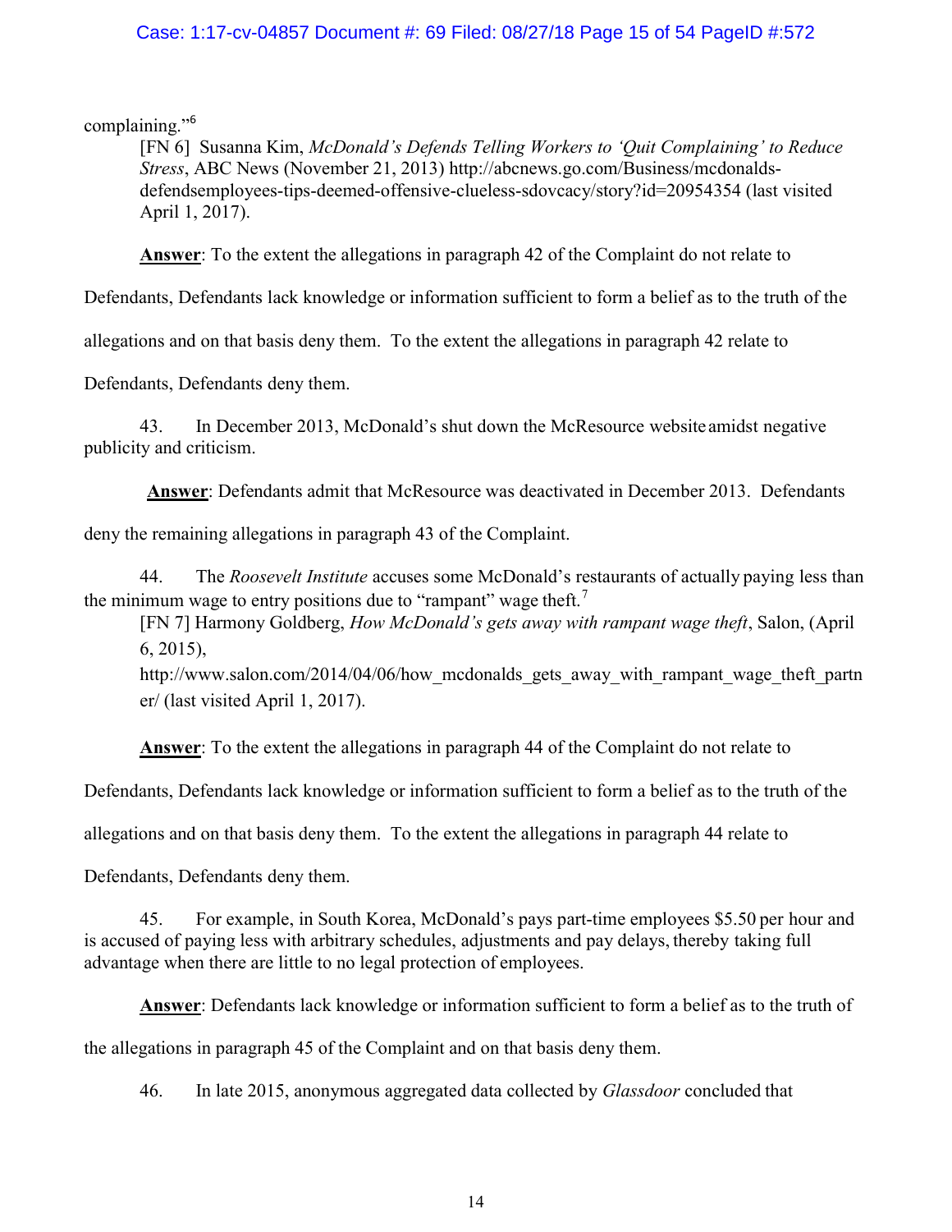complaining."[6]

> [FN 6] Susanna Kim, *McDonald's Defends Telling Workers to 'Quit Complaining' to Reduce Stress*, ABC News (November 21, 2013) http://abcnews.go.com/Business/mcdonalds-defendsemployees-tips-deemed-offensive-clueless-sdovcacy/story?id=20954354 (last visited April 1, 2017).

**Answer**: To the extent the allegations in paragraph 42 of the Complaint do not relate to Defendants, Defendants lack knowledge or information sufficient to form a belief as to the truth of the allegations and on that basis deny them. To the extent the allegations in paragraph 42 relate to Defendants, Defendants deny them.

43. In December 2013, McDonald's shut down the McResource website amidst negative publicity and criticism.

**Answer**: Defendants admit that McResource was deactivated in December 2013. Defendants deny the remaining allegations in paragraph 43 of the Complaint.

44. The *Roosevelt Institute* accuses some McDonald's restaurants of actually paying less than the minimum wage to entry positions due to "rampant" wage theft.[7]

> [FN 7] Harmony Goldberg, *How McDonald's gets away with rampant wage theft*, Salon, (April 6, 2015), http://www.salon.com/2014/04/06/how_mcdonalds_gets_away_with_rampant_wage_theft_partner/ (last visited April 1, 2017).

**Answer**: To the extent the allegations in paragraph 44 of the Complaint do not relate to Defendants, Defendants lack knowledge or information sufficient to form a belief as to the truth of the allegations and on that basis deny them. To the extent the allegations in paragraph 44 relate to Defendants, Defendants deny them.

45. For example, in South Korea, McDonald's pays part-time employees $5.50 per hour and is accused of paying less with arbitrary schedules, adjustments and pay delays, thereby taking full advantage when there are little to no legal protection of employees.

**Answer**: Defendants lack knowledge or information sufficient to form a belief as to the truth of the allegations in paragraph 45 of the Complaint and on that basis deny them.

46. In late 2015, anonymous aggregated data collected by *Glassdoor* concluded that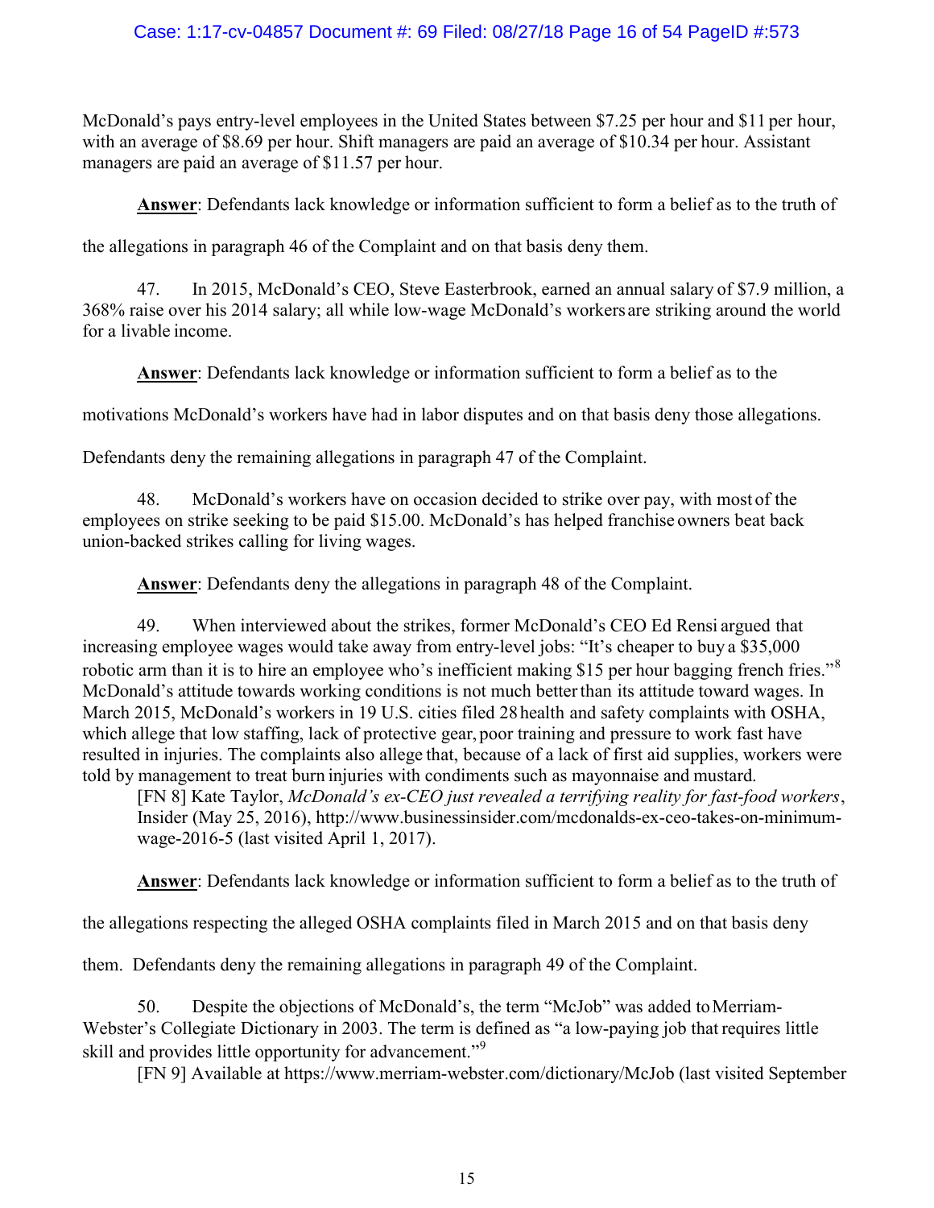McDonald's pays entry-level employees in the United States between $7.25 per hour and $11 per hour, with an average of $8.69 per hour. Shift managers are paid an average of $10.34 per hour. Assistant managers are paid an average of $11.57 per hour.

**Answer**: Defendants lack knowledge or information sufficient to form a belief as to the truth of the allegations in paragraph 46 of the Complaint and on that basis deny them.

47. In 2015, McDonald's CEO, Steve Easterbrook, earned an annual salary of $7.9 million, a 368% raise over his 2014 salary; all while low-wage McDonald's workers are striking around the world for a livable income.

**Answer**: Defendants lack knowledge or information sufficient to form a belief as to the motivations McDonald's workers have had in labor disputes and on that basis deny those allegations. Defendants deny the remaining allegations in paragraph 47 of the Complaint.

48. McDonald's workers have on occasion decided to strike over pay, with most of the employees on strike seeking to be paid $15.00. McDonald's has helped franchise owners beat back union-backed strikes calling for living wages.

**Answer**: Defendants deny the allegations in paragraph 48 of the Complaint.

49. When interviewed about the strikes, former McDonald's CEO Ed Rensi argued that increasing employee wages would take away from entry-level jobs: "It's cheaper to buy a $35,000 robotic arm than it is to hire an employee who's inefficient making $15 per hour bagging french fries."[8] McDonald's attitude towards working conditions is not much better than its attitude toward wages. In March 2015, McDonald's workers in 19 U.S. cities filed 28 health and safety complaints with OSHA, which allege that low staffing, lack of protective gear, poor training and pressure to work fast have resulted in injuries. The complaints also allege that, because of a lack of first aid supplies, workers were told by management to treat burn injuries with condiments such as mayonnaise and mustard.

[FN 8] Kate Taylor, *McDonald's ex-CEO just revealed a terrifying reality for fast-food workers*, Insider (May 25, 2016), http://www.businessinsider.com/mcdonalds-ex-ceo-takes-on-minimum-wage-2016-5 (last visited April 1, 2017).

**Answer**: Defendants lack knowledge or information sufficient to form a belief as to the truth of the allegations respecting the alleged OSHA complaints filed in March 2015 and on that basis deny them. Defendants deny the remaining allegations in paragraph 49 of the Complaint.

50. Despite the objections of McDonald's, the term "McJob" was added to Merriam-Webster's Collegiate Dictionary in 2003. The term is defined as "a low-paying job that requires little skill and provides little opportunity for advancement."[9]

[FN 9] Available at https://www.merriam-webster.com/dictionary/McJob (last visited September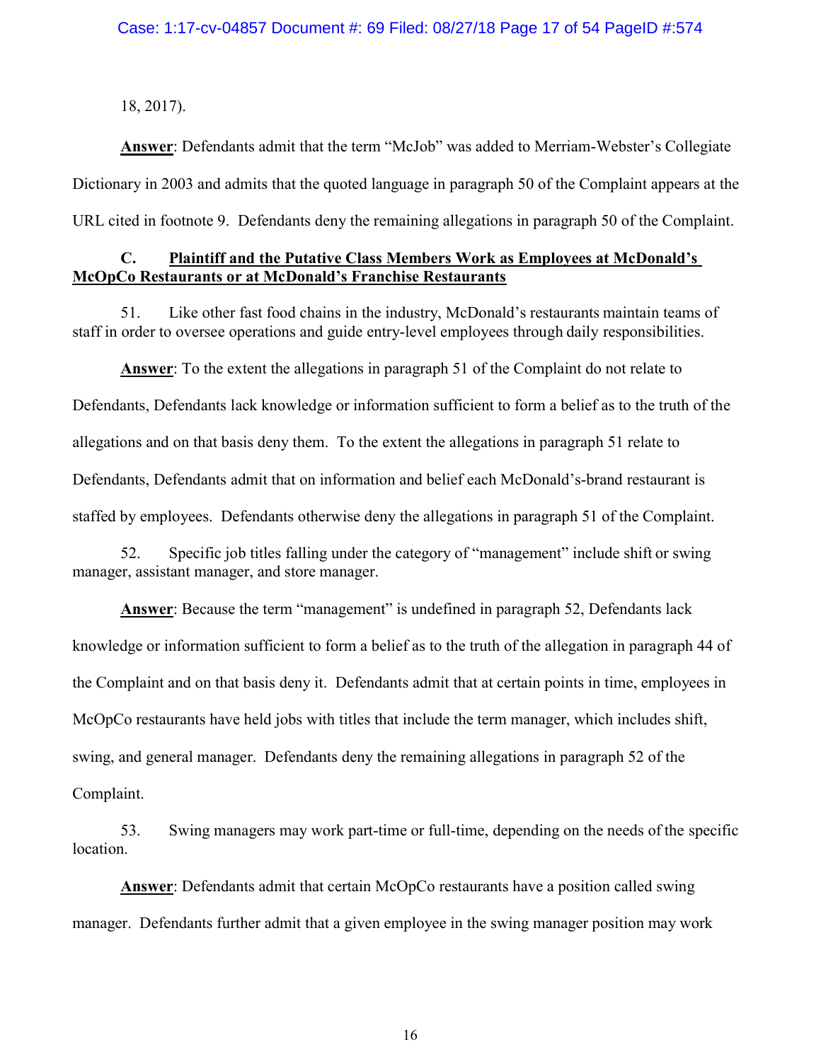18, 2017).

**Answer**: Defendants admit that the term "McJob" was added to Merriam-Webster's Collegiate Dictionary in 2003 and admits that the quoted language in paragraph 50 of the Complaint appears at the URL cited in footnote 9. Defendants deny the remaining allegations in paragraph 50 of the Complaint.

### C. Plaintiff and the Putative Class Members Work as Employees at McDonald's McOpCo Restaurants or at McDonald's Franchise Restaurants

51. Like other fast food chains in the industry, McDonald's restaurants maintain teams of staff in order to oversee operations and guide entry-level employees through daily responsibilities.

**Answer**: To the extent the allegations in paragraph 51 of the Complaint do not relate to Defendants, Defendants lack knowledge or information sufficient to form a belief as to the truth of the allegations and on that basis deny them. To the extent the allegations in paragraph 51 relate to Defendants, Defendants admit that on information and belief each McDonald's-brand restaurant is staffed by employees. Defendants otherwise deny the allegations in paragraph 51 of the Complaint.

52. Specific job titles falling under the category of "management" include shift or swing manager, assistant manager, and store manager.

**Answer**: Because the term "management" is undefined in paragraph 52, Defendants lack knowledge or information sufficient to form a belief as to the truth of the allegation in paragraph 44 of the Complaint and on that basis deny it. Defendants admit that at certain points in time, employees in McOpCo restaurants have held jobs with titles that include the term manager, which includes shift, swing, and general manager. Defendants deny the remaining allegations in paragraph 52 of the Complaint.

53. Swing managers may work part-time or full-time, depending on the needs of the specific location.

**Answer**: Defendants admit that certain McOpCo restaurants have a position called swing manager. Defendants further admit that a given employee in the swing manager position may work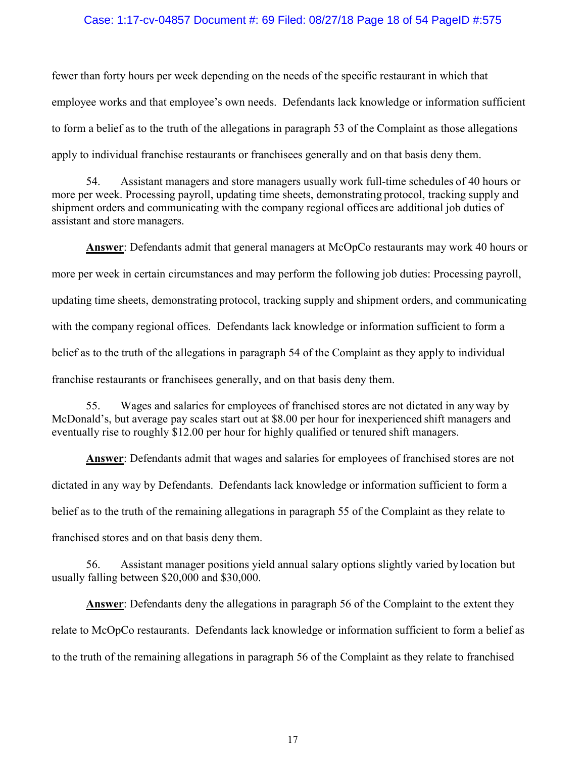fewer than forty hours per week depending on the needs of the specific restaurant in which that employee works and that employee's own needs. Defendants lack knowledge or information sufficient to form a belief as to the truth of the allegations in paragraph 53 of the Complaint as those allegations apply to individual franchise restaurants or franchisees generally and on that basis deny them.

54. Assistant managers and store managers usually work full-time schedules of 40 hours or more per week. Processing payroll, updating time sheets, demonstrating protocol, tracking supply and shipment orders and communicating with the company regional offices are additional job duties of assistant and store managers.

**Answer**: Defendants admit that general managers at McOpCo restaurants may work 40 hours or more per week in certain circumstances and may perform the following job duties: Processing payroll, updating time sheets, demonstrating protocol, tracking supply and shipment orders, and communicating with the company regional offices. Defendants lack knowledge or information sufficient to form a belief as to the truth of the allegations in paragraph 54 of the Complaint as they apply to individual franchise restaurants or franchisees generally, and on that basis deny them.

55. Wages and salaries for employees of franchised stores are not dictated in any way by McDonald's, but average pay scales start out at $8.00 per hour for inexperienced shift managers and eventually rise to roughly $12.00 per hour for highly qualified or tenured shift managers.

**Answer**: Defendants admit that wages and salaries for employees of franchised stores are not dictated in any way by Defendants. Defendants lack knowledge or information sufficient to form a belief as to the truth of the remaining allegations in paragraph 55 of the Complaint as they relate to franchised stores and on that basis deny them.

56. Assistant manager positions yield annual salary options slightly varied by location but usually falling between $20,000 and $30,000.

**Answer**: Defendants deny the allegations in paragraph 56 of the Complaint to the extent they relate to McOpCo restaurants. Defendants lack knowledge or information sufficient to form a belief as to the truth of the remaining allegations in paragraph 56 of the Complaint as they relate to franchised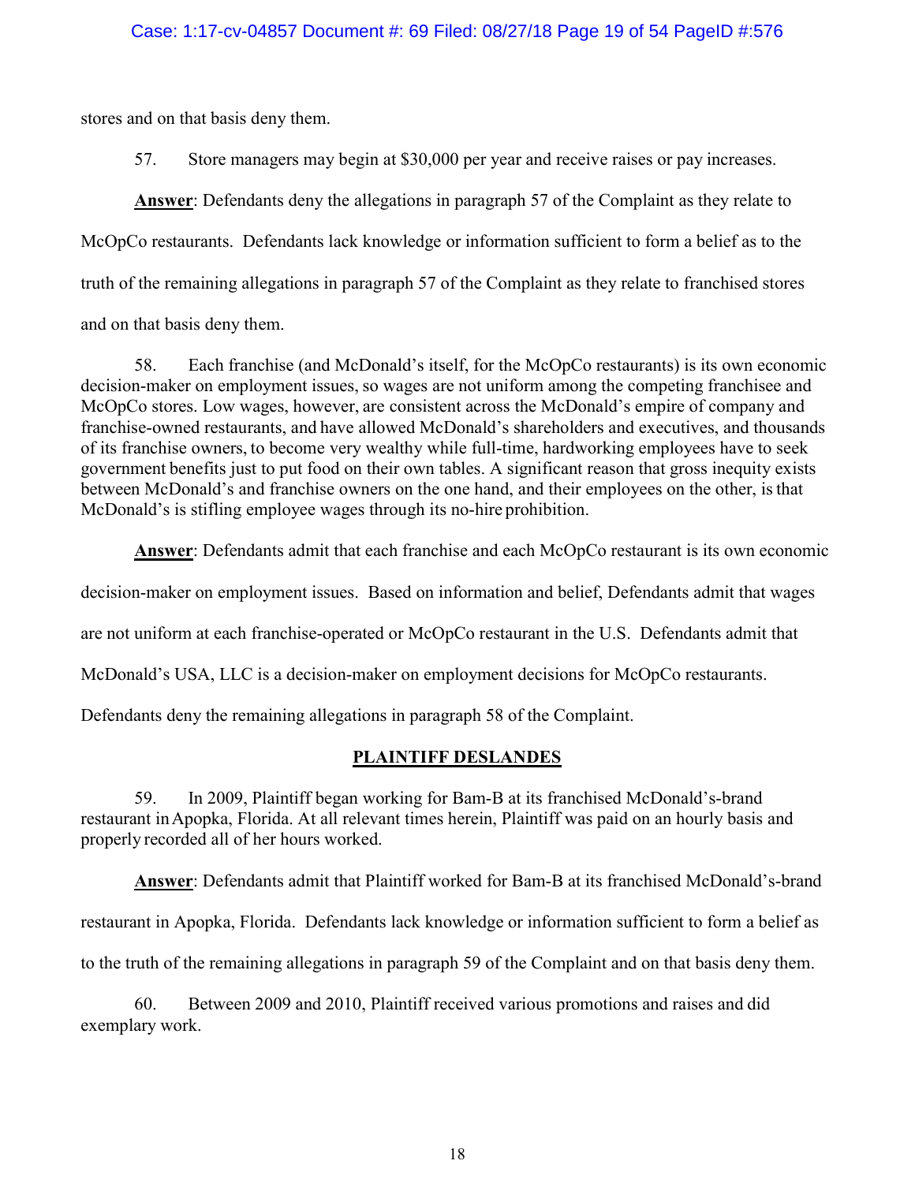stores and on that basis deny them.

57. Store managers may begin at $30,000 per year and receive raises or pay increases.

**Answer**: Defendants deny the allegations in paragraph 57 of the Complaint as they relate to McOpCo restaurants. Defendants lack knowledge or information sufficient to form a belief as to the truth of the remaining allegations in paragraph 57 of the Complaint as they relate to franchised stores and on that basis deny them.

58. Each franchise (and McDonald's itself, for the McOpCo restaurants) is its own economic decision-maker on employment issues, so wages are not uniform among the competing franchisee and McOpCo stores. Low wages, however, are consistent across the McDonald's empire of company and franchise-owned restaurants, and have allowed McDonald's shareholders and executives, and thousands of its franchise owners, to become very wealthy while full-time, hardworking employees have to seek government benefits just to put food on their own tables. A significant reason that gross inequity exists between McDonald's and franchise owners on the one hand, and their employees on the other, is that McDonald's is stifling employee wages through its no-hire prohibition.

**Answer**: Defendants admit that each franchise and each McOpCo restaurant is its own economic decision-maker on employment issues. Based on information and belief, Defendants admit that wages are not uniform at each franchise-operated or McOpCo restaurant in the U.S. Defendants admit that McDonald's USA, LLC is a decision-maker on employment decisions for McOpCo restaurants. Defendants deny the remaining allegations in paragraph 58 of the Complaint.

## PLAINTIFF DESLANDES

59. In 2009, Plaintiff began working for Bam-B at its franchised McDonald's-brand restaurant in Apopka, Florida. At all relevant times herein, Plaintiff was paid on an hourly basis and properly recorded all of her hours worked.

**Answer**: Defendants admit that Plaintiff worked for Bam-B at its franchised McDonald's-brand restaurant in Apopka, Florida. Defendants lack knowledge or information sufficient to form a belief as to the truth of the remaining allegations in paragraph 59 of the Complaint and on that basis deny them.

60. Between 2009 and 2010, Plaintiff received various promotions and raises and did exemplary work.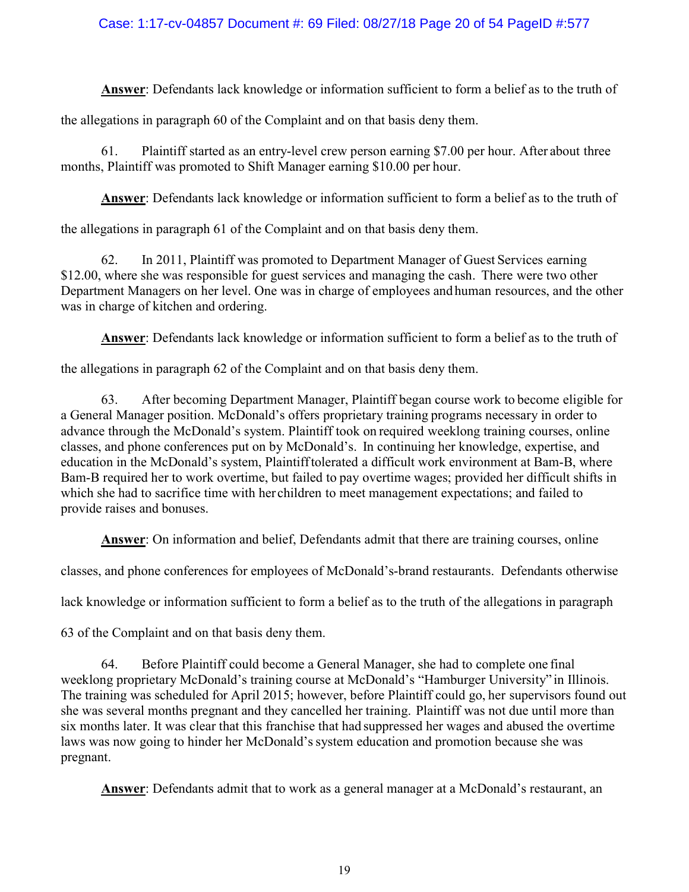**Answer**: Defendants lack knowledge or information sufficient to form a belief as to the truth of the allegations in paragraph 60 of the Complaint and on that basis deny them.

61. Plaintiff started as an entry-level crew person earning $7.00 per hour. After about three months, Plaintiff was promoted to Shift Manager earning $10.00 per hour.

**Answer**: Defendants lack knowledge or information sufficient to form a belief as to the truth of the allegations in paragraph 61 of the Complaint and on that basis deny them.

62. In 2011, Plaintiff was promoted to Department Manager of Guest Services earning $12.00, where she was responsible for guest services and managing the cash. There were two other Department Managers on her level. One was in charge of employees and human resources, and the other was in charge of kitchen and ordering.

**Answer**: Defendants lack knowledge or information sufficient to form a belief as to the truth of the allegations in paragraph 62 of the Complaint and on that basis deny them.

63. After becoming Department Manager, Plaintiff began course work to become eligible for a General Manager position. McDonald's offers proprietary training programs necessary in order to advance through the McDonald's system. Plaintiff took on required weeklong training courses, online classes, and phone conferences put on by McDonald's. In continuing her knowledge, expertise, and education in the McDonald's system, Plaintiff tolerated a difficult work environment at Bam-B, where Bam-B required her to work overtime, but failed to pay overtime wages; provided her difficult shifts in which she had to sacrifice time with her children to meet management expectations; and failed to provide raises and bonuses.

**Answer**: On information and belief, Defendants admit that there are training courses, online classes, and phone conferences for employees of McDonald's-brand restaurants. Defendants otherwise lack knowledge or information sufficient to form a belief as to the truth of the allegations in paragraph 63 of the Complaint and on that basis deny them.

64. Before Plaintiff could become a General Manager, she had to complete one final weeklong proprietary McDonald's training course at McDonald's "Hamburger University" in Illinois. The training was scheduled for April 2015; however, before Plaintiff could go, her supervisors found out she was several months pregnant and they cancelled her training. Plaintiff was not due until more than six months later. It was clear that this franchise that had suppressed her wages and abused the overtime laws was now going to hinder her McDonald's system education and promotion because she was pregnant.

**Answer**: Defendants admit that to work as a general manager at a McDonald's restaurant, an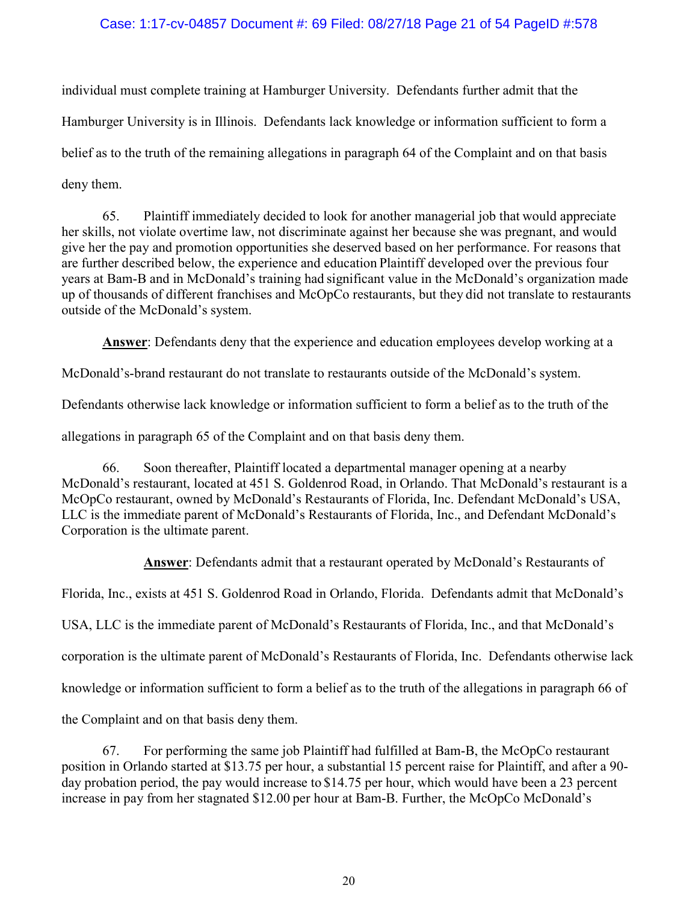individual must complete training at Hamburger University. Defendants further admit that the Hamburger University is in Illinois. Defendants lack knowledge or information sufficient to form a belief as to the truth of the remaining allegations in paragraph 64 of the Complaint and on that basis deny them.

65. Plaintiff immediately decided to look for another managerial job that would appreciate her skills, not violate overtime law, not discriminate against her because she was pregnant, and would give her the pay and promotion opportunities she deserved based on her performance. For reasons that are further described below, the experience and education Plaintiff developed over the previous four years at Bam-B and in McDonald's training had significant value in the McDonald's organization made up of thousands of different franchises and McOpCo restaurants, but they did not translate to restaurants outside of the McDonald's system.

**Answer**: Defendants deny that the experience and education employees develop working at a McDonald's-brand restaurant do not translate to restaurants outside of the McDonald's system. Defendants otherwise lack knowledge or information sufficient to form a belief as to the truth of the allegations in paragraph 65 of the Complaint and on that basis deny them.

66. Soon thereafter, Plaintiff located a departmental manager opening at a nearby McDonald's restaurant, located at 451 S. Goldenrod Road, in Orlando. That McDonald's restaurant is a McOpCo restaurant, owned by McDonald's Restaurants of Florida, Inc. Defendant McDonald's USA, LLC is the immediate parent of McDonald's Restaurants of Florida, Inc., and Defendant McDonald's Corporation is the ultimate parent.

**Answer**: Defendants admit that a restaurant operated by McDonald's Restaurants of Florida, Inc., exists at 451 S. Goldenrod Road in Orlando, Florida. Defendants admit that McDonald's USA, LLC is the immediate parent of McDonald's Restaurants of Florida, Inc., and that McDonald's corporation is the ultimate parent of McDonald's Restaurants of Florida, Inc. Defendants otherwise lack knowledge or information sufficient to form a belief as to the truth of the allegations in paragraph 66 of the Complaint and on that basis deny them.

67. For performing the same job Plaintiff had fulfilled at Bam-B, the McOpCo restaurant position in Orlando started at $13.75 per hour, a substantial 15 percent raise for Plaintiff, and after a 90-day probation period, the pay would increase to $14.75 per hour, which would have been a 23 percent increase in pay from her stagnated $12.00 per hour at Bam-B. Further, the McOpCo McDonald's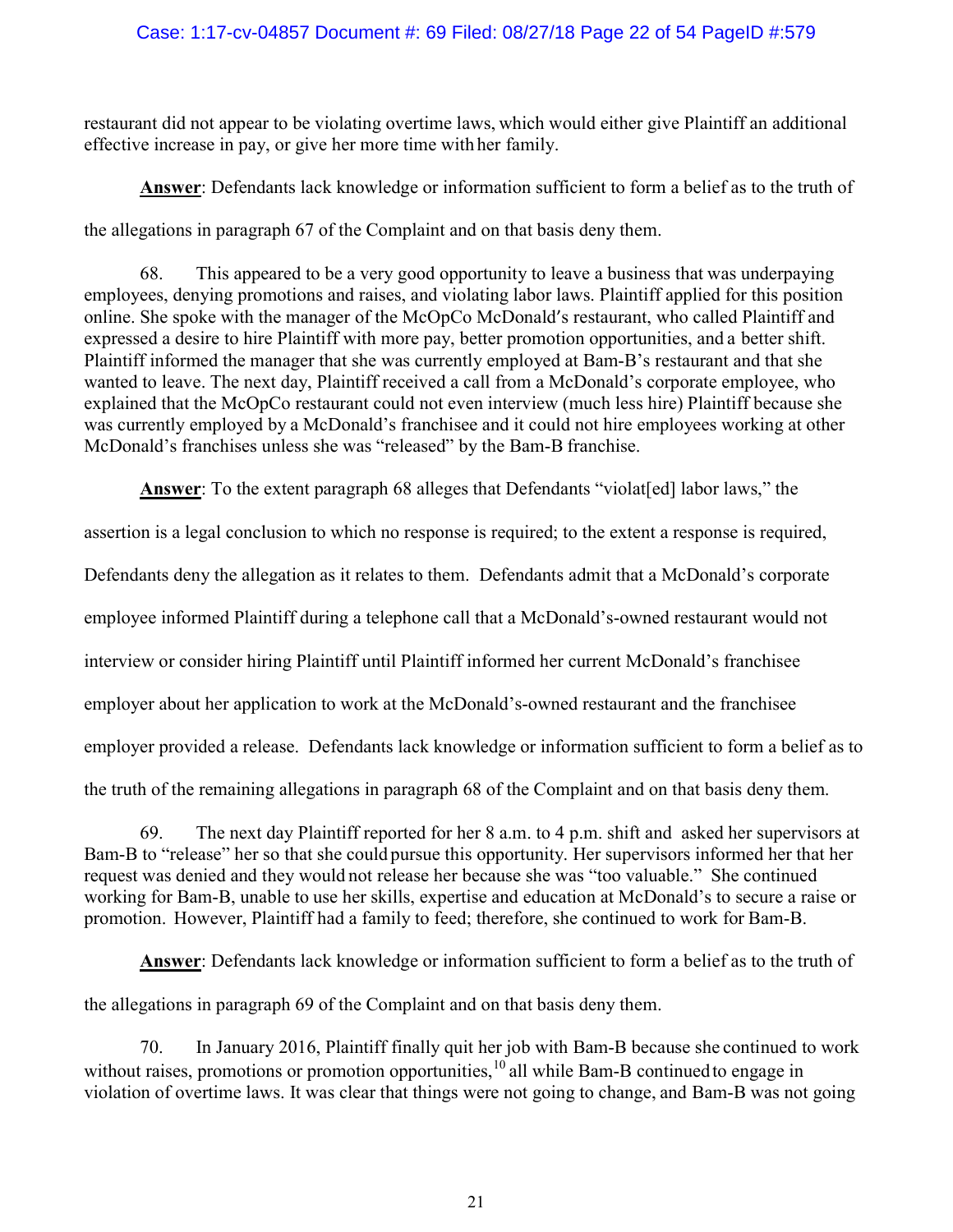restaurant did not appear to be violating overtime laws, which would either give Plaintiff an additional effective increase in pay, or give her more time with her family.

**Answer**: Defendants lack knowledge or information sufficient to form a belief as to the truth of the allegations in paragraph 67 of the Complaint and on that basis deny them.

68. This appeared to be a very good opportunity to leave a business that was underpaying employees, denying promotions and raises, and violating labor laws. Plaintiff applied for this position online. She spoke with the manager of the McOpCo McDonald's restaurant, who called Plaintiff and expressed a desire to hire Plaintiff with more pay, better promotion opportunities, and a better shift. Plaintiff informed the manager that she was currently employed at Bam-B's restaurant and that she wanted to leave. The next day, Plaintiff received a call from a McDonald's corporate employee, who explained that the McOpCo restaurant could not even interview (much less hire) Plaintiff because she was currently employed by a McDonald's franchisee and it could not hire employees working at other McDonald's franchises unless she was "released" by the Bam-B franchise.

**Answer**: To the extent paragraph 68 alleges that Defendants "violat[ed] labor laws," the assertion is a legal conclusion to which no response is required; to the extent a response is required, Defendants deny the allegation as it relates to them. Defendants admit that a McDonald's corporate employee informed Plaintiff during a telephone call that a McDonald's-owned restaurant would not interview or consider hiring Plaintiff until Plaintiff informed her current McDonald's franchisee employer about her application to work at the McDonald's-owned restaurant and the franchisee employer provided a release. Defendants lack knowledge or information sufficient to form a belief as to the truth of the remaining allegations in paragraph 68 of the Complaint and on that basis deny them.

69. The next day Plaintiff reported for her 8 a.m. to 4 p.m. shift and asked her supervisors at Bam-B to "release" her so that she could pursue this opportunity. Her supervisors informed her that her request was denied and they would not release her because she was "too valuable." She continued working for Bam-B, unable to use her skills, expertise and education at McDonald's to secure a raise or promotion. However, Plaintiff had a family to feed; therefore, she continued to work for Bam-B.

**Answer**: Defendants lack knowledge or information sufficient to form a belief as to the truth of the allegations in paragraph 69 of the Complaint and on that basis deny them.

70. In January 2016, Plaintiff finally quit her job with Bam-B because she continued to work without raises, promotions or promotion opportunities,[10] all while Bam-B continued to engage in violation of overtime laws. It was clear that things were not going to change, and Bam-B was not going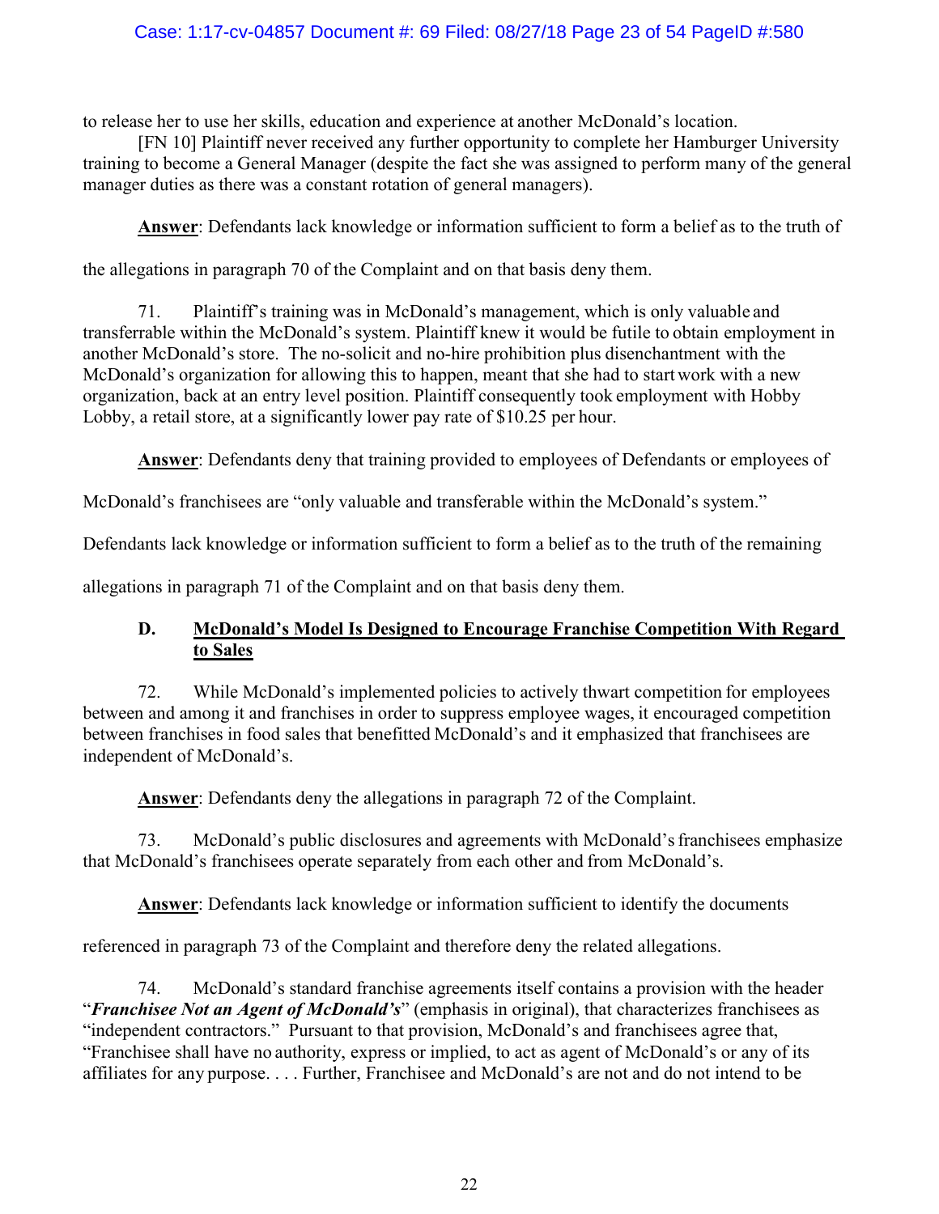to release her to use her skills, education and experience at another McDonald's location.

[FN 10] Plaintiff never received any further opportunity to complete her Hamburger University training to become a General Manager (despite the fact she was assigned to perform many of the general manager duties as there was a constant rotation of general managers).

**Answer**: Defendants lack knowledge or information sufficient to form a belief as to the truth of the allegations in paragraph 70 of the Complaint and on that basis deny them.

71. Plaintiff's training was in McDonald's management, which is only valuable and transferrable within the McDonald's system. Plaintiff knew it would be futile to obtain employment in another McDonald's store. The no-solicit and no-hire prohibition plus disenchantment with the McDonald's organization for allowing this to happen, meant that she had to start work with a new organization, back at an entry level position. Plaintiff consequently took employment with Hobby Lobby, a retail store, at a significantly lower pay rate of $10.25 per hour.

**Answer**: Defendants deny that training provided to employees of Defendants or employees of McDonald's franchisees are "only valuable and transferable within the McDonald's system." Defendants lack knowledge or information sufficient to form a belief as to the truth of the remaining allegations in paragraph 71 of the Complaint and on that basis deny them.

### D. McDonald's Model Is Designed to Encourage Franchise Competition With Regard to Sales

72. While McDonald's implemented policies to actively thwart competition for employees between and among it and franchises in order to suppress employee wages, it encouraged competition between franchises in food sales that benefitted McDonald's and it emphasized that franchisees are independent of McDonald's.

**Answer**: Defendants deny the allegations in paragraph 72 of the Complaint.

73. McDonald's public disclosures and agreements with McDonald's franchisees emphasize that McDonald's franchisees operate separately from each other and from McDonald's.

**Answer**: Defendants lack knowledge or information sufficient to identify the documents referenced in paragraph 73 of the Complaint and therefore deny the related allegations.

74. McDonald's standard franchise agreements itself contains a provision with the header "***Franchisee Not an Agent of McDonald's***" (emphasis in original), that characterizes franchisees as "independent contractors." Pursuant to that provision, McDonald's and franchisees agree that, "Franchisee shall have no authority, express or implied, to act as agent of McDonald's or any of its affiliates for any purpose. . . . Further, Franchisee and McDonald's are not and do not intend to be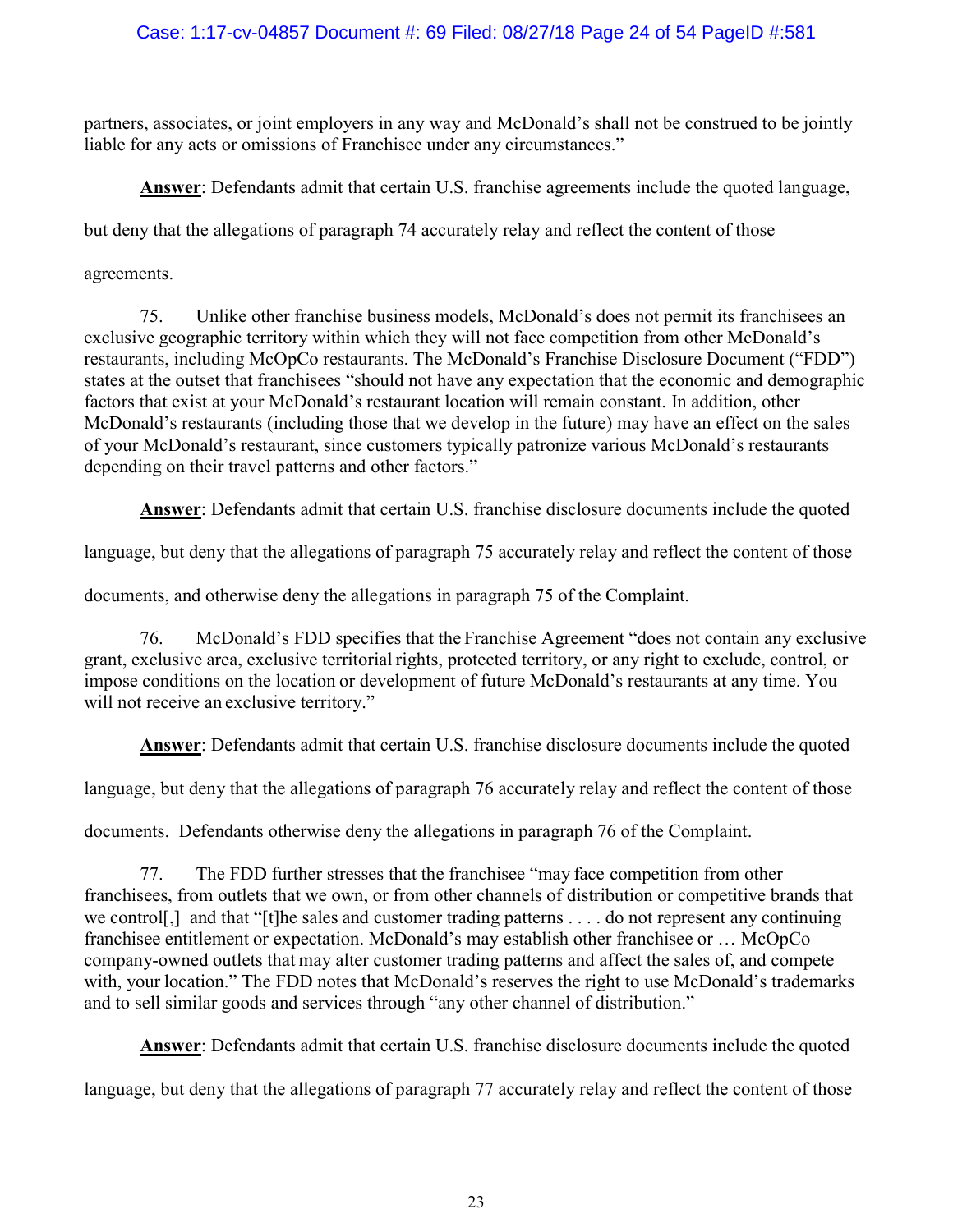partners, associates, or joint employers in any way and McDonald's shall not be construed to be jointly liable for any acts or omissions of Franchisee under any circumstances."

**Answer**: Defendants admit that certain U.S. franchise agreements include the quoted language, but deny that the allegations of paragraph 74 accurately relay and reflect the content of those agreements.

75. Unlike other franchise business models, McDonald's does not permit its franchisees an exclusive geographic territory within which they will not face competition from other McDonald's restaurants, including McOpCo restaurants. The McDonald's Franchise Disclosure Document ("FDD") states at the outset that franchisees "should not have any expectation that the economic and demographic factors that exist at your McDonald's restaurant location will remain constant. In addition, other McDonald's restaurants (including those that we develop in the future) may have an effect on the sales of your McDonald's restaurant, since customers typically patronize various McDonald's restaurants depending on their travel patterns and other factors."

**Answer**: Defendants admit that certain U.S. franchise disclosure documents include the quoted language, but deny that the allegations of paragraph 75 accurately relay and reflect the content of those documents, and otherwise deny the allegations in paragraph 75 of the Complaint.

76. McDonald's FDD specifies that the Franchise Agreement "does not contain any exclusive grant, exclusive area, exclusive territorial rights, protected territory, or any right to exclude, control, or impose conditions on the location or development of future McDonald's restaurants at any time. You will not receive an exclusive territory."

**Answer**: Defendants admit that certain U.S. franchise disclosure documents include the quoted language, but deny that the allegations of paragraph 76 accurately relay and reflect the content of those documents. Defendants otherwise deny the allegations in paragraph 76 of the Complaint.

77. The FDD further stresses that the franchisee "may face competition from other franchisees, from outlets that we own, or from other channels of distribution or competitive brands that we control[,] and that "[t]he sales and customer trading patterns . . . . do not represent any continuing franchisee entitlement or expectation. McDonald's may establish other franchisee or … McOpCo company-owned outlets that may alter customer trading patterns and affect the sales of, and compete with, your location." The FDD notes that McDonald's reserves the right to use McDonald's trademarks and to sell similar goods and services through "any other channel of distribution."

**Answer**: Defendants admit that certain U.S. franchise disclosure documents include the quoted language, but deny that the allegations of paragraph 77 accurately relay and reflect the content of those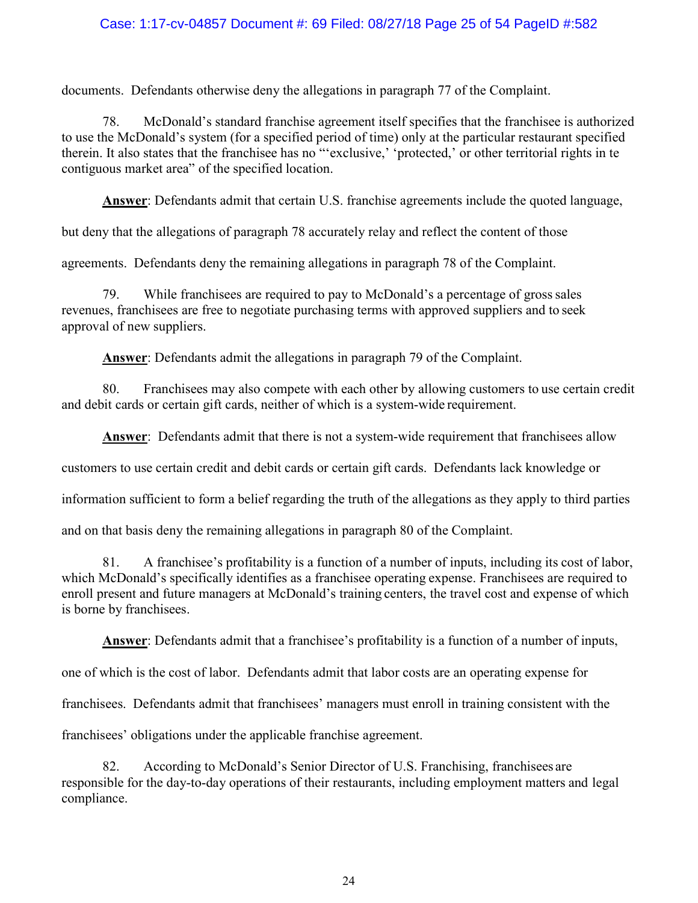documents. Defendants otherwise deny the allegations in paragraph 77 of the Complaint.

78. McDonald's standard franchise agreement itself specifies that the franchisee is authorized to use the McDonald's system (for a specified period of time) only at the particular restaurant specified therein. It also states that the franchisee has no "'exclusive,' 'protected,' or other territorial rights in te contiguous market area" of the specified location.

**Answer**: Defendants admit that certain U.S. franchise agreements include the quoted language, but deny that the allegations of paragraph 78 accurately relay and reflect the content of those agreements. Defendants deny the remaining allegations in paragraph 78 of the Complaint.

79. While franchisees are required to pay to McDonald's a percentage of gross sales revenues, franchisees are free to negotiate purchasing terms with approved suppliers and to seek approval of new suppliers.

**Answer**: Defendants admit the allegations in paragraph 79 of the Complaint.

80. Franchisees may also compete with each other by allowing customers to use certain credit and debit cards or certain gift cards, neither of which is a system-wide requirement.

**Answer**: Defendants admit that there is not a system-wide requirement that franchisees allow customers to use certain credit and debit cards or certain gift cards. Defendants lack knowledge or information sufficient to form a belief regarding the truth of the allegations as they apply to third parties and on that basis deny the remaining allegations in paragraph 80 of the Complaint.

81. A franchisee's profitability is a function of a number of inputs, including its cost of labor, which McDonald's specifically identifies as a franchisee operating expense. Franchisees are required to enroll present and future managers at McDonald's training centers, the travel cost and expense of which is borne by franchisees.

**Answer**: Defendants admit that a franchisee's profitability is a function of a number of inputs, one of which is the cost of labor. Defendants admit that labor costs are an operating expense for franchisees. Defendants admit that franchisees' managers must enroll in training consistent with the franchisees' obligations under the applicable franchise agreement.

82. According to McDonald's Senior Director of U.S. Franchising, franchisees are responsible for the day-to-day operations of their restaurants, including employment matters and legal compliance.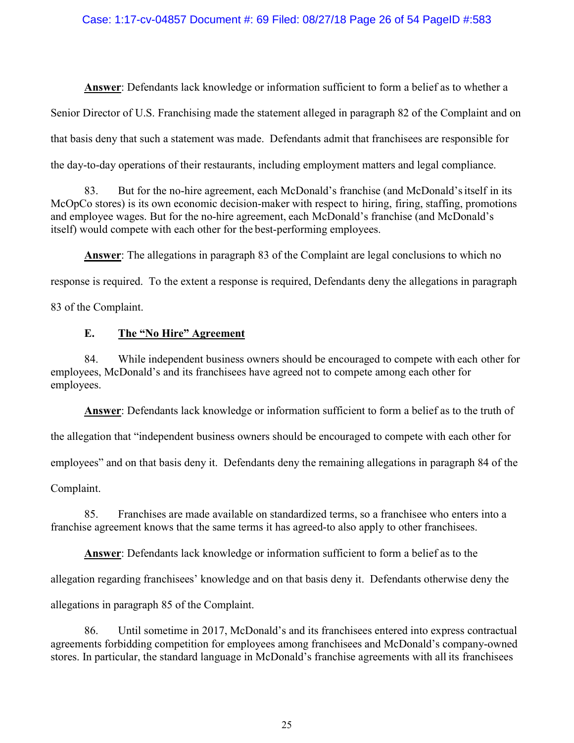**Answer**: Defendants lack knowledge or information sufficient to form a belief as to whether a Senior Director of U.S. Franchising made the statement alleged in paragraph 82 of the Complaint and on that basis deny that such a statement was made. Defendants admit that franchisees are responsible for the day-to-day operations of their restaurants, including employment matters and legal compliance.

83. But for the no-hire agreement, each McDonald's franchise (and McDonald's itself in its McOpCo stores) is its own economic decision-maker with respect to hiring, firing, staffing, promotions and employee wages. But for the no-hire agreement, each McDonald's franchise (and McDonald's itself) would compete with each other for the best-performing employees.

**Answer**: The allegations in paragraph 83 of the Complaint are legal conclusions to which no response is required. To the extent a response is required, Defendants deny the allegations in paragraph 83 of the Complaint.

### E. The "No Hire" Agreement

84. While independent business owners should be encouraged to compete with each other for employees, McDonald's and its franchisees have agreed not to compete among each other for employees.

**Answer**: Defendants lack knowledge or information sufficient to form a belief as to the truth of the allegation that "independent business owners should be encouraged to compete with each other for employees" and on that basis deny it. Defendants deny the remaining allegations in paragraph 84 of the Complaint.

85. Franchises are made available on standardized terms, so a franchisee who enters into a franchise agreement knows that the same terms it has agreed-to also apply to other franchisees.

**Answer**: Defendants lack knowledge or information sufficient to form a belief as to the allegation regarding franchisees' knowledge and on that basis deny it. Defendants otherwise deny the allegations in paragraph 85 of the Complaint.

86. Until sometime in 2017, McDonald's and its franchisees entered into express contractual agreements forbidding competition for employees among franchisees and McDonald's company-owned stores. In particular, the standard language in McDonald's franchise agreements with all its franchisees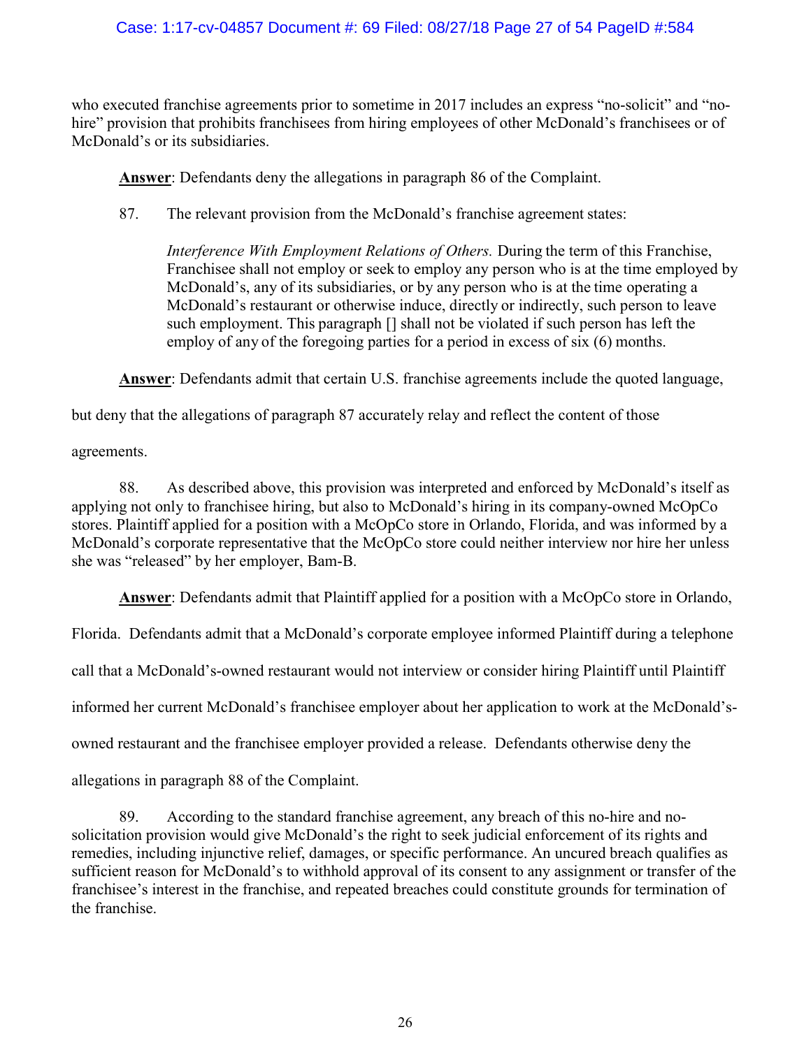who executed franchise agreements prior to sometime in 2017 includes an express "no-solicit" and "no-hire" provision that prohibits franchisees from hiring employees of other McDonald's franchisees or of McDonald's or its subsidiaries.

**Answer**: Defendants deny the allegations in paragraph 86 of the Complaint.

87. The relevant provision from the McDonald's franchise agreement states:

> *Interference With Employment Relations of Others.* During the term of this Franchise, Franchisee shall not employ or seek to employ any person who is at the time employed by McDonald's, any of its subsidiaries, or by any person who is at the time operating a McDonald's restaurant or otherwise induce, directly or indirectly, such person to leave such employment. This paragraph [] shall not be violated if such person has left the employ of any of the foregoing parties for a period in excess of six (6) months.

**Answer**: Defendants admit that certain U.S. franchise agreements include the quoted language, but deny that the allegations of paragraph 87 accurately relay and reflect the content of those agreements.

88. As described above, this provision was interpreted and enforced by McDonald's itself as applying not only to franchisee hiring, but also to McDonald's hiring in its company-owned McOpCo stores. Plaintiff applied for a position with a McOpCo store in Orlando, Florida, and was informed by a McDonald's corporate representative that the McOpCo store could neither interview nor hire her unless she was "released" by her employer, Bam-B.

**Answer**: Defendants admit that Plaintiff applied for a position with a McOpCo store in Orlando, Florida. Defendants admit that a McDonald's corporate employee informed Plaintiff during a telephone call that a McDonald's-owned restaurant would not interview or consider hiring Plaintiff until Plaintiff informed her current McDonald's franchisee employer about her application to work at the McDonald's-owned restaurant and the franchisee employer provided a release. Defendants otherwise deny the allegations in paragraph 88 of the Complaint.

89. According to the standard franchise agreement, any breach of this no-hire and no-solicitation provision would give McDonald's the right to seek judicial enforcement of its rights and remedies, including injunctive relief, damages, or specific performance. An uncured breach qualifies as sufficient reason for McDonald's to withhold approval of its consent to any assignment or transfer of the franchisee's interest in the franchise, and repeated breaches could constitute grounds for termination of the franchise.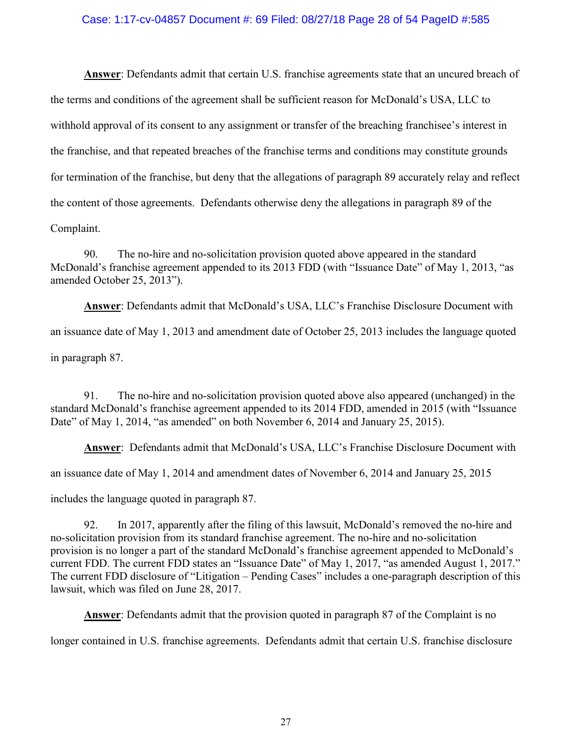**Answer**: Defendants admit that certain U.S. franchise agreements state that an uncured breach of the terms and conditions of the agreement shall be sufficient reason for McDonald's USA, LLC to withhold approval of its consent to any assignment or transfer of the breaching franchisee's interest in the franchise, and that repeated breaches of the franchise terms and conditions may constitute grounds for termination of the franchise, but deny that the allegations of paragraph 89 accurately relay and reflect the content of those agreements. Defendants otherwise deny the allegations in paragraph 89 of the Complaint.

90. The no-hire and no-solicitation provision quoted above appeared in the standard McDonald's franchise agreement appended to its 2013 FDD (with "Issuance Date" of May 1, 2013, "as amended October 25, 2013").

**Answer**: Defendants admit that McDonald's USA, LLC's Franchise Disclosure Document with an issuance date of May 1, 2013 and amendment date of October 25, 2013 includes the language quoted in paragraph 87.

91. The no-hire and no-solicitation provision quoted above also appeared (unchanged) in the standard McDonald's franchise agreement appended to its 2014 FDD, amended in 2015 (with "Issuance Date" of May 1, 2014, "as amended" on both November 6, 2014 and January 25, 2015).

**Answer**: Defendants admit that McDonald's USA, LLC's Franchise Disclosure Document with an issuance date of May 1, 2014 and amendment dates of November 6, 2014 and January 25, 2015 includes the language quoted in paragraph 87.

92. In 2017, apparently after the filing of this lawsuit, McDonald's removed the no-hire and no-solicitation provision from its standard franchise agreement. The no-hire and no-solicitation provision is no longer a part of the standard McDonald's franchise agreement appended to McDonald's current FDD. The current FDD states an "Issuance Date" of May 1, 2017, "as amended August 1, 2017." The current FDD disclosure of "Litigation – Pending Cases" includes a one-paragraph description of this lawsuit, which was filed on June 28, 2017.

**Answer**: Defendants admit that the provision quoted in paragraph 87 of the Complaint is no longer contained in U.S. franchise agreements. Defendants admit that certain U.S. franchise disclosure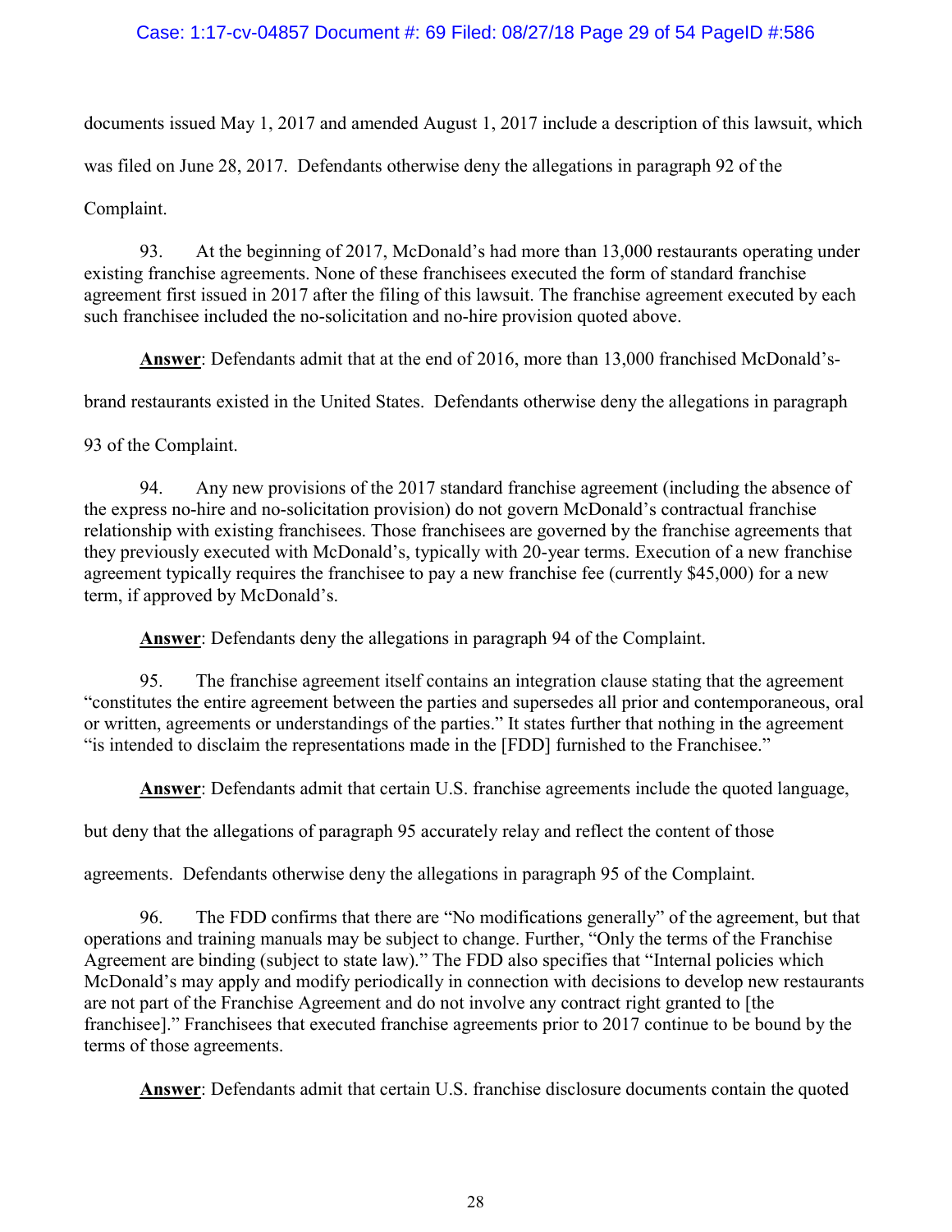documents issued May 1, 2017 and amended August 1, 2017 include a description of this lawsuit, which was filed on June 28, 2017. Defendants otherwise deny the allegations in paragraph 92 of the Complaint.

93. At the beginning of 2017, McDonald's had more than 13,000 restaurants operating under existing franchise agreements. None of these franchisees executed the form of standard franchise agreement first issued in 2017 after the filing of this lawsuit. The franchise agreement executed by each such franchisee included the no-solicitation and no-hire provision quoted above.

**Answer**: Defendants admit that at the end of 2016, more than 13,000 franchised McDonald's-brand restaurants existed in the United States. Defendants otherwise deny the allegations in paragraph 93 of the Complaint.

94. Any new provisions of the 2017 standard franchise agreement (including the absence of the express no-hire and no-solicitation provision) do not govern McDonald's contractual franchise relationship with existing franchisees. Those franchisees are governed by the franchise agreements that they previously executed with McDonald's, typically with 20-year terms. Execution of a new franchise agreement typically requires the franchisee to pay a new franchise fee (currently $45,000) for a new term, if approved by McDonald's.

**Answer**: Defendants deny the allegations in paragraph 94 of the Complaint.

95. The franchise agreement itself contains an integration clause stating that the agreement "constitutes the entire agreement between the parties and supersedes all prior and contemporaneous, oral or written, agreements or understandings of the parties." It states further that nothing in the agreement "is intended to disclaim the representations made in the [FDD] furnished to the Franchisee."

**Answer**: Defendants admit that certain U.S. franchise agreements include the quoted language, but deny that the allegations of paragraph 95 accurately relay and reflect the content of those agreements. Defendants otherwise deny the allegations in paragraph 95 of the Complaint.

96. The FDD confirms that there are "No modifications generally" of the agreement, but that operations and training manuals may be subject to change. Further, "Only the terms of the Franchise Agreement are binding (subject to state law)." The FDD also specifies that "Internal policies which McDonald's may apply and modify periodically in connection with decisions to develop new restaurants are not part of the Franchise Agreement and do not involve any contract right granted to [the franchisee]." Franchisees that executed franchise agreements prior to 2017 continue to be bound by the terms of those agreements.

**Answer**: Defendants admit that certain U.S. franchise disclosure documents contain the quoted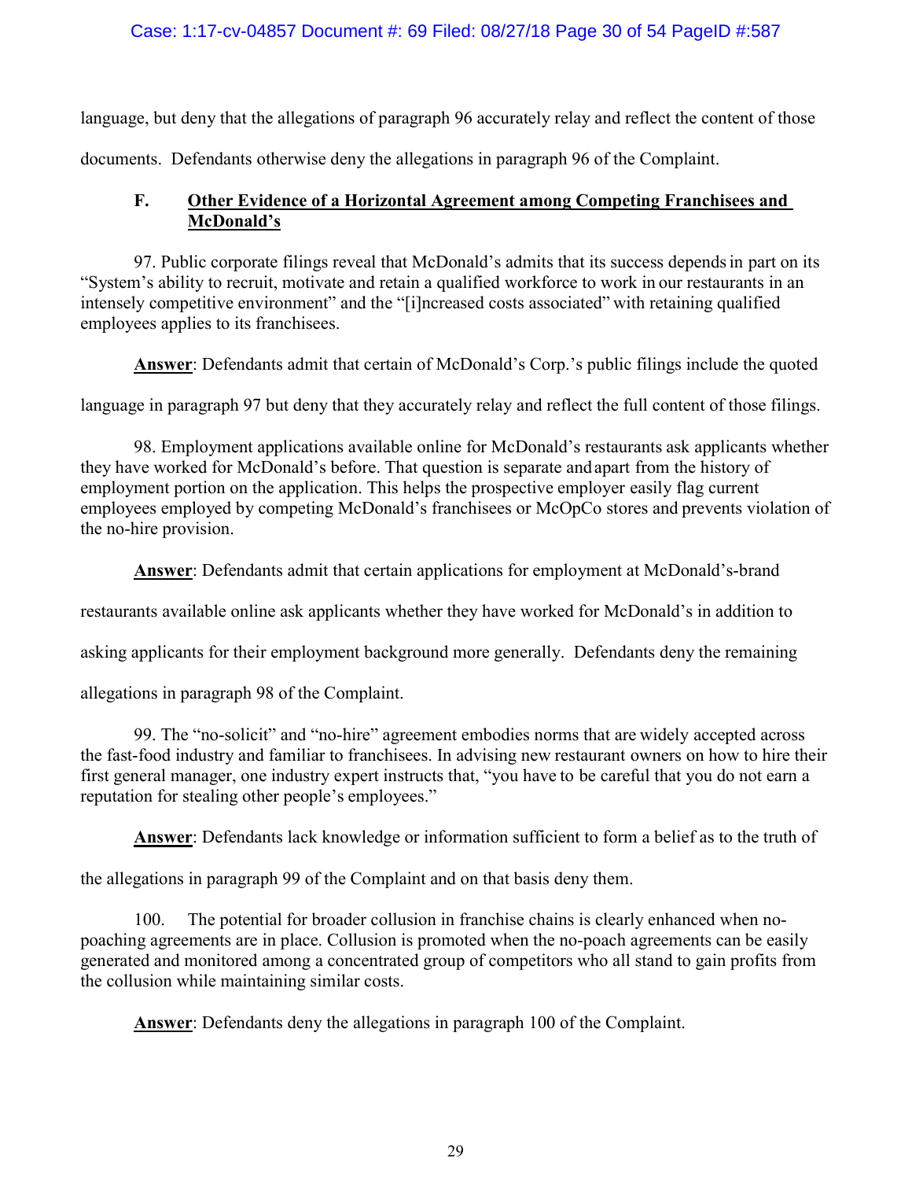language, but deny that the allegations of paragraph 96 accurately relay and reflect the content of those documents. Defendants otherwise deny the allegations in paragraph 96 of the Complaint.

### F. Other Evidence of a Horizontal Agreement among Competing Franchisees and McDonald's

97. Public corporate filings reveal that McDonald's admits that its success depends in part on its "System's ability to recruit, motivate and retain a qualified workforce to work in our restaurants in an intensely competitive environment" and the "[i]ncreased costs associated" with retaining qualified employees applies to its franchisees.

**Answer**: Defendants admit that certain of McDonald's Corp.'s public filings include the quoted language in paragraph 97 but deny that they accurately relay and reflect the full content of those filings.

98. Employment applications available online for McDonald's restaurants ask applicants whether they have worked for McDonald's before. That question is separate and apart from the history of employment portion on the application. This helps the prospective employer easily flag current employees employed by competing McDonald's franchisees or McOpCo stores and prevents violation of the no-hire provision.

**Answer**: Defendants admit that certain applications for employment at McDonald's-brand restaurants available online ask applicants whether they have worked for McDonald's in addition to asking applicants for their employment background more generally. Defendants deny the remaining allegations in paragraph 98 of the Complaint.

99. The "no-solicit" and "no-hire" agreement embodies norms that are widely accepted across the fast-food industry and familiar to franchisees. In advising new restaurant owners on how to hire their first general manager, one industry expert instructs that, "you have to be careful that you do not earn a reputation for stealing other people's employees."

**Answer**: Defendants lack knowledge or information sufficient to form a belief as to the truth of the allegations in paragraph 99 of the Complaint and on that basis deny them.

100. The potential for broader collusion in franchise chains is clearly enhanced when no-poaching agreements are in place. Collusion is promoted when the no-poach agreements can be easily generated and monitored among a concentrated group of competitors who all stand to gain profits from the collusion while maintaining similar costs.

**Answer**: Defendants deny the allegations in paragraph 100 of the Complaint.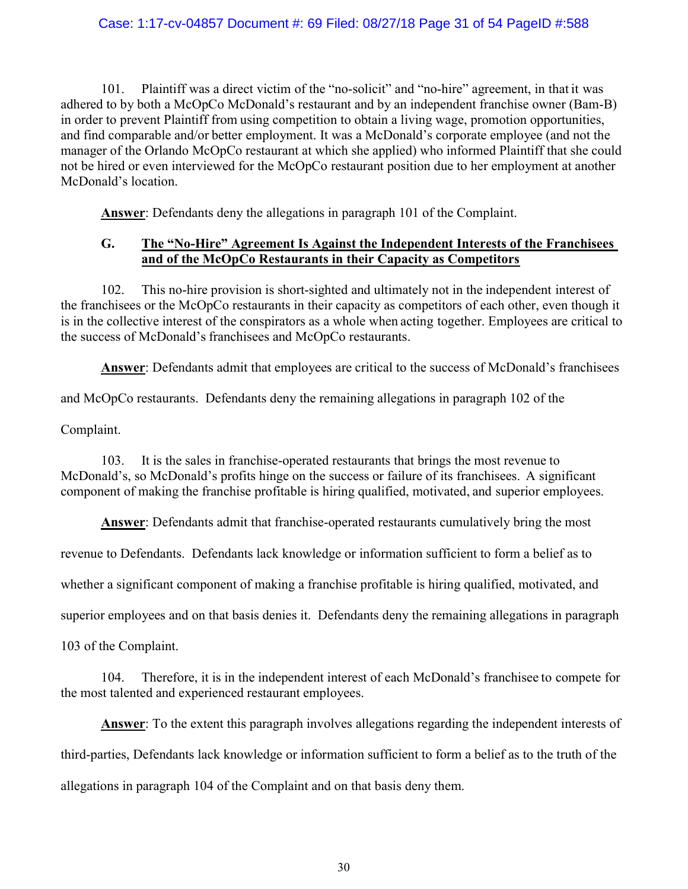101. Plaintiff was a direct victim of the "no-solicit" and "no-hire" agreement, in that it was adhered to by both a McOpCo McDonald's restaurant and by an independent franchise owner (Bam-B) in order to prevent Plaintiff from using competition to obtain a living wage, promotion opportunities, and find comparable and/or better employment. It was a McDonald's corporate employee (and not the manager of the Orlando McOpCo restaurant at which she applied) who informed Plaintiff that she could not be hired or even interviewed for the McOpCo restaurant position due to her employment at another McDonald's location.

**Answer**: Defendants deny the allegations in paragraph 101 of the Complaint.

### G. The "No-Hire" Agreement Is Against the Independent Interests of the Franchisees and of the McOpCo Restaurants in their Capacity as Competitors

102. This no-hire provision is short-sighted and ultimately not in the independent interest of the franchisees or the McOpCo restaurants in their capacity as competitors of each other, even though it is in the collective interest of the conspirators as a whole when acting together. Employees are critical to the success of McDonald's franchisees and McOpCo restaurants.

**Answer**: Defendants admit that employees are critical to the success of McDonald's franchisees and McOpCo restaurants. Defendants deny the remaining allegations in paragraph 102 of the Complaint.

103. It is the sales in franchise-operated restaurants that brings the most revenue to McDonald's, so McDonald's profits hinge on the success or failure of its franchisees. A significant component of making the franchise profitable is hiring qualified, motivated, and superior employees.

**Answer**: Defendants admit that franchise-operated restaurants cumulatively bring the most revenue to Defendants. Defendants lack knowledge or information sufficient to form a belief as to whether a significant component of making a franchise profitable is hiring qualified, motivated, and superior employees and on that basis denies it. Defendants deny the remaining allegations in paragraph 103 of the Complaint.

104. Therefore, it is in the independent interest of each McDonald's franchisee to compete for the most talented and experienced restaurant employees.

**Answer**: To the extent this paragraph involves allegations regarding the independent interests of third-parties, Defendants lack knowledge or information sufficient to form a belief as to the truth of the allegations in paragraph 104 of the Complaint and on that basis deny them.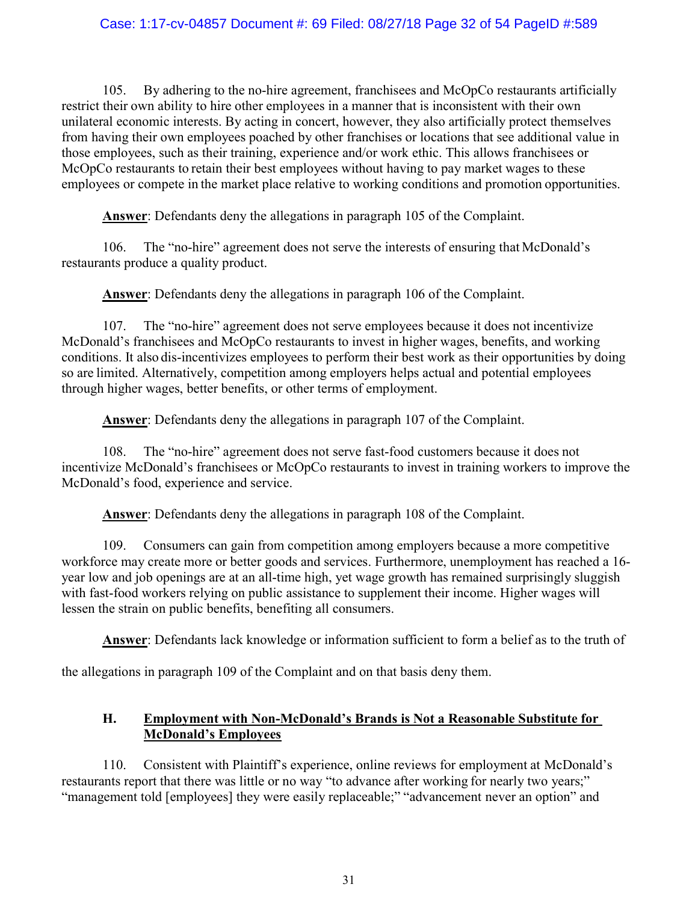105. By adhering to the no-hire agreement, franchisees and McOpCo restaurants artificially restrict their own ability to hire other employees in a manner that is inconsistent with their own unilateral economic interests. By acting in concert, however, they also artificially protect themselves from having their own employees poached by other franchises or locations that see additional value in those employees, such as their training, experience and/or work ethic. This allows franchisees or McOpCo restaurants to retain their best employees without having to pay market wages to these employees or compete in the market place relative to working conditions and promotion opportunities.

**Answer**: Defendants deny the allegations in paragraph 105 of the Complaint.

106. The "no-hire" agreement does not serve the interests of ensuring that McDonald's restaurants produce a quality product.

**Answer**: Defendants deny the allegations in paragraph 106 of the Complaint.

107. The "no-hire" agreement does not serve employees because it does not incentivize McDonald's franchisees and McOpCo restaurants to invest in higher wages, benefits, and working conditions. It also dis-incentivizes employees to perform their best work as their opportunities by doing so are limited. Alternatively, competition among employers helps actual and potential employees through higher wages, better benefits, or other terms of employment.

**Answer**: Defendants deny the allegations in paragraph 107 of the Complaint.

108. The "no-hire" agreement does not serve fast-food customers because it does not incentivize McDonald's franchisees or McOpCo restaurants to invest in training workers to improve the McDonald's food, experience and service.

**Answer**: Defendants deny the allegations in paragraph 108 of the Complaint.

109. Consumers can gain from competition among employers because a more competitive workforce may create more or better goods and services. Furthermore, unemployment has reached a 16-year low and job openings are at an all-time high, yet wage growth has remained surprisingly sluggish with fast-food workers relying on public assistance to supplement their income. Higher wages will lessen the strain on public benefits, benefiting all consumers.

**Answer**: Defendants lack knowledge or information sufficient to form a belief as to the truth of the allegations in paragraph 109 of the Complaint and on that basis deny them.

### H. Employment with Non-McDonald's Brands is Not a Reasonable Substitute for McDonald's Employees

110. Consistent with Plaintiff's experience, online reviews for employment at McDonald's restaurants report that there was little or no way "to advance after working for nearly two years;" "management told [employees] they were easily replaceable;" "advancement never an option" and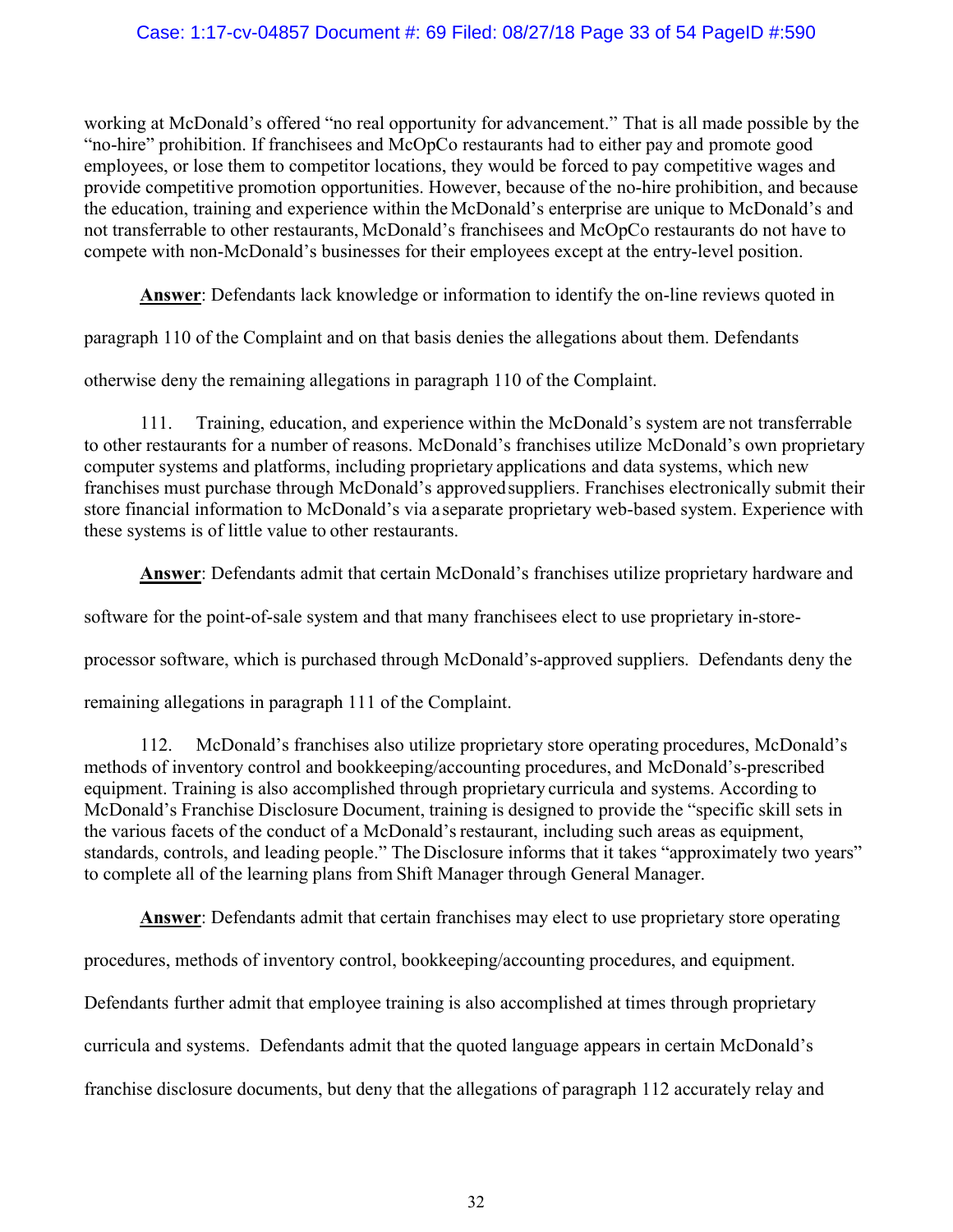working at McDonald's offered "no real opportunity for advancement." That is all made possible by the "no-hire" prohibition. If franchisees and McOpCo restaurants had to either pay and promote good employees, or lose them to competitor locations, they would be forced to pay competitive wages and provide competitive promotion opportunities. However, because of the no-hire prohibition, and because the education, training and experience within the McDonald's enterprise are unique to McDonald's and not transferrable to other restaurants, McDonald's franchisees and McOpCo restaurants do not have to compete with non-McDonald's businesses for their employees except at the entry-level position.

**Answer**: Defendants lack knowledge or information to identify the on-line reviews quoted in paragraph 110 of the Complaint and on that basis denies the allegations about them. Defendants otherwise deny the remaining allegations in paragraph 110 of the Complaint.

111. Training, education, and experience within the McDonald's system are not transferrable to other restaurants for a number of reasons. McDonald's franchises utilize McDonald's own proprietary computer systems and platforms, including proprietary applications and data systems, which new franchises must purchase through McDonald's approved suppliers. Franchises electronically submit their store financial information to McDonald's via a separate proprietary web-based system. Experience with these systems is of little value to other restaurants.

**Answer**: Defendants admit that certain McDonald's franchises utilize proprietary hardware and software for the point-of-sale system and that many franchisees elect to use proprietary in-store-processor software, which is purchased through McDonald's-approved suppliers. Defendants deny the remaining allegations in paragraph 111 of the Complaint.

112. McDonald's franchises also utilize proprietary store operating procedures, McDonald's methods of inventory control and bookkeeping/accounting procedures, and McDonald's-prescribed equipment. Training is also accomplished through proprietary curricula and systems. According to McDonald's Franchise Disclosure Document, training is designed to provide the "specific skill sets in the various facets of the conduct of a McDonald's restaurant, including such areas as equipment, standards, controls, and leading people." The Disclosure informs that it takes "approximately two years" to complete all of the learning plans from Shift Manager through General Manager.

**Answer**: Defendants admit that certain franchises may elect to use proprietary store operating procedures, methods of inventory control, bookkeeping/accounting procedures, and equipment. Defendants further admit that employee training is also accomplished at times through proprietary curricula and systems. Defendants admit that the quoted language appears in certain McDonald's franchise disclosure documents, but deny that the allegations of paragraph 112 accurately relay and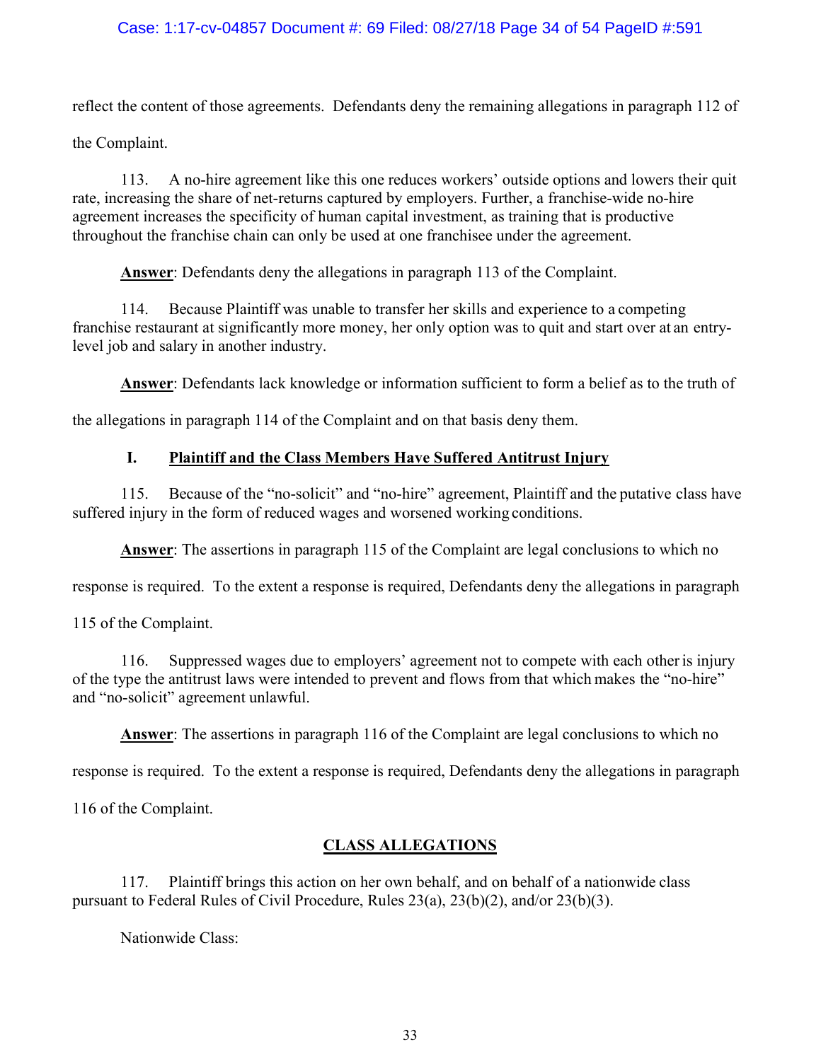reflect the content of those agreements. Defendants deny the remaining allegations in paragraph 112 of the Complaint.

113. A no-hire agreement like this one reduces workers' outside options and lowers their quit rate, increasing the share of net-returns captured by employers. Further, a franchise-wide no-hire agreement increases the specificity of human capital investment, as training that is productive throughout the franchise chain can only be used at one franchisee under the agreement.

**Answer**: Defendants deny the allegations in paragraph 113 of the Complaint.

114. Because Plaintiff was unable to transfer her skills and experience to a competing franchise restaurant at significantly more money, her only option was to quit and start over at an entry-level job and salary in another industry.

**Answer**: Defendants lack knowledge or information sufficient to form a belief as to the truth of the allegations in paragraph 114 of the Complaint and on that basis deny them.

### I. Plaintiff and the Class Members Have Suffered Antitrust Injury

115. Because of the "no-solicit" and "no-hire" agreement, Plaintiff and the putative class have suffered injury in the form of reduced wages and worsened working conditions.

**Answer**: The assertions in paragraph 115 of the Complaint are legal conclusions to which no response is required. To the extent a response is required, Defendants deny the allegations in paragraph 115 of the Complaint.

116. Suppressed wages due to employers' agreement not to compete with each other is injury of the type the antitrust laws were intended to prevent and flows from that which makes the "no-hire" and "no-solicit" agreement unlawful.

**Answer**: The assertions in paragraph 116 of the Complaint are legal conclusions to which no response is required. To the extent a response is required, Defendants deny the allegations in paragraph 116 of the Complaint.

## CLASS ALLEGATIONS

117. Plaintiff brings this action on her own behalf, and on behalf of a nationwide class pursuant to Federal Rules of Civil Procedure, Rules 23(a), 23(b)(2), and/or 23(b)(3).

Nationwide Class: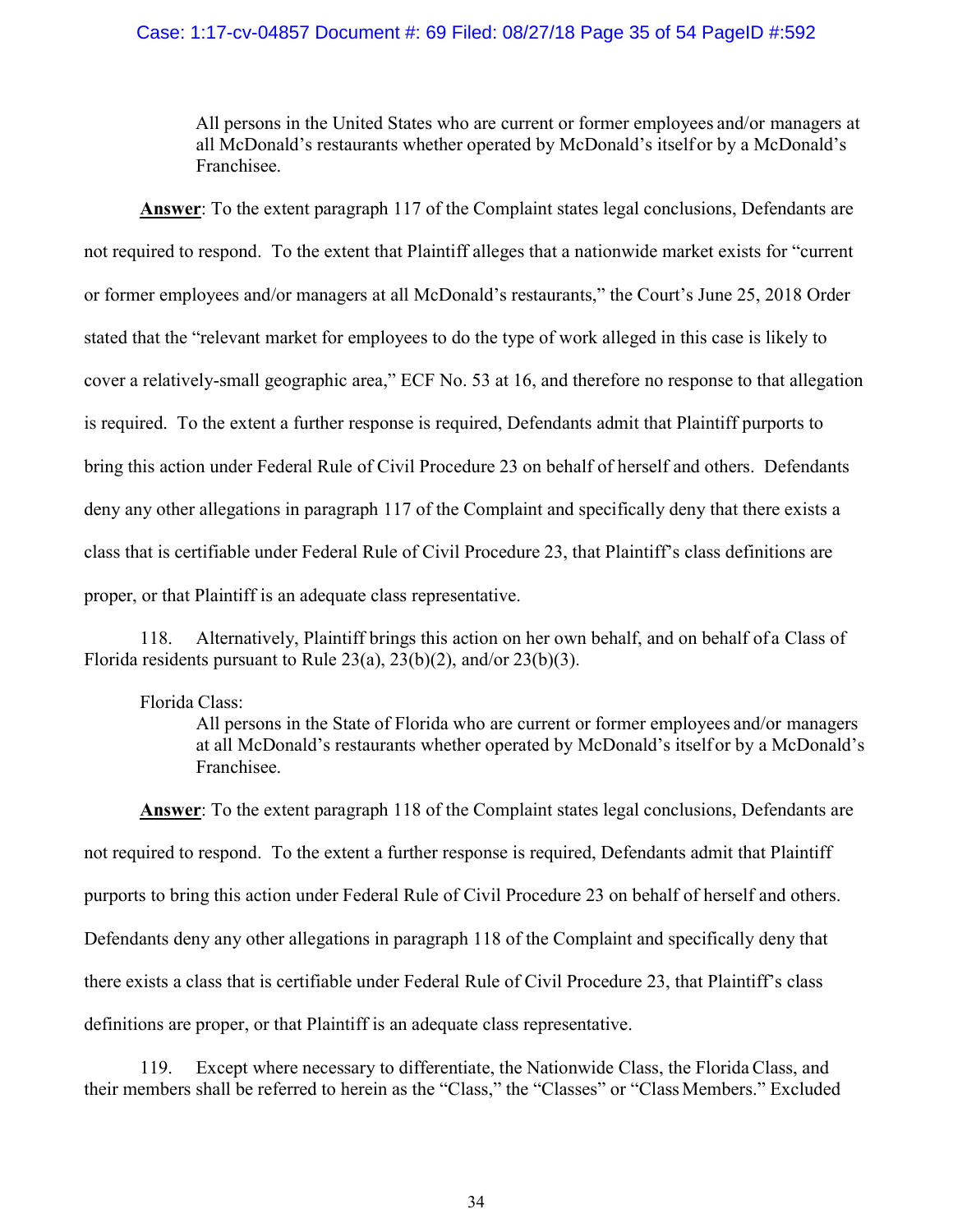> All persons in the United States who are current or former employees and/or managers at all McDonald's restaurants whether operated by McDonald's itself or by a McDonald's Franchisee.

**Answer**: To the extent paragraph 117 of the Complaint states legal conclusions, Defendants are not required to respond. To the extent that Plaintiff alleges that a nationwide market exists for "current or former employees and/or managers at all McDonald's restaurants," the Court's June 25, 2018 Order stated that the "relevant market for employees to do the type of work alleged in this case is likely to cover a relatively-small geographic area," ECF No. 53 at 16, and therefore no response to that allegation is required. To the extent a further response is required, Defendants admit that Plaintiff purports to bring this action under Federal Rule of Civil Procedure 23 on behalf of herself and others. Defendants deny any other allegations in paragraph 117 of the Complaint and specifically deny that there exists a class that is certifiable under Federal Rule of Civil Procedure 23, that Plaintiff's class definitions are proper, or that Plaintiff is an adequate class representative.

118. Alternatively, Plaintiff brings this action on her own behalf, and on behalf of a Class of Florida residents pursuant to Rule 23(a), 23(b)(2), and/or 23(b)(3).

Florida Class:

> All persons in the State of Florida who are current or former employees and/or managers at all McDonald's restaurants whether operated by McDonald's itself or by a McDonald's Franchisee.

**Answer**: To the extent paragraph 118 of the Complaint states legal conclusions, Defendants are not required to respond. To the extent a further response is required, Defendants admit that Plaintiff purports to bring this action under Federal Rule of Civil Procedure 23 on behalf of herself and others. Defendants deny any other allegations in paragraph 118 of the Complaint and specifically deny that there exists a class that is certifiable under Federal Rule of Civil Procedure 23, that Plaintiff's class definitions are proper, or that Plaintiff is an adequate class representative.

119. Except where necessary to differentiate, the Nationwide Class, the Florida Class, and their members shall be referred to herein as the "Class," the "Classes" or "Class Members." Excluded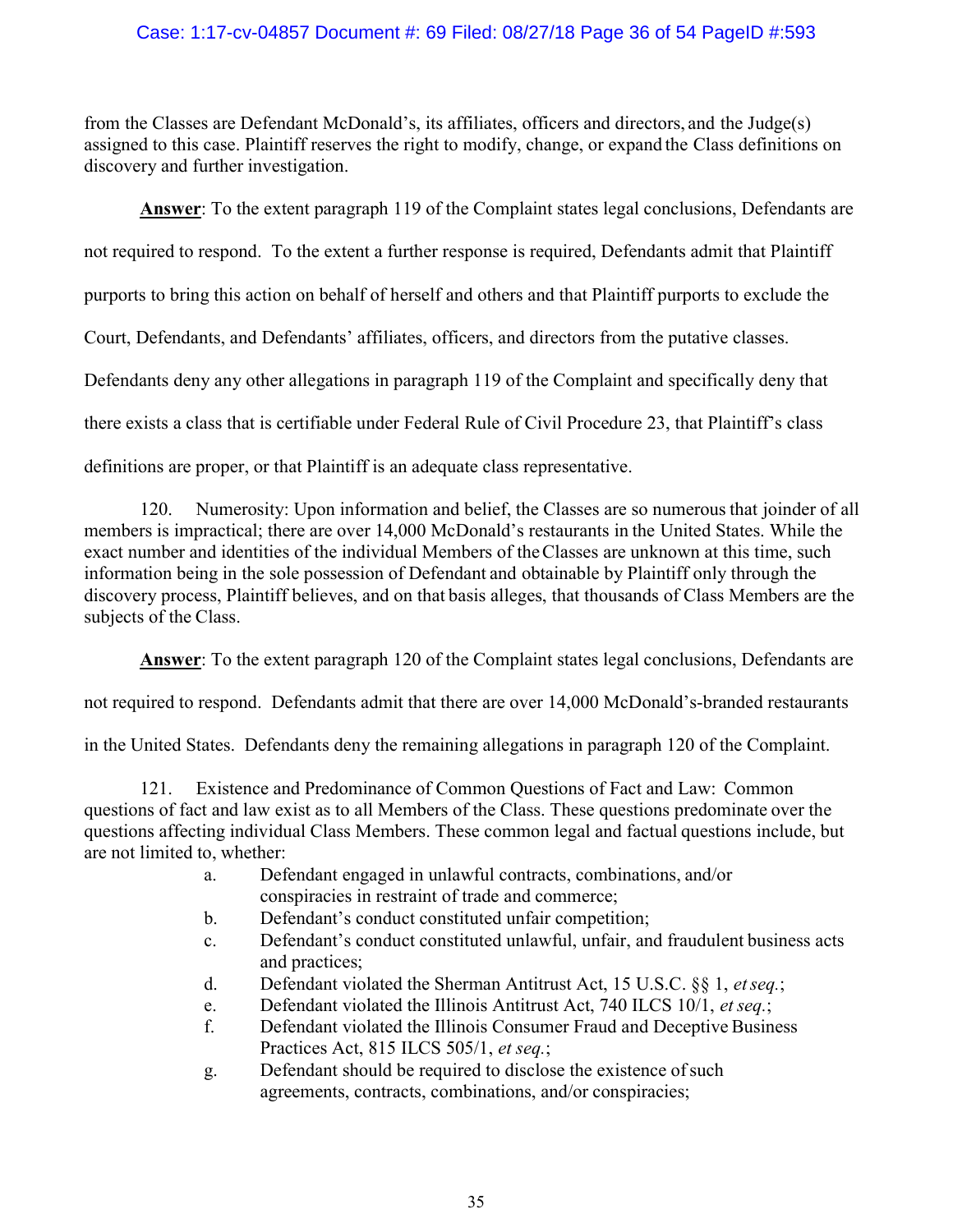from the Classes are Defendant McDonald's, its affiliates, officers and directors, and the Judge(s) assigned to this case. Plaintiff reserves the right to modify, change, or expand the Class definitions on discovery and further investigation.

**Answer**: To the extent paragraph 119 of the Complaint states legal conclusions, Defendants are not required to respond. To the extent a further response is required, Defendants admit that Plaintiff purports to bring this action on behalf of herself and others and that Plaintiff purports to exclude the Court, Defendants, and Defendants' affiliates, officers, and directors from the putative classes. Defendants deny any other allegations in paragraph 119 of the Complaint and specifically deny that there exists a class that is certifiable under Federal Rule of Civil Procedure 23, that Plaintiff's class definitions are proper, or that Plaintiff is an adequate class representative.

120. Numerosity: Upon information and belief, the Classes are so numerous that joinder of all members is impractical; there are over 14,000 McDonald's restaurants in the United States. While the exact number and identities of the individual Members of the Classes are unknown at this time, such information being in the sole possession of Defendant and obtainable by Plaintiff only through the discovery process, Plaintiff believes, and on that basis alleges, that thousands of Class Members are the subjects of the Class.

**Answer**: To the extent paragraph 120 of the Complaint states legal conclusions, Defendants are not required to respond. Defendants admit that there are over 14,000 McDonald's-branded restaurants in the United States. Defendants deny the remaining allegations in paragraph 120 of the Complaint.

121. Existence and Predominance of Common Questions of Fact and Law: Common questions of fact and law exist as to all Members of the Class. These questions predominate over the questions affecting individual Class Members. These common legal and factual questions include, but are not limited to, whether:

a. Defendant engaged in unlawful contracts, combinations, and/or conspiracies in restraint of trade and commerce;
b. Defendant's conduct constituted unfair competition;
c. Defendant's conduct constituted unlawful, unfair, and fraudulent business acts and practices;
d. Defendant violated the Sherman Antitrust Act, 15 U.S.C. §§ 1, *et seq.*;
e. Defendant violated the Illinois Antitrust Act, 740 ILCS 10/1, *et seq.*;
f. Defendant violated the Illinois Consumer Fraud and Deceptive Business Practices Act, 815 ILCS 505/1, *et seq.*;
g. Defendant should be required to disclose the existence of such agreements, contracts, combinations, and/or conspiracies;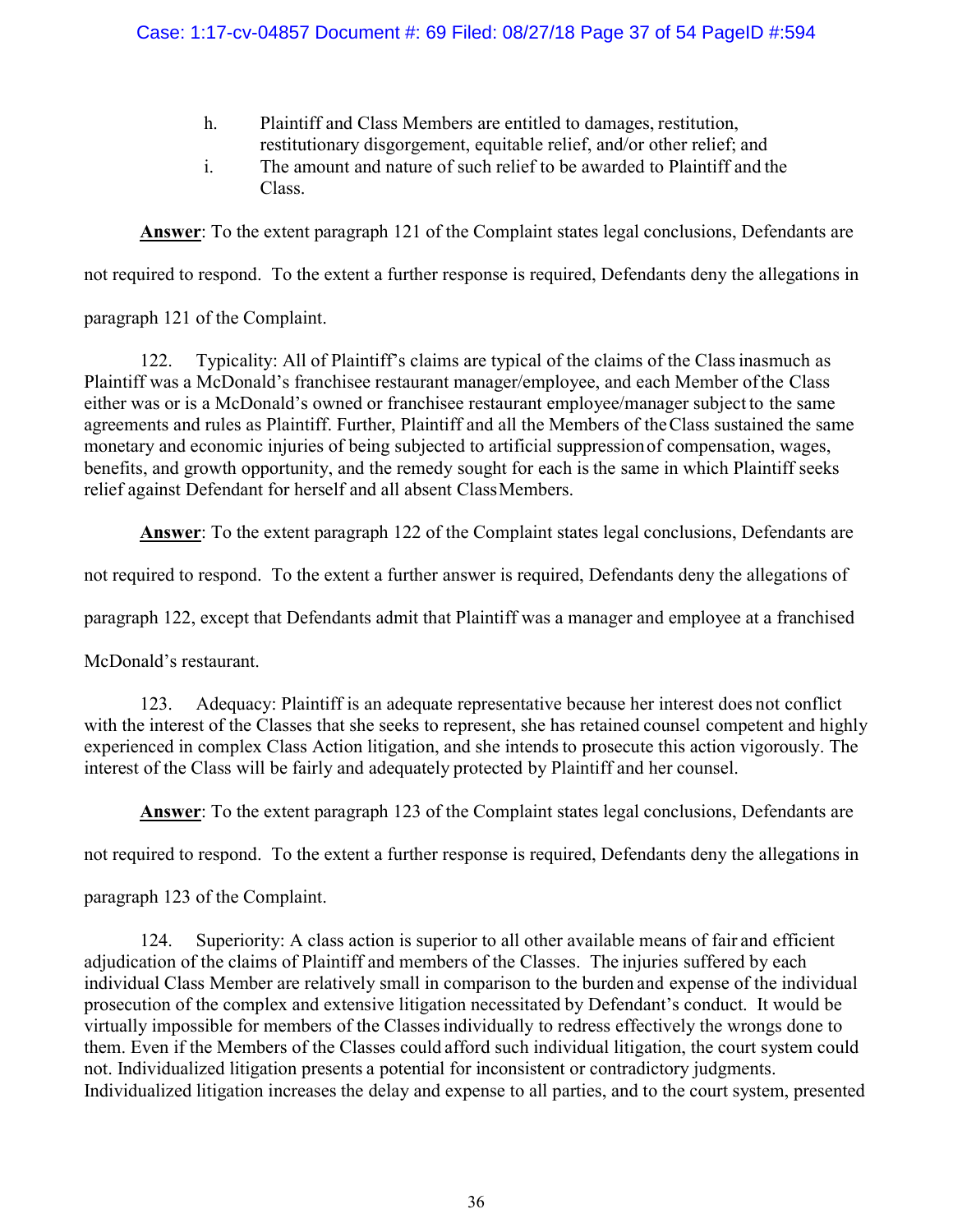h. Plaintiff and Class Members are entitled to damages, restitution, restitutionary disgorgement, equitable relief, and/or other relief; and

i. The amount and nature of such relief to be awarded to Plaintiff and the Class.

**Answer**: To the extent paragraph 121 of the Complaint states legal conclusions, Defendants are not required to respond. To the extent a further response is required, Defendants deny the allegations in paragraph 121 of the Complaint.

122. Typicality: All of Plaintiff's claims are typical of the claims of the Class inasmuch as Plaintiff was a McDonald's franchisee restaurant manager/employee, and each Member of the Class either was or is a McDonald's owned or franchisee restaurant employee/manager subject to the same agreements and rules as Plaintiff. Further, Plaintiff and all the Members of the Class sustained the same monetary and economic injuries of being subjected to artificial suppression of compensation, wages, benefits, and growth opportunity, and the remedy sought for each is the same in which Plaintiff seeks relief against Defendant for herself and all absent Class Members.

**Answer**: To the extent paragraph 122 of the Complaint states legal conclusions, Defendants are not required to respond. To the extent a further answer is required, Defendants deny the allegations of paragraph 122, except that Defendants admit that Plaintiff was a manager and employee at a franchised McDonald's restaurant.

123. Adequacy: Plaintiff is an adequate representative because her interest does not conflict with the interest of the Classes that she seeks to represent, she has retained counsel competent and highly experienced in complex Class Action litigation, and she intends to prosecute this action vigorously. The interest of the Class will be fairly and adequately protected by Plaintiff and her counsel.

**Answer**: To the extent paragraph 123 of the Complaint states legal conclusions, Defendants are not required to respond. To the extent a further response is required, Defendants deny the allegations in paragraph 123 of the Complaint.

124. Superiority: A class action is superior to all other available means of fair and efficient adjudication of the claims of Plaintiff and members of the Classes. The injuries suffered by each individual Class Member are relatively small in comparison to the burden and expense of the individual prosecution of the complex and extensive litigation necessitated by Defendant's conduct. It would be virtually impossible for members of the Classes individually to redress effectively the wrongs done to them. Even if the Members of the Classes could afford such individual litigation, the court system could not. Individualized litigation presents a potential for inconsistent or contradictory judgments. Individualized litigation increases the delay and expense to all parties, and to the court system, presented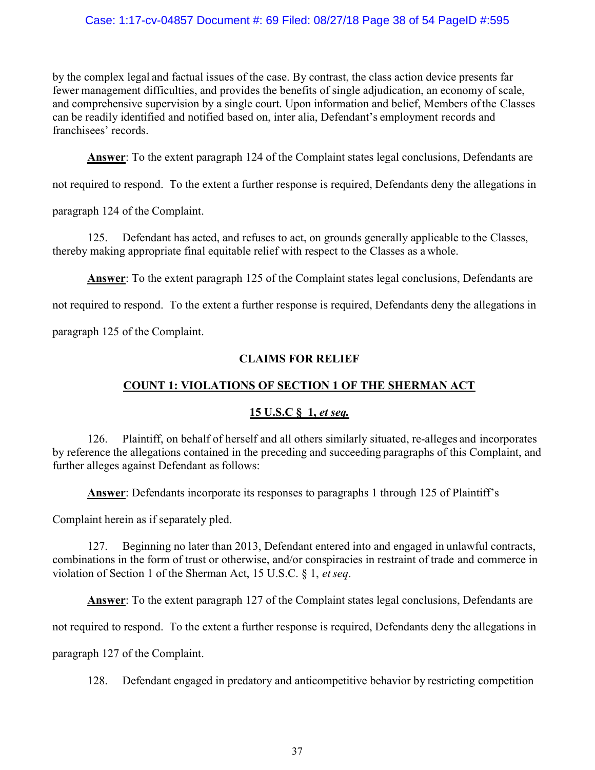by the complex legal and factual issues of the case. By contrast, the class action device presents far fewer management difficulties, and provides the benefits of single adjudication, an economy of scale, and comprehensive supervision by a single court. Upon information and belief, Members of the Classes can be readily identified and notified based on, inter alia, Defendant's employment records and franchisees' records.

**Answer**: To the extent paragraph 124 of the Complaint states legal conclusions, Defendants are not required to respond. To the extent a further response is required, Defendants deny the allegations in paragraph 124 of the Complaint.

125. Defendant has acted, and refuses to act, on grounds generally applicable to the Classes, thereby making appropriate final equitable relief with respect to the Classes as a whole.

**Answer**: To the extent paragraph 125 of the Complaint states legal conclusions, Defendants are not required to respond. To the extent a further response is required, Defendants deny the allegations in paragraph 125 of the Complaint.

## CLAIMS FOR RELIEF

## COUNT 1: VIOLATIONS OF SECTION 1 OF THE SHERMAN ACT

## 15 U.S.C § 1, *et seq.*

126. Plaintiff, on behalf of herself and all others similarly situated, re-alleges and incorporates by reference the allegations contained in the preceding and succeeding paragraphs of this Complaint, and further alleges against Defendant as follows:

**Answer**: Defendants incorporate its responses to paragraphs 1 through 125 of Plaintiff's Complaint herein as if separately pled.

127. Beginning no later than 2013, Defendant entered into and engaged in unlawful contracts, combinations in the form of trust or otherwise, and/or conspiracies in restraint of trade and commerce in violation of Section 1 of the Sherman Act, 15 U.S.C. § 1, *et seq*.

**Answer**: To the extent paragraph 127 of the Complaint states legal conclusions, Defendants are not required to respond. To the extent a further response is required, Defendants deny the allegations in paragraph 127 of the Complaint.

128. Defendant engaged in predatory and anticompetitive behavior by restricting competition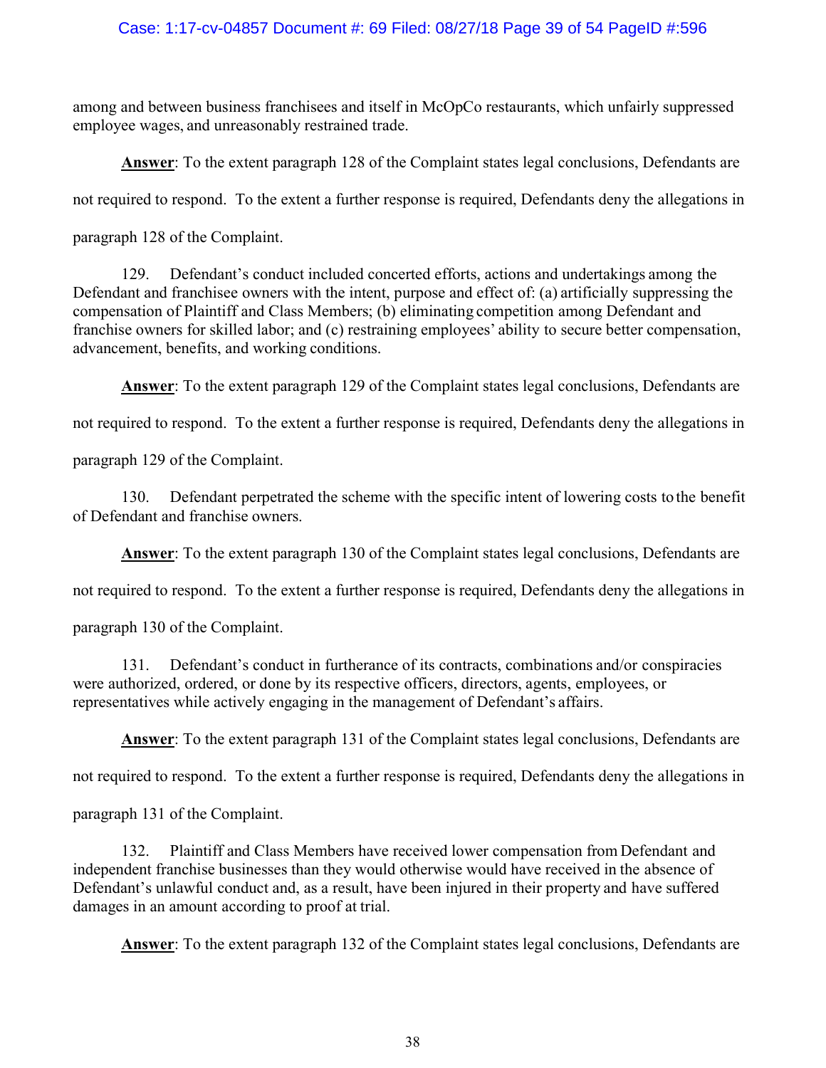among and between business franchisees and itself in McOpCo restaurants, which unfairly suppressed employee wages, and unreasonably restrained trade.

**Answer**: To the extent paragraph 128 of the Complaint states legal conclusions, Defendants are not required to respond. To the extent a further response is required, Defendants deny the allegations in paragraph 128 of the Complaint.

129. Defendant's conduct included concerted efforts, actions and undertakings among the Defendant and franchisee owners with the intent, purpose and effect of: (a) artificially suppressing the compensation of Plaintiff and Class Members; (b) eliminating competition among Defendant and franchise owners for skilled labor; and (c) restraining employees' ability to secure better compensation, advancement, benefits, and working conditions.

**Answer**: To the extent paragraph 129 of the Complaint states legal conclusions, Defendants are not required to respond. To the extent a further response is required, Defendants deny the allegations in paragraph 129 of the Complaint.

130. Defendant perpetrated the scheme with the specific intent of lowering costs to the benefit of Defendant and franchise owners.

**Answer**: To the extent paragraph 130 of the Complaint states legal conclusions, Defendants are not required to respond. To the extent a further response is required, Defendants deny the allegations in paragraph 130 of the Complaint.

131. Defendant's conduct in furtherance of its contracts, combinations and/or conspiracies were authorized, ordered, or done by its respective officers, directors, agents, employees, or representatives while actively engaging in the management of Defendant's affairs.

**Answer**: To the extent paragraph 131 of the Complaint states legal conclusions, Defendants are not required to respond. To the extent a further response is required, Defendants deny the allegations in paragraph 131 of the Complaint.

132. Plaintiff and Class Members have received lower compensation from Defendant and independent franchise businesses than they would otherwise would have received in the absence of Defendant's unlawful conduct and, as a result, have been injured in their property and have suffered damages in an amount according to proof at trial.

**Answer**: To the extent paragraph 132 of the Complaint states legal conclusions, Defendants are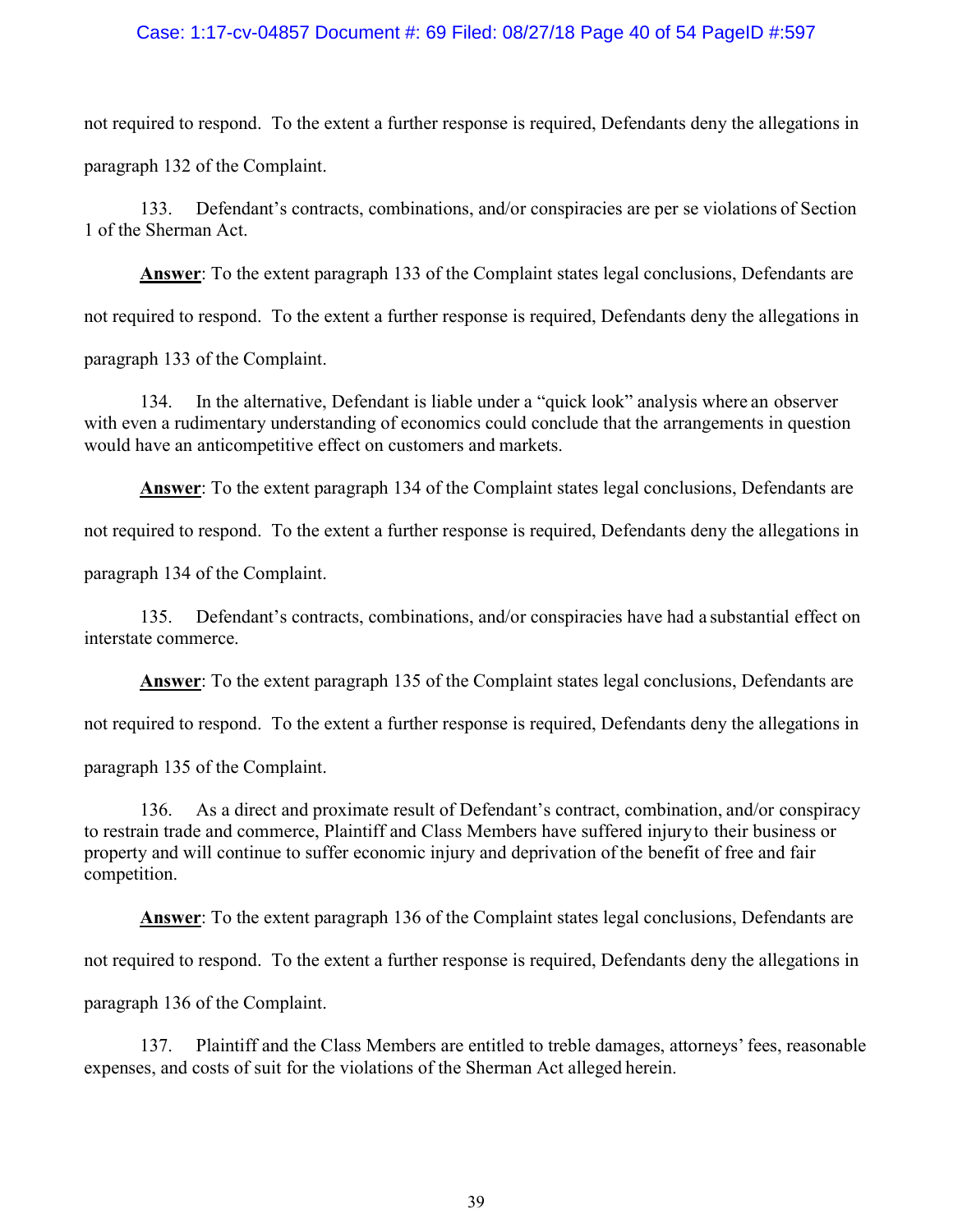not required to respond. To the extent a further response is required, Defendants deny the allegations in paragraph 132 of the Complaint.

133. Defendant's contracts, combinations, and/or conspiracies are per se violations of Section 1 of the Sherman Act.

**Answer**: To the extent paragraph 133 of the Complaint states legal conclusions, Defendants are not required to respond. To the extent a further response is required, Defendants deny the allegations in paragraph 133 of the Complaint.

134. In the alternative, Defendant is liable under a "quick look" analysis where an observer with even a rudimentary understanding of economics could conclude that the arrangements in question would have an anticompetitive effect on customers and markets.

**Answer**: To the extent paragraph 134 of the Complaint states legal conclusions, Defendants are not required to respond. To the extent a further response is required, Defendants deny the allegations in paragraph 134 of the Complaint.

135. Defendant's contracts, combinations, and/or conspiracies have had a substantial effect on interstate commerce.

**Answer**: To the extent paragraph 135 of the Complaint states legal conclusions, Defendants are not required to respond. To the extent a further response is required, Defendants deny the allegations in paragraph 135 of the Complaint.

136. As a direct and proximate result of Defendant's contract, combination, and/or conspiracy to restrain trade and commerce, Plaintiff and Class Members have suffered injury to their business or property and will continue to suffer economic injury and deprivation of the benefit of free and fair competition.

**Answer**: To the extent paragraph 136 of the Complaint states legal conclusions, Defendants are not required to respond. To the extent a further response is required, Defendants deny the allegations in paragraph 136 of the Complaint.

137. Plaintiff and the Class Members are entitled to treble damages, attorneys' fees, reasonable expenses, and costs of suit for the violations of the Sherman Act alleged herein.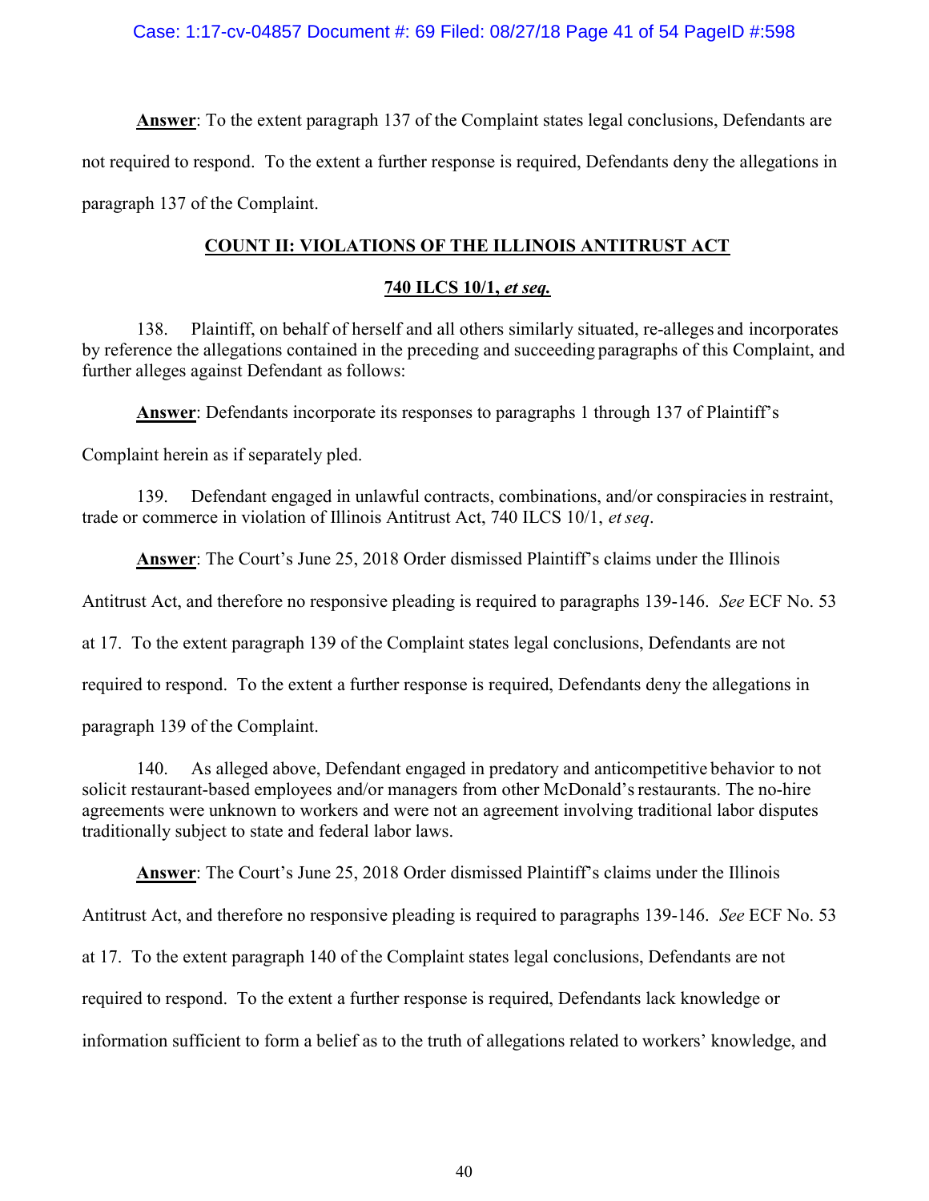**Answer**: To the extent paragraph 137 of the Complaint states legal conclusions, Defendants are not required to respond. To the extent a further response is required, Defendants deny the allegations in paragraph 137 of the Complaint.

## COUNT II: VIOLATIONS OF THE ILLINOIS ANTITRUST ACT

## 740 ILCS 10/1, *et seq.*

138. Plaintiff, on behalf of herself and all others similarly situated, re-alleges and incorporates by reference the allegations contained in the preceding and succeeding paragraphs of this Complaint, and further alleges against Defendant as follows:

**Answer**: Defendants incorporate its responses to paragraphs 1 through 137 of Plaintiff's Complaint herein as if separately pled.

139. Defendant engaged in unlawful contracts, combinations, and/or conspiracies in restraint, trade or commerce in violation of Illinois Antitrust Act, 740 ILCS 10/1, *et seq*.

**Answer**: The Court's June 25, 2018 Order dismissed Plaintiff's claims under the Illinois Antitrust Act, and therefore no responsive pleading is required to paragraphs 139-146. *See* ECF No. 53 at 17. To the extent paragraph 139 of the Complaint states legal conclusions, Defendants are not required to respond. To the extent a further response is required, Defendants deny the allegations in paragraph 139 of the Complaint.

140. As alleged above, Defendant engaged in predatory and anticompetitive behavior to not solicit restaurant-based employees and/or managers from other McDonald's restaurants. The no-hire agreements were unknown to workers and were not an agreement involving traditional labor disputes traditionally subject to state and federal labor laws.

**Answer**: The Court's June 25, 2018 Order dismissed Plaintiff's claims under the Illinois Antitrust Act, and therefore no responsive pleading is required to paragraphs 139-146. *See* ECF No. 53 at 17. To the extent paragraph 140 of the Complaint states legal conclusions, Defendants are not required to respond. To the extent a further response is required, Defendants lack knowledge or information sufficient to form a belief as to the truth of allegations related to workers' knowledge, and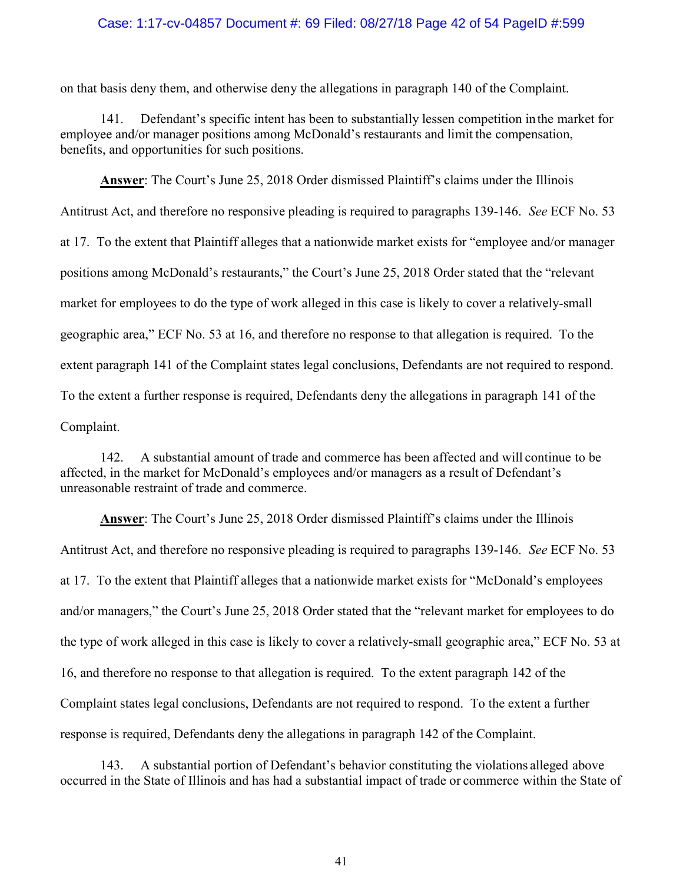on that basis deny them, and otherwise deny the allegations in paragraph 140 of the Complaint.

141. Defendant's specific intent has been to substantially lessen competition in the market for employee and/or manager positions among McDonald's restaurants and limit the compensation, benefits, and opportunities for such positions.

**Answer**: The Court's June 25, 2018 Order dismissed Plaintiff's claims under the Illinois Antitrust Act, and therefore no responsive pleading is required to paragraphs 139-146. *See* ECF No. 53 at 17. To the extent that Plaintiff alleges that a nationwide market exists for "employee and/or manager positions among McDonald's restaurants," the Court's June 25, 2018 Order stated that the "relevant market for employees to do the type of work alleged in this case is likely to cover a relatively-small geographic area," ECF No. 53 at 16, and therefore no response to that allegation is required. To the extent paragraph 141 of the Complaint states legal conclusions, Defendants are not required to respond. To the extent a further response is required, Defendants deny the allegations in paragraph 141 of the Complaint.

142. A substantial amount of trade and commerce has been affected and will continue to be affected, in the market for McDonald's employees and/or managers as a result of Defendant's unreasonable restraint of trade and commerce.

**Answer**: The Court's June 25, 2018 Order dismissed Plaintiff's claims under the Illinois Antitrust Act, and therefore no responsive pleading is required to paragraphs 139-146. *See* ECF No. 53 at 17. To the extent that Plaintiff alleges that a nationwide market exists for "McDonald's employees and/or managers," the Court's June 25, 2018 Order stated that the "relevant market for employees to do the type of work alleged in this case is likely to cover a relatively-small geographic area," ECF No. 53 at 16, and therefore no response to that allegation is required. To the extent paragraph 142 of the Complaint states legal conclusions, Defendants are not required to respond. To the extent a further response is required, Defendants deny the allegations in paragraph 142 of the Complaint.

143. A substantial portion of Defendant's behavior constituting the violations alleged above occurred in the State of Illinois and has had a substantial impact of trade or commerce within the State of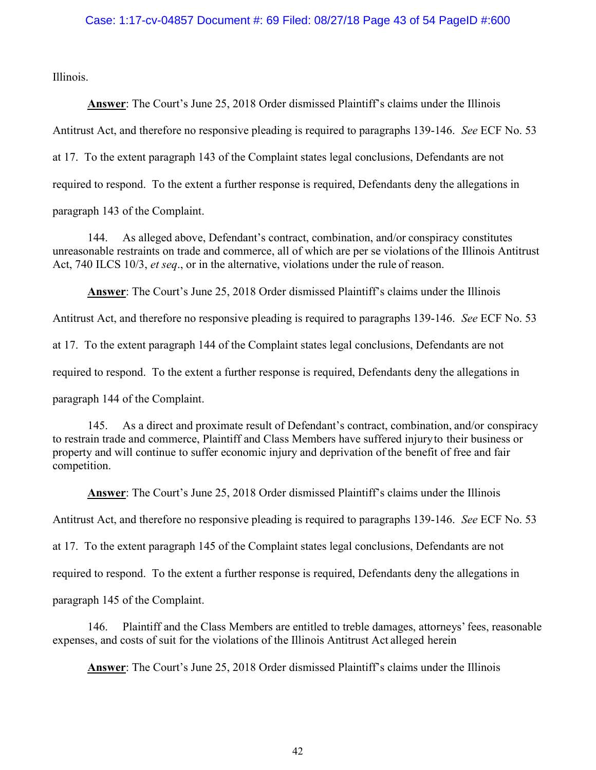Illinois.

**Answer**: The Court's June 25, 2018 Order dismissed Plaintiff's claims under the Illinois Antitrust Act, and therefore no responsive pleading is required to paragraphs 139-146. *See* ECF No. 53 at 17. To the extent paragraph 143 of the Complaint states legal conclusions, Defendants are not required to respond. To the extent a further response is required, Defendants deny the allegations in paragraph 143 of the Complaint.

144. As alleged above, Defendant's contract, combination, and/or conspiracy constitutes unreasonable restraints on trade and commerce, all of which are per se violations of the Illinois Antitrust Act, 740 ILCS 10/3, *et seq*., or in the alternative, violations under the rule of reason.

**Answer**: The Court's June 25, 2018 Order dismissed Plaintiff's claims under the Illinois Antitrust Act, and therefore no responsive pleading is required to paragraphs 139-146. *See* ECF No. 53 at 17. To the extent paragraph 144 of the Complaint states legal conclusions, Defendants are not required to respond. To the extent a further response is required, Defendants deny the allegations in paragraph 144 of the Complaint.

145. As a direct and proximate result of Defendant's contract, combination, and/or conspiracy to restrain trade and commerce, Plaintiff and Class Members have suffered injury to their business or property and will continue to suffer economic injury and deprivation of the benefit of free and fair competition.

**Answer**: The Court's June 25, 2018 Order dismissed Plaintiff's claims under the Illinois Antitrust Act, and therefore no responsive pleading is required to paragraphs 139-146. *See* ECF No. 53 at 17. To the extent paragraph 145 of the Complaint states legal conclusions, Defendants are not required to respond. To the extent a further response is required, Defendants deny the allegations in paragraph 145 of the Complaint.

146. Plaintiff and the Class Members are entitled to treble damages, attorneys' fees, reasonable expenses, and costs of suit for the violations of the Illinois Antitrust Act alleged herein

**Answer**: The Court's June 25, 2018 Order dismissed Plaintiff's claims under the Illinois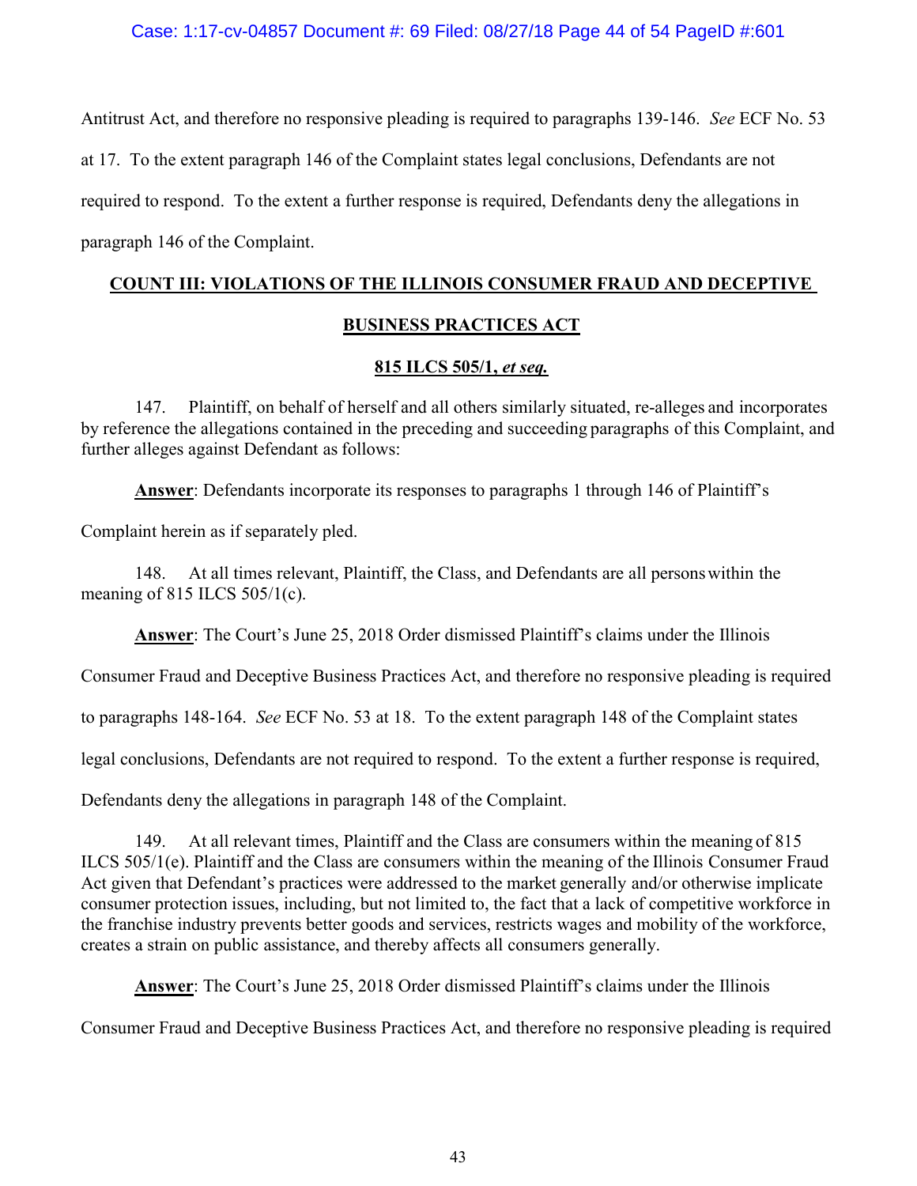Antitrust Act, and therefore no responsive pleading is required to paragraphs 139-146. *See* ECF No. 53 at 17. To the extent paragraph 146 of the Complaint states legal conclusions, Defendants are not required to respond. To the extent a further response is required, Defendants deny the allegations in paragraph 146 of the Complaint.

## COUNT III: VIOLATIONS OF THE ILLINOIS CONSUMER FRAUD AND DECEPTIVE BUSINESS PRACTICES ACT

## 815 ILCS 505/1, *et seq.*

147. Plaintiff, on behalf of herself and all others similarly situated, re-alleges and incorporates by reference the allegations contained in the preceding and succeeding paragraphs of this Complaint, and further alleges against Defendant as follows:

**Answer**: Defendants incorporate its responses to paragraphs 1 through 146 of Plaintiff's Complaint herein as if separately pled.

148. At all times relevant, Plaintiff, the Class, and Defendants are all persons within the meaning of 815 ILCS 505/1(c).

**Answer**: The Court's June 25, 2018 Order dismissed Plaintiff's claims under the Illinois Consumer Fraud and Deceptive Business Practices Act, and therefore no responsive pleading is required to paragraphs 148-164. *See* ECF No. 53 at 18. To the extent paragraph 148 of the Complaint states legal conclusions, Defendants are not required to respond. To the extent a further response is required, Defendants deny the allegations in paragraph 148 of the Complaint.

149. At all relevant times, Plaintiff and the Class are consumers within the meaning of 815 ILCS 505/1(e). Plaintiff and the Class are consumers within the meaning of the Illinois Consumer Fraud Act given that Defendant's practices were addressed to the market generally and/or otherwise implicate consumer protection issues, including, but not limited to, the fact that a lack of competitive workforce in the franchise industry prevents better goods and services, restricts wages and mobility of the workforce, creates a strain on public assistance, and thereby affects all consumers generally.

**Answer**: The Court's June 25, 2018 Order dismissed Plaintiff's claims under the Illinois Consumer Fraud and Deceptive Business Practices Act, and therefore no responsive pleading is required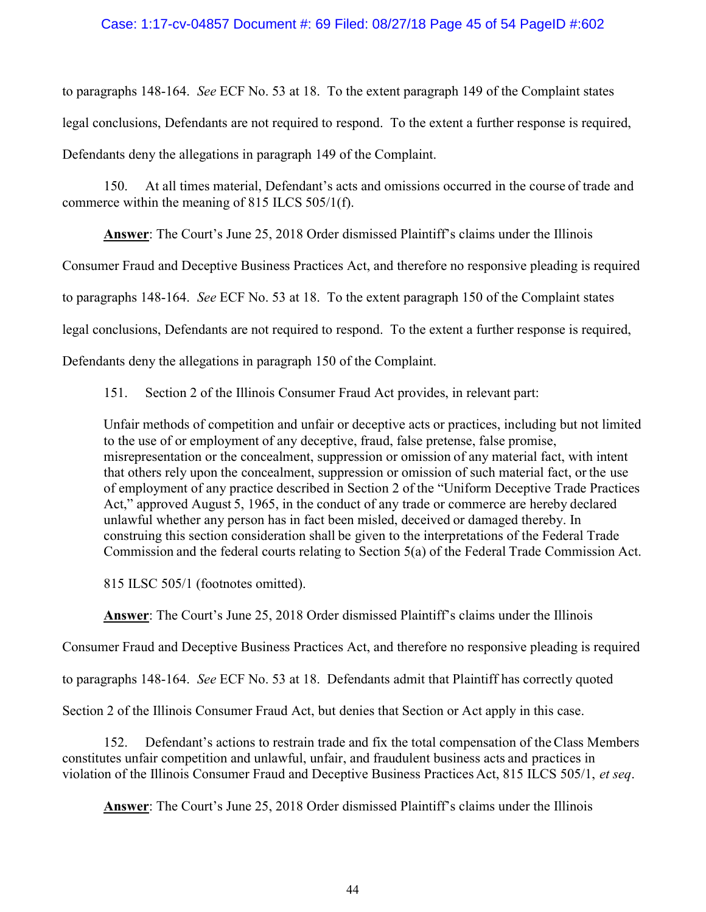to paragraphs 148-164. *See* ECF No. 53 at 18. To the extent paragraph 149 of the Complaint states legal conclusions, Defendants are not required to respond. To the extent a further response is required, Defendants deny the allegations in paragraph 149 of the Complaint.

150. At all times material, Defendant's acts and omissions occurred in the course of trade and commerce within the meaning of 815 ILCS 505/1(f).

**Answer**: The Court's June 25, 2018 Order dismissed Plaintiff's claims under the Illinois Consumer Fraud and Deceptive Business Practices Act, and therefore no responsive pleading is required to paragraphs 148-164. *See* ECF No. 53 at 18. To the extent paragraph 150 of the Complaint states legal conclusions, Defendants are not required to respond. To the extent a further response is required, Defendants deny the allegations in paragraph 150 of the Complaint.

151. Section 2 of the Illinois Consumer Fraud Act provides, in relevant part:

> Unfair methods of competition and unfair or deceptive acts or practices, including but not limited to the use of or employment of any deceptive, fraud, false pretense, false promise, misrepresentation or the concealment, suppression or omission of any material fact, with intent that others rely upon the concealment, suppression or omission of such material fact, or the use of employment of any practice described in Section 2 of the "Uniform Deceptive Trade Practices Act," approved August 5, 1965, in the conduct of any trade or commerce are hereby declared unlawful whether any person has in fact been misled, deceived or damaged thereby. In construing this section consideration shall be given to the interpretations of the Federal Trade Commission and the federal courts relating to Section 5(a) of the Federal Trade Commission Act.

815 ILSC 505/1 (footnotes omitted).

**Answer**: The Court's June 25, 2018 Order dismissed Plaintiff's claims under the Illinois Consumer Fraud and Deceptive Business Practices Act, and therefore no responsive pleading is required to paragraphs 148-164. *See* ECF No. 53 at 18. Defendants admit that Plaintiff has correctly quoted Section 2 of the Illinois Consumer Fraud Act, but denies that Section or Act apply in this case.

152. Defendant's actions to restrain trade and fix the total compensation of the Class Members constitutes unfair competition and unlawful, unfair, and fraudulent business acts and practices in violation of the Illinois Consumer Fraud and Deceptive Business Practices Act, 815 ILCS 505/1, *et seq*.

**Answer**: The Court's June 25, 2018 Order dismissed Plaintiff's claims under the Illinois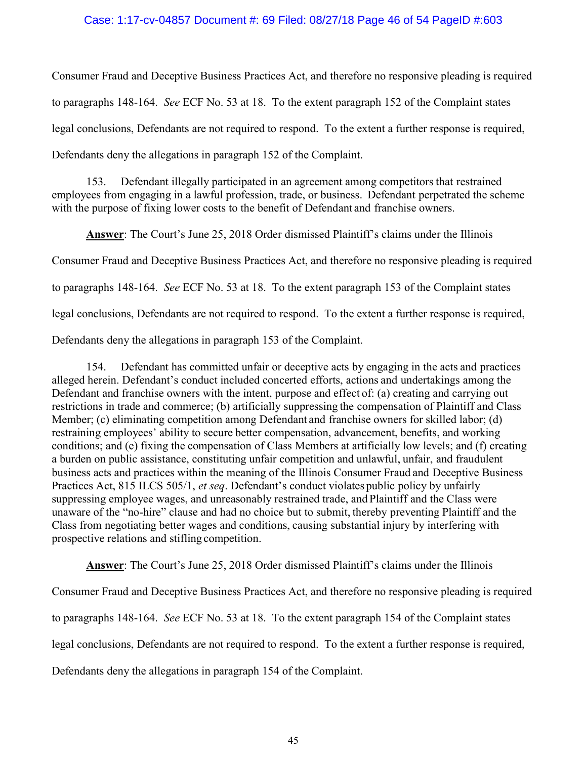Consumer Fraud and Deceptive Business Practices Act, and therefore no responsive pleading is required to paragraphs 148-164. *See* ECF No. 53 at 18. To the extent paragraph 152 of the Complaint states legal conclusions, Defendants are not required to respond. To the extent a further response is required, Defendants deny the allegations in paragraph 152 of the Complaint.

153. Defendant illegally participated in an agreement among competitors that restrained employees from engaging in a lawful profession, trade, or business. Defendant perpetrated the scheme with the purpose of fixing lower costs to the benefit of Defendant and franchise owners.

**Answer**: The Court's June 25, 2018 Order dismissed Plaintiff's claims under the Illinois Consumer Fraud and Deceptive Business Practices Act, and therefore no responsive pleading is required to paragraphs 148-164. *See* ECF No. 53 at 18. To the extent paragraph 153 of the Complaint states legal conclusions, Defendants are not required to respond. To the extent a further response is required, Defendants deny the allegations in paragraph 153 of the Complaint.

154. Defendant has committed unfair or deceptive acts by engaging in the acts and practices alleged herein. Defendant's conduct included concerted efforts, actions and undertakings among the Defendant and franchise owners with the intent, purpose and effect of: (a) creating and carrying out restrictions in trade and commerce; (b) artificially suppressing the compensation of Plaintiff and Class Member; (c) eliminating competition among Defendant and franchise owners for skilled labor; (d) restraining employees' ability to secure better compensation, advancement, benefits, and working conditions; and (e) fixing the compensation of Class Members at artificially low levels; and (f) creating a burden on public assistance, constituting unfair competition and unlawful, unfair, and fraudulent business acts and practices within the meaning of the Illinois Consumer Fraud and Deceptive Business Practices Act, 815 ILCS 505/1, *et seq*. Defendant's conduct violates public policy by unfairly suppressing employee wages, and unreasonably restrained trade, and Plaintiff and the Class were unaware of the "no-hire" clause and had no choice but to submit, thereby preventing Plaintiff and the Class from negotiating better wages and conditions, causing substantial injury by interfering with prospective relations and stifling competition.

**Answer**: The Court's June 25, 2018 Order dismissed Plaintiff's claims under the Illinois Consumer Fraud and Deceptive Business Practices Act, and therefore no responsive pleading is required to paragraphs 148-164. *See* ECF No. 53 at 18. To the extent paragraph 154 of the Complaint states legal conclusions, Defendants are not required to respond. To the extent a further response is required, Defendants deny the allegations in paragraph 154 of the Complaint.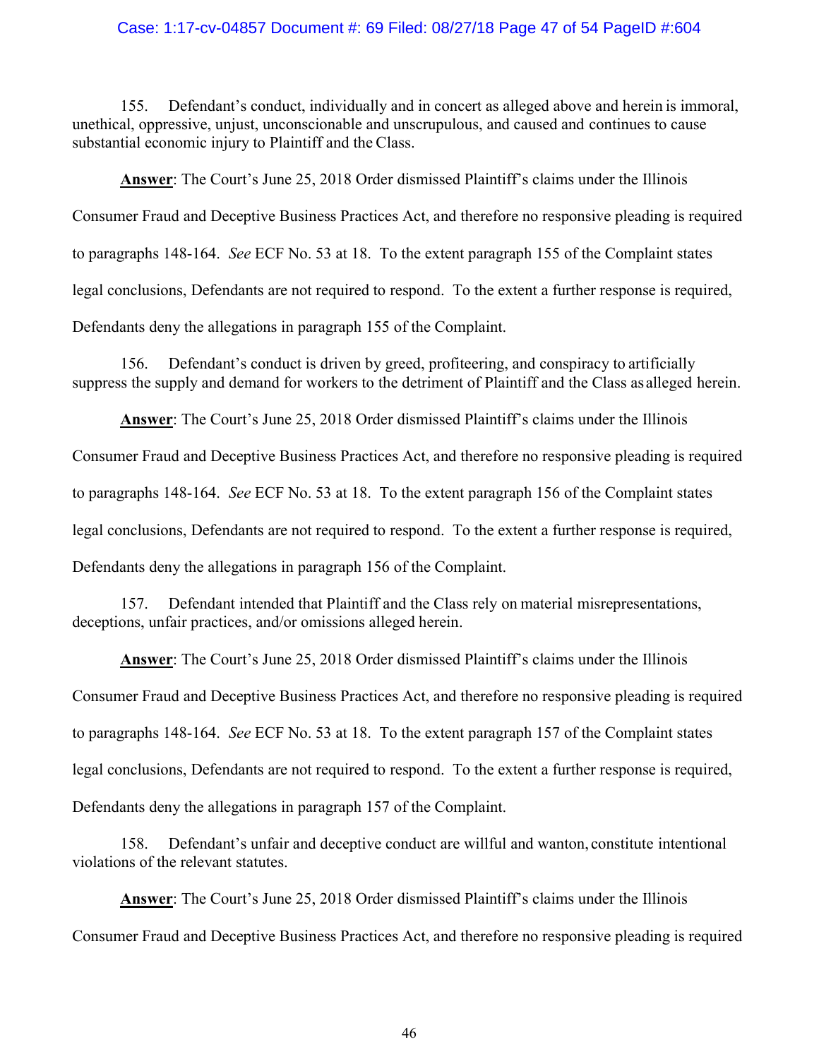155. Defendant's conduct, individually and in concert as alleged above and herein is immoral, unethical, oppressive, unjust, unconscionable and unscrupulous, and caused and continues to cause substantial economic injury to Plaintiff and the Class.

**Answer**: The Court's June 25, 2018 Order dismissed Plaintiff's claims under the Illinois Consumer Fraud and Deceptive Business Practices Act, and therefore no responsive pleading is required to paragraphs 148-164. *See* ECF No. 53 at 18. To the extent paragraph 155 of the Complaint states legal conclusions, Defendants are not required to respond. To the extent a further response is required, Defendants deny the allegations in paragraph 155 of the Complaint.

156. Defendant's conduct is driven by greed, profiteering, and conspiracy to artificially suppress the supply and demand for workers to the detriment of Plaintiff and the Class as alleged herein.

**Answer**: The Court's June 25, 2018 Order dismissed Plaintiff's claims under the Illinois Consumer Fraud and Deceptive Business Practices Act, and therefore no responsive pleading is required to paragraphs 148-164. *See* ECF No. 53 at 18. To the extent paragraph 156 of the Complaint states legal conclusions, Defendants are not required to respond. To the extent a further response is required, Defendants deny the allegations in paragraph 156 of the Complaint.

157. Defendant intended that Plaintiff and the Class rely on material misrepresentations, deceptions, unfair practices, and/or omissions alleged herein.

**Answer**: The Court's June 25, 2018 Order dismissed Plaintiff's claims under the Illinois Consumer Fraud and Deceptive Business Practices Act, and therefore no responsive pleading is required to paragraphs 148-164. *See* ECF No. 53 at 18. To the extent paragraph 157 of the Complaint states legal conclusions, Defendants are not required to respond. To the extent a further response is required, Defendants deny the allegations in paragraph 157 of the Complaint.

158. Defendant's unfair and deceptive conduct are willful and wanton, constitute intentional violations of the relevant statutes.

**Answer**: The Court's June 25, 2018 Order dismissed Plaintiff's claims under the Illinois Consumer Fraud and Deceptive Business Practices Act, and therefore no responsive pleading is required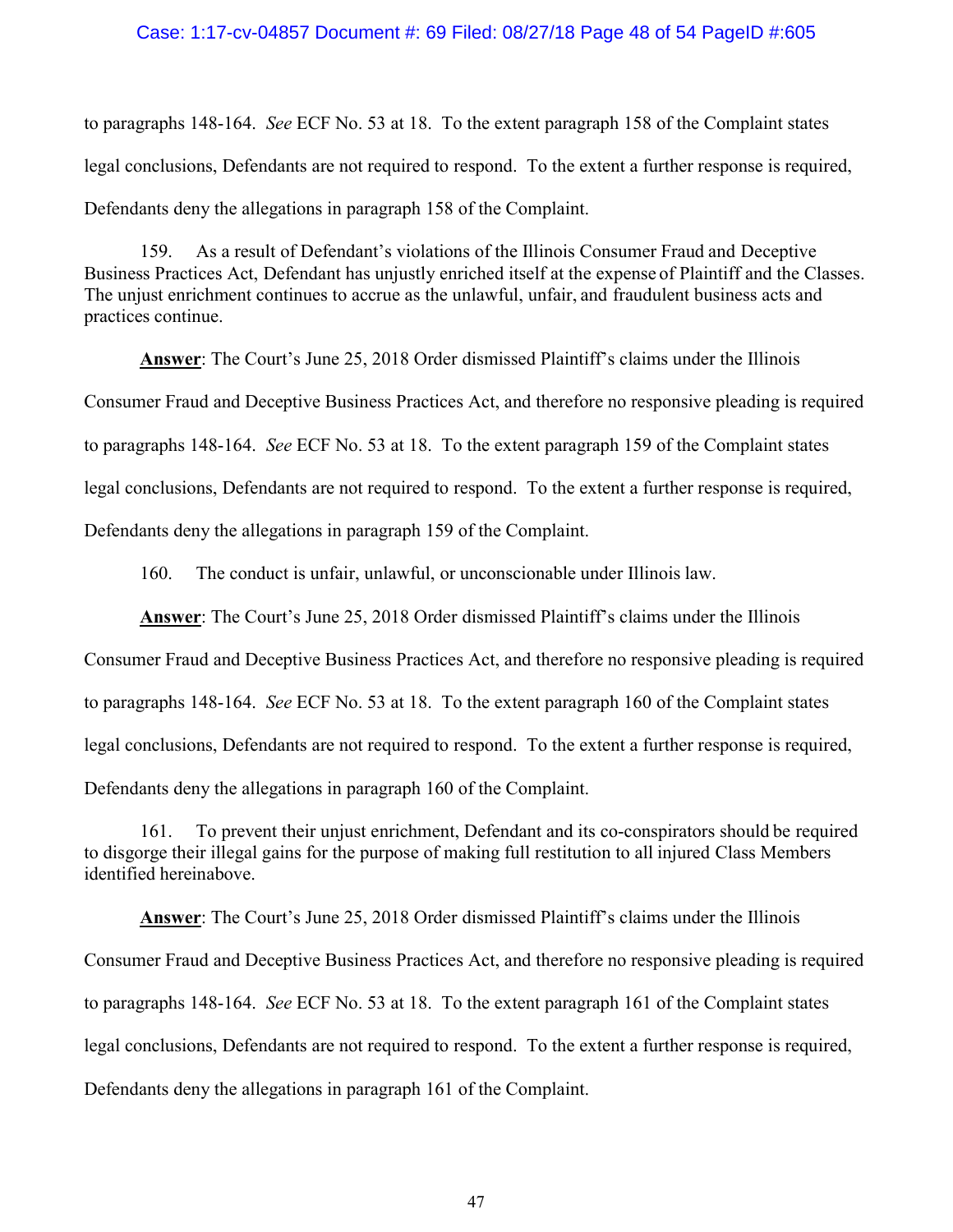to paragraphs 148-164. *See* ECF No. 53 at 18. To the extent paragraph 158 of the Complaint states legal conclusions, Defendants are not required to respond. To the extent a further response is required, Defendants deny the allegations in paragraph 158 of the Complaint.

159. As a result of Defendant's violations of the Illinois Consumer Fraud and Deceptive Business Practices Act, Defendant has unjustly enriched itself at the expense of Plaintiff and the Classes. The unjust enrichment continues to accrue as the unlawful, unfair, and fraudulent business acts and practices continue.

**Answer**: The Court's June 25, 2018 Order dismissed Plaintiff's claims under the Illinois Consumer Fraud and Deceptive Business Practices Act, and therefore no responsive pleading is required to paragraphs 148-164. *See* ECF No. 53 at 18. To the extent paragraph 159 of the Complaint states legal conclusions, Defendants are not required to respond. To the extent a further response is required, Defendants deny the allegations in paragraph 159 of the Complaint.

160. The conduct is unfair, unlawful, or unconscionable under Illinois law.

**Answer**: The Court's June 25, 2018 Order dismissed Plaintiff's claims under the Illinois Consumer Fraud and Deceptive Business Practices Act, and therefore no responsive pleading is required to paragraphs 148-164. *See* ECF No. 53 at 18. To the extent paragraph 160 of the Complaint states legal conclusions, Defendants are not required to respond. To the extent a further response is required, Defendants deny the allegations in paragraph 160 of the Complaint.

161. To prevent their unjust enrichment, Defendant and its co-conspirators should be required to disgorge their illegal gains for the purpose of making full restitution to all injured Class Members identified hereinabove.

**Answer**: The Court's June 25, 2018 Order dismissed Plaintiff's claims under the Illinois Consumer Fraud and Deceptive Business Practices Act, and therefore no responsive pleading is required to paragraphs 148-164. *See* ECF No. 53 at 18. To the extent paragraph 161 of the Complaint states legal conclusions, Defendants are not required to respond. To the extent a further response is required, Defendants deny the allegations in paragraph 161 of the Complaint.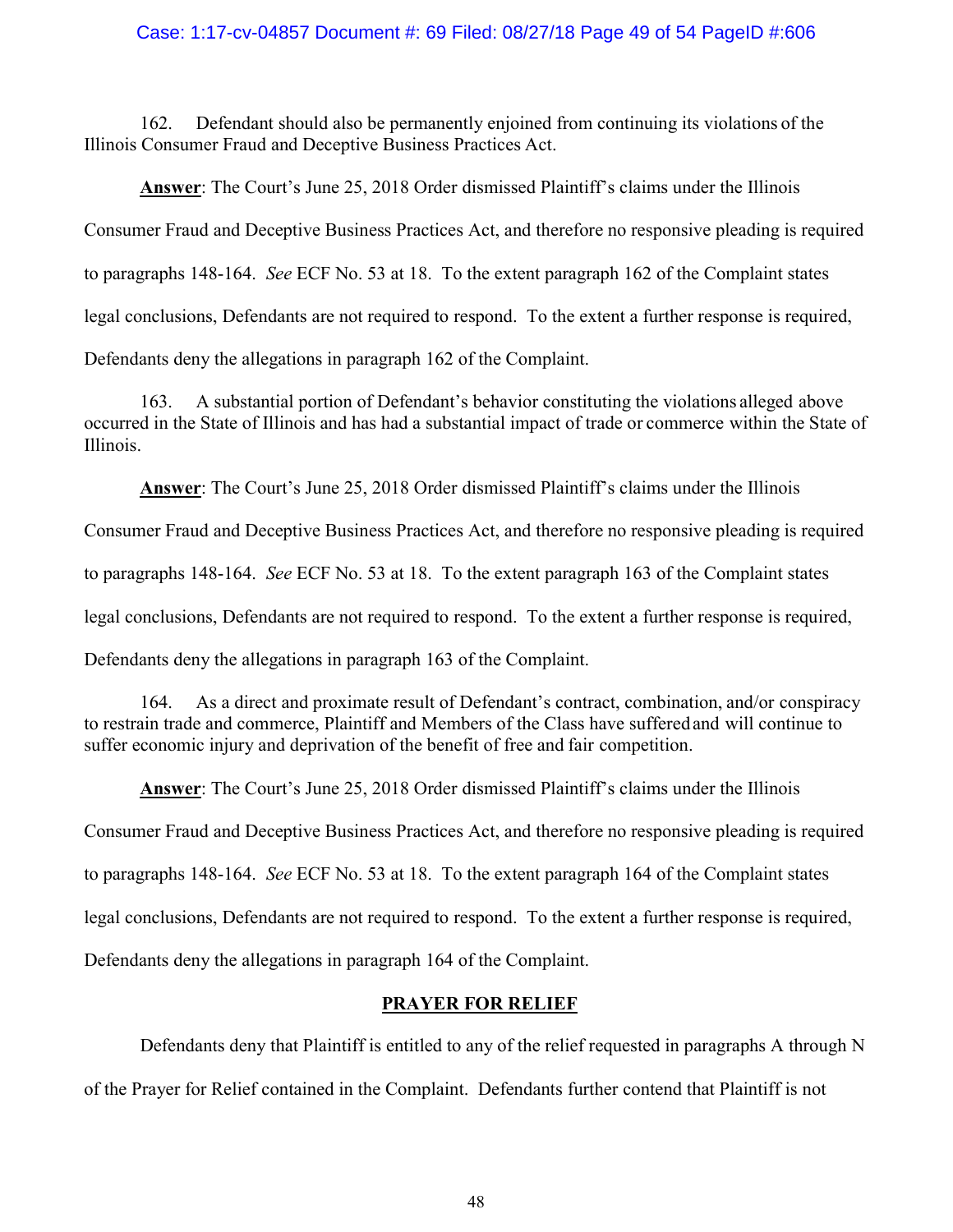162. Defendant should also be permanently enjoined from continuing its violations of the Illinois Consumer Fraud and Deceptive Business Practices Act.

**Answer**: The Court's June 25, 2018 Order dismissed Plaintiff's claims under the Illinois Consumer Fraud and Deceptive Business Practices Act, and therefore no responsive pleading is required to paragraphs 148-164. *See* ECF No. 53 at 18. To the extent paragraph 162 of the Complaint states legal conclusions, Defendants are not required to respond. To the extent a further response is required, Defendants deny the allegations in paragraph 162 of the Complaint.

163. A substantial portion of Defendant's behavior constituting the violations alleged above occurred in the State of Illinois and has had a substantial impact of trade or commerce within the State of Illinois.

**Answer**: The Court's June 25, 2018 Order dismissed Plaintiff's claims under the Illinois Consumer Fraud and Deceptive Business Practices Act, and therefore no responsive pleading is required to paragraphs 148-164. *See* ECF No. 53 at 18. To the extent paragraph 163 of the Complaint states legal conclusions, Defendants are not required to respond. To the extent a further response is required, Defendants deny the allegations in paragraph 163 of the Complaint.

164. As a direct and proximate result of Defendant's contract, combination, and/or conspiracy to restrain trade and commerce, Plaintiff and Members of the Class have suffered and will continue to suffer economic injury and deprivation of the benefit of free and fair competition.

**Answer**: The Court's June 25, 2018 Order dismissed Plaintiff's claims under the Illinois Consumer Fraud and Deceptive Business Practices Act, and therefore no responsive pleading is required to paragraphs 148-164. *See* ECF No. 53 at 18. To the extent paragraph 164 of the Complaint states legal conclusions, Defendants are not required to respond. To the extent a further response is required, Defendants deny the allegations in paragraph 164 of the Complaint.

## PRAYER FOR RELIEF

Defendants deny that Plaintiff is entitled to any of the relief requested in paragraphs A through N of the Prayer for Relief contained in the Complaint. Defendants further contend that Plaintiff is not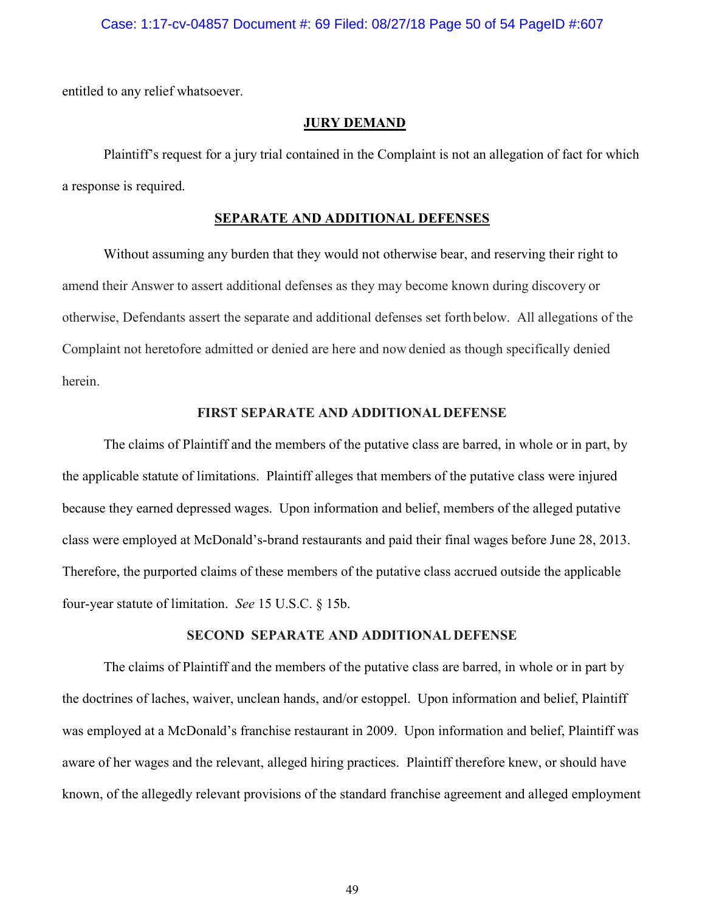entitled to any relief whatsoever.

## JURY DEMAND

Plaintiff's request for a jury trial contained in the Complaint is not an allegation of fact for which a response is required.

## SEPARATE AND ADDITIONAL DEFENSES

Without assuming any burden that they would not otherwise bear, and reserving their right to amend their Answer to assert additional defenses as they may become known during discovery or otherwise, Defendants assert the separate and additional defenses set forth below. All allegations of the Complaint not heretofore admitted or denied are here and now denied as though specifically denied herein.

### FIRST SEPARATE AND ADDITIONAL DEFENSE

The claims of Plaintiff and the members of the putative class are barred, in whole or in part, by the applicable statute of limitations. Plaintiff alleges that members of the putative class were injured because they earned depressed wages. Upon information and belief, members of the alleged putative class were employed at McDonald's-brand restaurants and paid their final wages before June 28, 2013. Therefore, the purported claims of these members of the putative class accrued outside the applicable four-year statute of limitation. *See* 15 U.S.C. § 15b.

### SECOND SEPARATE AND ADDITIONAL DEFENSE

The claims of Plaintiff and the members of the putative class are barred, in whole or in part by the doctrines of laches, waiver, unclean hands, and/or estoppel. Upon information and belief, Plaintiff was employed at a McDonald's franchise restaurant in 2009. Upon information and belief, Plaintiff was aware of her wages and the relevant, alleged hiring practices. Plaintiff therefore knew, or should have known, of the allegedly relevant provisions of the standard franchise agreement and alleged employment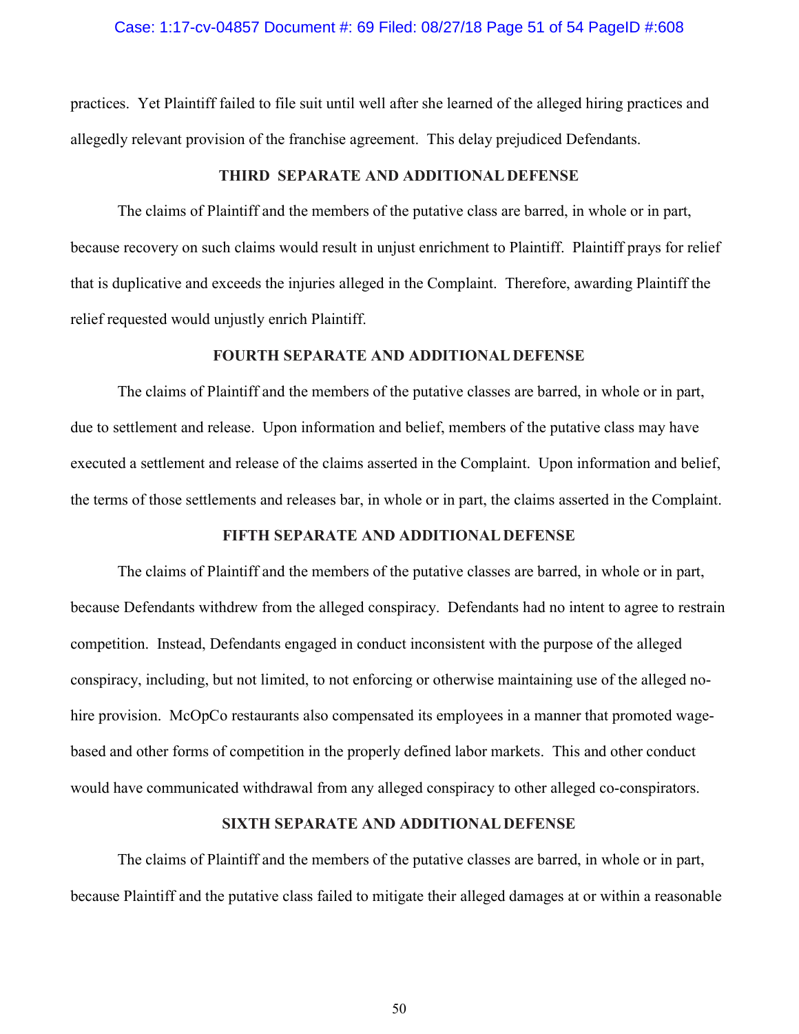practices. Yet Plaintiff failed to file suit until well after she learned of the alleged hiring practices and allegedly relevant provision of the franchise agreement. This delay prejudiced Defendants.

### THIRD SEPARATE AND ADDITIONAL DEFENSE

The claims of Plaintiff and the members of the putative class are barred, in whole or in part, because recovery on such claims would result in unjust enrichment to Plaintiff. Plaintiff prays for relief that is duplicative and exceeds the injuries alleged in the Complaint. Therefore, awarding Plaintiff the relief requested would unjustly enrich Plaintiff.

### FOURTH SEPARATE AND ADDITIONAL DEFENSE

The claims of Plaintiff and the members of the putative classes are barred, in whole or in part, due to settlement and release. Upon information and belief, members of the putative class may have executed a settlement and release of the claims asserted in the Complaint. Upon information and belief, the terms of those settlements and releases bar, in whole or in part, the claims asserted in the Complaint.

### FIFTH SEPARATE AND ADDITIONAL DEFENSE

The claims of Plaintiff and the members of the putative classes are barred, in whole or in part, because Defendants withdrew from the alleged conspiracy. Defendants had no intent to agree to restrain competition. Instead, Defendants engaged in conduct inconsistent with the purpose of the alleged conspiracy, including, but not limited, to not enforcing or otherwise maintaining use of the alleged no-hire provision. McOpCo restaurants also compensated its employees in a manner that promoted wage-based and other forms of competition in the properly defined labor markets. This and other conduct would have communicated withdrawal from any alleged conspiracy to other alleged co-conspirators.

### SIXTH SEPARATE AND ADDITIONAL DEFENSE

The claims of Plaintiff and the members of the putative classes are barred, in whole or in part, because Plaintiff and the putative class failed to mitigate their alleged damages at or within a reasonable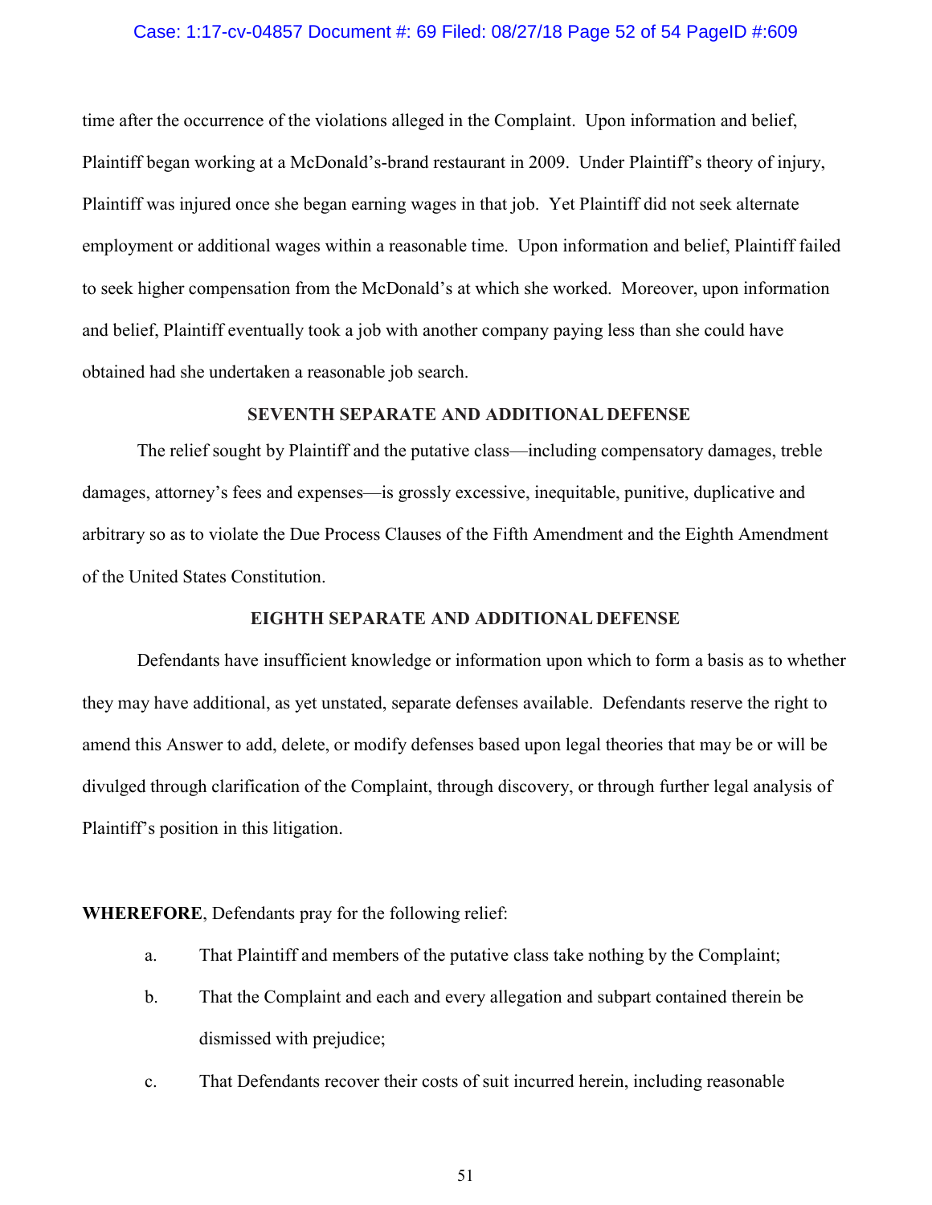time after the occurrence of the violations alleged in the Complaint. Upon information and belief, Plaintiff began working at a McDonald's-brand restaurant in 2009. Under Plaintiff's theory of injury, Plaintiff was injured once she began earning wages in that job. Yet Plaintiff did not seek alternate employment or additional wages within a reasonable time. Upon information and belief, Plaintiff failed to seek higher compensation from the McDonald's at which she worked. Moreover, upon information and belief, Plaintiff eventually took a job with another company paying less than she could have obtained had she undertaken a reasonable job search.

### SEVENTH SEPARATE AND ADDITIONAL DEFENSE

The relief sought by Plaintiff and the putative class—including compensatory damages, treble damages, attorney's fees and expenses—is grossly excessive, inequitable, punitive, duplicative and arbitrary so as to violate the Due Process Clauses of the Fifth Amendment and the Eighth Amendment of the United States Constitution.

### EIGHTH SEPARATE AND ADDITIONAL DEFENSE

Defendants have insufficient knowledge or information upon which to form a basis as to whether they may have additional, as yet unstated, separate defenses available. Defendants reserve the right to amend this Answer to add, delete, or modify defenses based upon legal theories that may be or will be divulged through clarification of the Complaint, through discovery, or through further legal analysis of Plaintiff's position in this litigation.

**WHEREFORE**, Defendants pray for the following relief:

a. That Plaintiff and members of the putative class take nothing by the Complaint;

b. That the Complaint and each and every allegation and subpart contained therein be dismissed with prejudice;

c. That Defendants recover their costs of suit incurred herein, including reasonable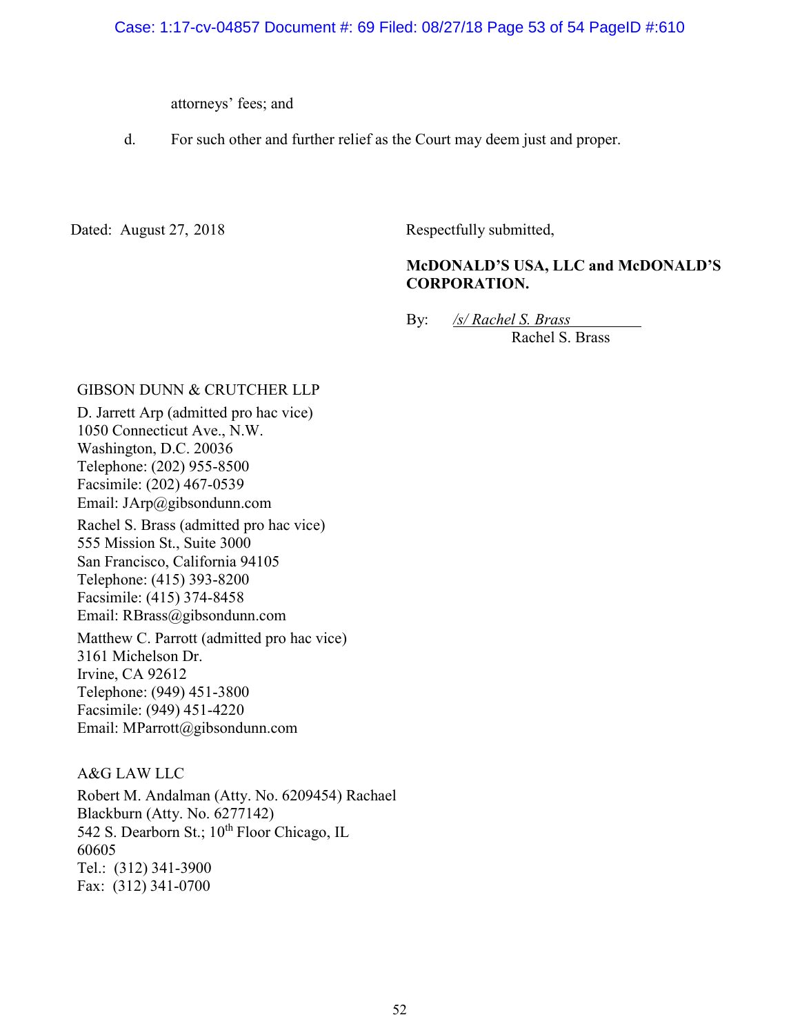attorneys' fees; and

d. For such other and further relief as the Court may deem just and proper.

Dated: August 27, 2018

Respectfully submitted,

**McDONALD'S USA, LLC and McDONALD'S CORPORATION.**

By: */s/ Rachel S. Brass*
Rachel S. Brass

GIBSON DUNN & CRUTCHER LLP
D. Jarrett Arp (admitted pro hac vice)
1050 Connecticut Ave., N.W.
Washington, D.C. 20036
Telephone: (202) 955-8500
Facsimile: (202) 467-0539
Email: JArp@gibsondunn.com

Rachel S. Brass (admitted pro hac vice)
555 Mission St., Suite 3000
San Francisco, California 94105
Telephone: (415) 393-8200
Facsimile: (415) 374-8458
Email: RBrass@gibsondunn.com

Matthew C. Parrott (admitted pro hac vice)
3161 Michelson Dr.
Irvine, CA 92612
Telephone: (949) 451-3800
Facsimile: (949) 451-4220
Email: MParrott@gibsondunn.com

A&G LAW LLC
Robert M. Andalman (Atty. No. 6209454) Rachael Blackburn (Atty. No. 6277142)
542 S. Dearborn St.; 10th Floor Chicago, IL 60605
Tel.: (312) 341-3900
Fax: (312) 341-0700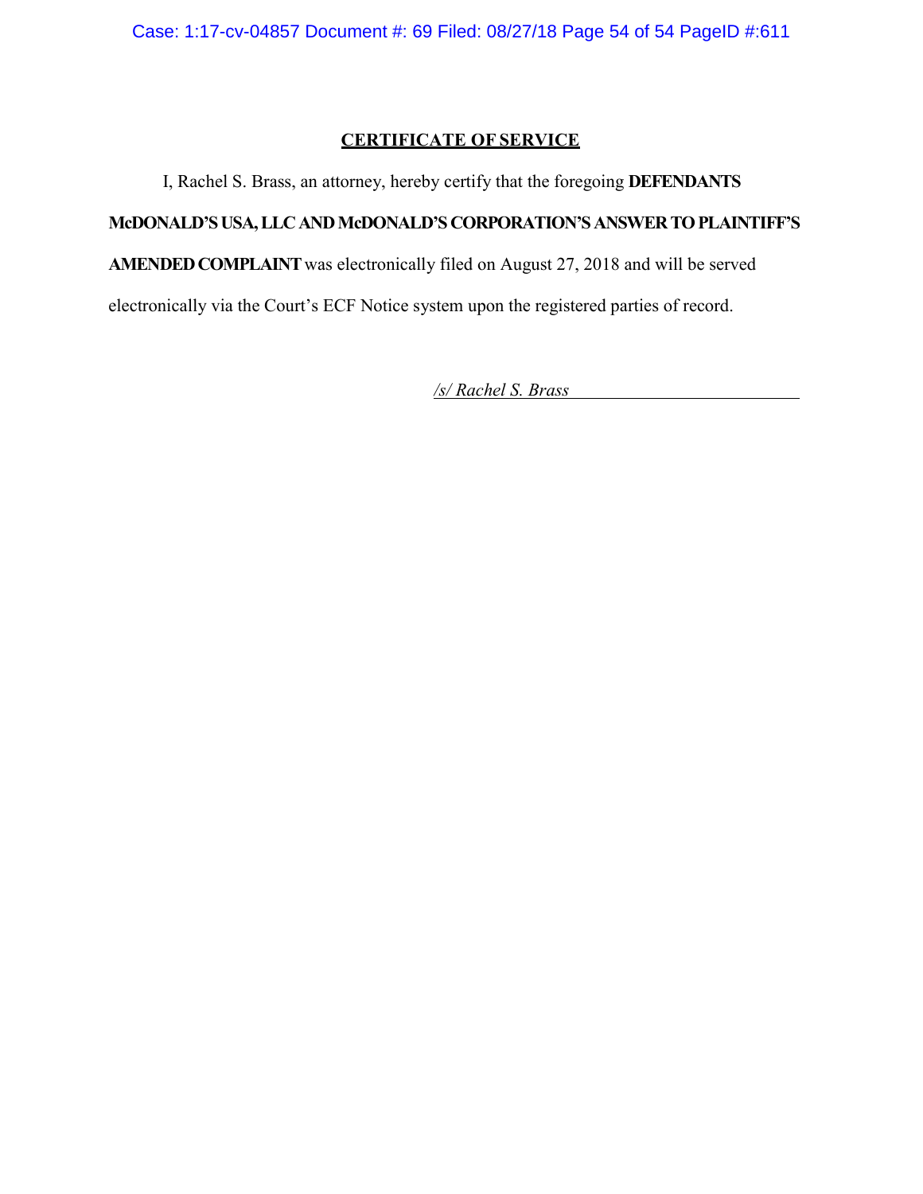## CERTIFICATE OF SERVICE

I, Rachel S. Brass, an attorney, hereby certify that the foregoing **DEFENDANTS McDONALD'S USA, LLC AND McDONALD'S CORPORATION'S ANSWER TO PLAINTIFF'S AMENDED COMPLAINT** was electronically filed on August 27, 2018 and will be served electronically via the Court's ECF Notice system upon the registered parties of record.

*/s/ Rachel S. Brass*